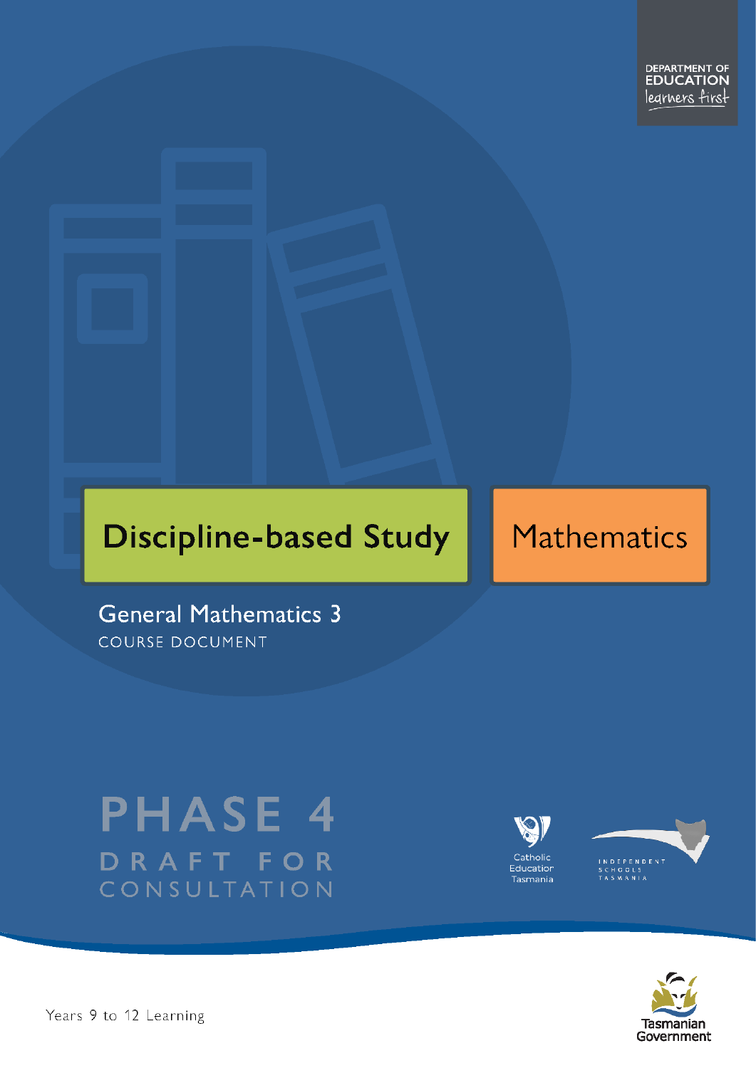DEPARTMENT OF EDUCATION
learners first

# Discipline-based Study

# Mathematics

## General Mathematics 3

COURSE DOCUMENT

PHASE 4
DRAFT FOR CONSULTATION

Catholic Education Tasmania

INDEPENDENT SCHOOLS TASMANIA

Tasmanian Government

Years 9 to 12 Learning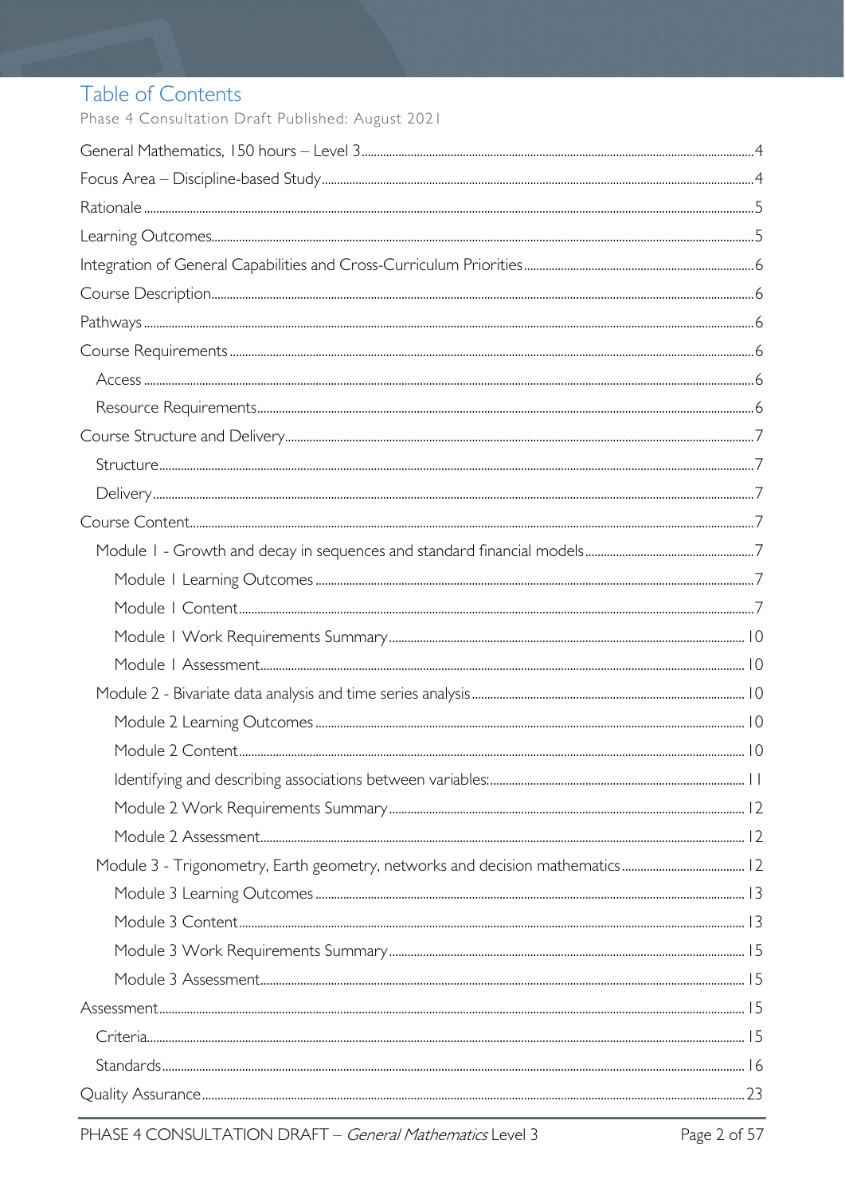# Table of Contents

Phase 4 Consultation Draft Published: August 2021

General Mathematics, 150 hours – Level 3 .......... 4

Focus Area – Discipline-based Study .......... 4

Rationale .......... 5

Learning Outcomes .......... 5

Integration of General Capabilities and Cross-Curriculum Priorities .......... 6

Course Description .......... 6

Pathways .......... 6

Course Requirements .......... 6

- Access .......... 6
- Resource Requirements .......... 6

Course Structure and Delivery .......... 7

- Structure .......... 7
- Delivery .......... 7

Course Content .......... 7

- Module 1 - Growth and decay in sequences and standard financial models .......... 7
  - Module 1 Learning Outcomes .......... 7
  - Module 1 Content .......... 7
  - Module 1 Work Requirements Summary .......... 10
  - Module 1 Assessment .......... 10
- Module 2 - Bivariate data analysis and time series analysis .......... 10
  - Module 2 Learning Outcomes .......... 10
  - Module 2 Content .......... 10
  - Identifying and describing associations between variables: .......... 11
  - Module 2 Work Requirements Summary .......... 12
  - Module 2 Assessment .......... 12
- Module 3 - Trigonometry, Earth geometry, networks and decision mathematics .......... 12
  - Module 3 Learning Outcomes .......... 13
  - Module 3 Content .......... 13
  - Module 3 Work Requirements Summary .......... 15
  - Module 3 Assessment .......... 15

Assessment .......... 15

- Criteria .......... 15
- Standards .......... 16

Quality Assurance .......... 23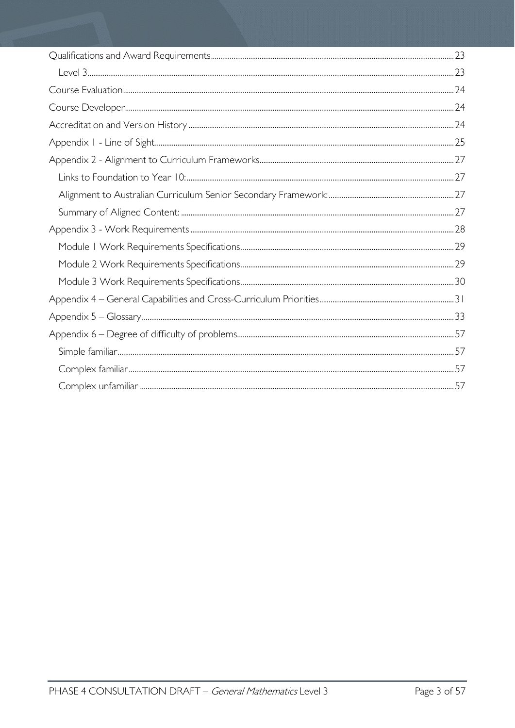Qualifications and Award Requirements ..... 23

- Level 3 ..... 23

Course Evaluation ..... 24

Course Developer ..... 24

Accreditation and Version History ..... 24

Appendix 1 - Line of Sight ..... 25

Appendix 2 - Alignment to Curriculum Frameworks ..... 27

- Links to Foundation to Year 10: ..... 27
- Alignment to Australian Curriculum Senior Secondary Framework: ..... 27
- Summary of Aligned Content: ..... 27

Appendix 3 - Work Requirements ..... 28

- Module 1 Work Requirements Specifications ..... 29
- Module 2 Work Requirements Specifications ..... 29
- Module 3 Work Requirements Specifications ..... 30

Appendix 4 – General Capabilities and Cross-Curriculum Priorities ..... 31

Appendix 5 – Glossary ..... 33

Appendix 6 – Degree of difficulty of problems ..... 57

- Simple familiar ..... 57
- Complex familiar ..... 57
- Complex unfamiliar ..... 57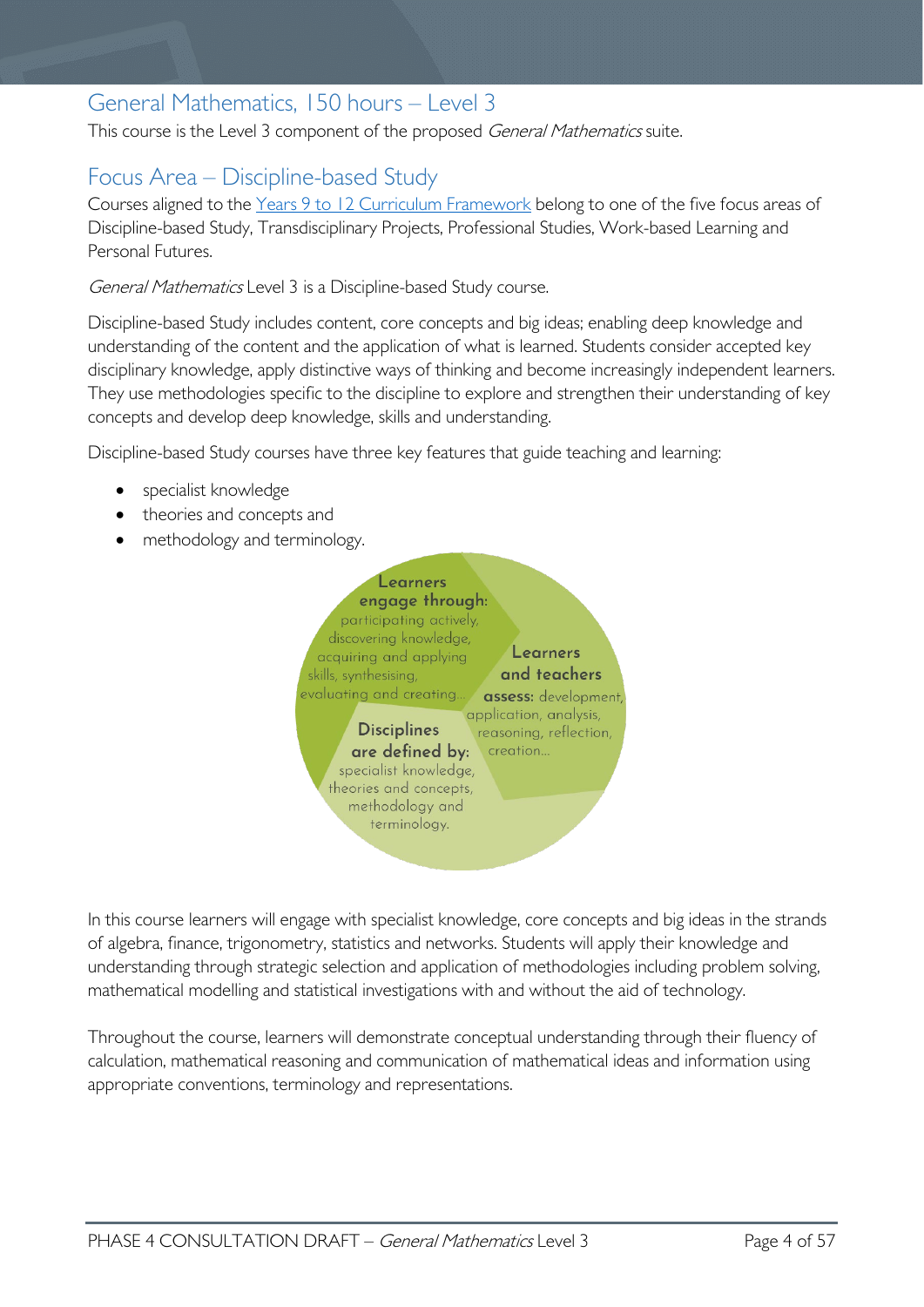## General Mathematics, 150 hours – Level 3

This course is the Level 3 component of the proposed *General Mathematics* suite.

## Focus Area – Discipline-based Study

Courses aligned to the [Years 9 to 12 Curriculum Framework] belong to one of the five focus areas of Discipline-based Study, Transdisciplinary Projects, Professional Studies, Work-based Learning and Personal Futures.

*General Mathematics* Level 3 is a Discipline-based Study course.

Discipline-based Study includes content, core concepts and big ideas; enabling deep knowledge and understanding of the content and the application of what is learned. Students consider accepted key disciplinary knowledge, apply distinctive ways of thinking and become increasingly independent learners. They use methodologies specific to the discipline to explore and strengthen their understanding of key concepts and develop deep knowledge, skills and understanding.

Discipline-based Study courses have three key features that guide teaching and learning:

- specialist knowledge
- theories and concepts and
- methodology and terminology.

**Learners engage through:** participating actively, discovering knowledge, acquiring and applying skills, synthesising, evaluating and creating…

**Learners and teachers assess:** development, application, analysis, reasoning, reflection, creation…

**Disciplines are defined by:** specialist knowledge, theories and concepts, methodology and terminology.

In this course learners will engage with specialist knowledge, core concepts and big ideas in the strands of algebra, finance, trigonometry, statistics and networks. Students will apply their knowledge and understanding through strategic selection and application of methodologies including problem solving, mathematical modelling and statistical investigations with and without the aid of technology.

Throughout the course, learners will demonstrate conceptual understanding through their fluency of calculation, mathematical reasoning and communication of mathematical ideas and information using appropriate conventions, terminology and representations.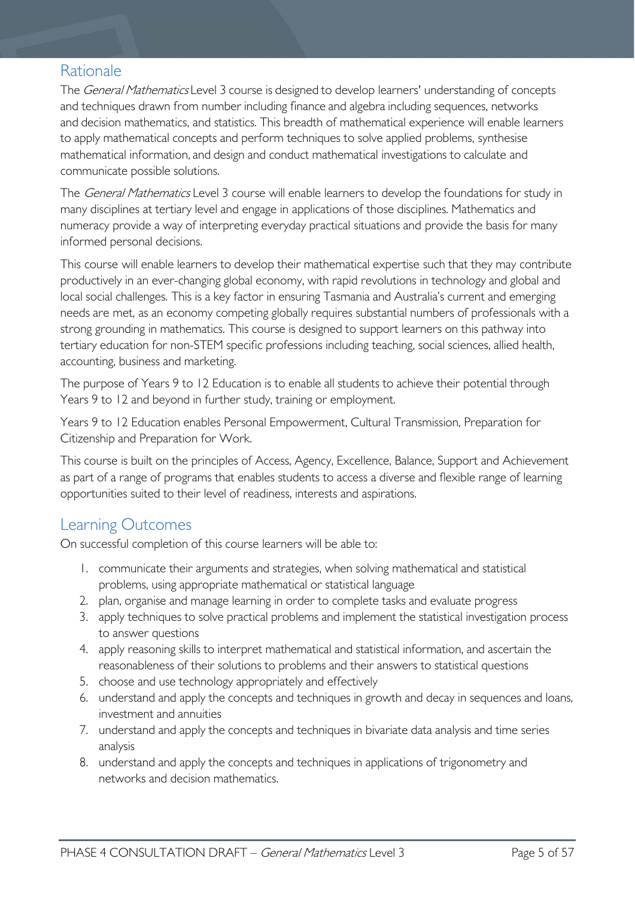## Rationale

The *General Mathematics* Level 3 course is designed to develop learners' understanding of concepts and techniques drawn from number including finance and algebra including sequences, networks and decision mathematics, and statistics. This breadth of mathematical experience will enable learners to apply mathematical concepts and perform techniques to solve applied problems, synthesise mathematical information, and design and conduct mathematical investigations to calculate and communicate possible solutions.

The *General Mathematics* Level 3 course will enable learners to develop the foundations for study in many disciplines at tertiary level and engage in applications of those disciplines. Mathematics and numeracy provide a way of interpreting everyday practical situations and provide the basis for many informed personal decisions.

This course will enable learners to develop their mathematical expertise such that they may contribute productively in an ever-changing global economy, with rapid revolutions in technology and global and local social challenges. This is a key factor in ensuring Tasmania and Australia's current and emerging needs are met, as an economy competing globally requires substantial numbers of professionals with a strong grounding in mathematics. This course is designed to support learners on this pathway into tertiary education for non-STEM specific professions including teaching, social sciences, allied health, accounting, business and marketing.

The purpose of Years 9 to 12 Education is to enable all students to achieve their potential through Years 9 to 12 and beyond in further study, training or employment.

Years 9 to 12 Education enables Personal Empowerment, Cultural Transmission, Preparation for Citizenship and Preparation for Work.

This course is built on the principles of Access, Agency, Excellence, Balance, Support and Achievement as part of a range of programs that enables students to access a diverse and flexible range of learning opportunities suited to their level of readiness, interests and aspirations.

## Learning Outcomes

On successful completion of this course learners will be able to:

1. communicate their arguments and strategies, when solving mathematical and statistical problems, using appropriate mathematical or statistical language
2. plan, organise and manage learning in order to complete tasks and evaluate progress
3. apply techniques to solve practical problems and implement the statistical investigation process to answer questions
4. apply reasoning skills to interpret mathematical and statistical information, and ascertain the reasonableness of their solutions to problems and their answers to statistical questions
5. choose and use technology appropriately and effectively
6. understand and apply the concepts and techniques in growth and decay in sequences and loans, investment and annuities
7. understand and apply the concepts and techniques in bivariate data analysis and time series analysis
8. understand and apply the concepts and techniques in applications of trigonometry and networks and decision mathematics.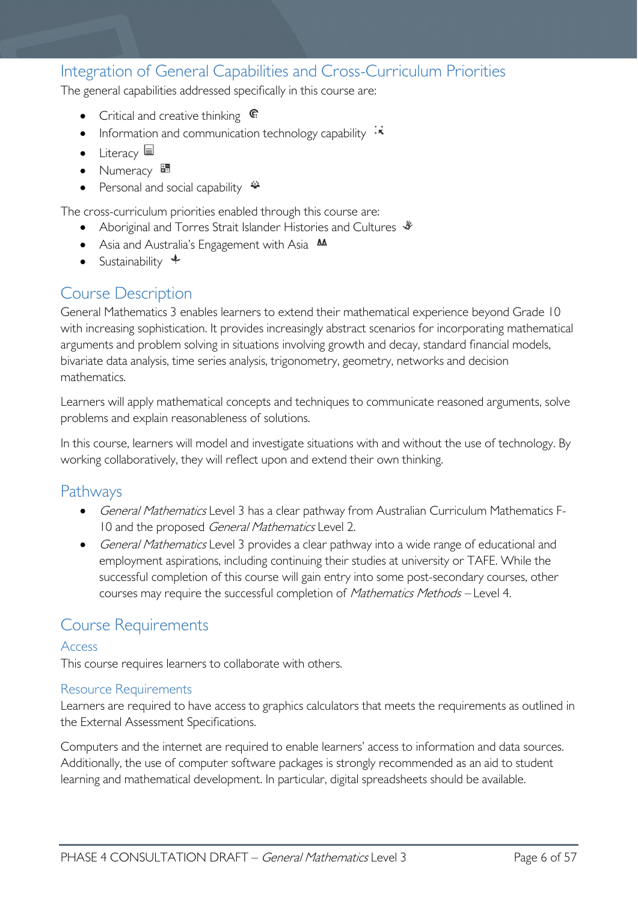## Integration of General Capabilities and Cross-Curriculum Priorities

The general capabilities addressed specifically in this course are:

- Critical and creative thinking
- Information and communication technology capability
- Literacy
- Numeracy
- Personal and social capability

The cross-curriculum priorities enabled through this course are:

- Aboriginal and Torres Strait Islander Histories and Cultures
- Asia and Australia's Engagement with Asia
- Sustainability

## Course Description

General Mathematics 3 enables learners to extend their mathematical experience beyond Grade 10 with increasing sophistication. It provides increasingly abstract scenarios for incorporating mathematical arguments and problem solving in situations involving growth and decay, standard financial models, bivariate data analysis, time series analysis, trigonometry, geometry, networks and decision mathematics.

Learners will apply mathematical concepts and techniques to communicate reasoned arguments, solve problems and explain reasonableness of solutions.

In this course, learners will model and investigate situations with and without the use of technology. By working collaboratively, they will reflect upon and extend their own thinking.

## Pathways

- *General Mathematics* Level 3 has a clear pathway from Australian Curriculum Mathematics F-10 and the proposed *General Mathematics* Level 2.
- *General Mathematics* Level 3 provides a clear pathway into a wide range of educational and employment aspirations, including continuing their studies at university or TAFE. While the successful completion of this course will gain entry into some post-secondary courses, other courses may require the successful completion of *Mathematics Methods* – Level 4.

## Course Requirements

### Access

This course requires learners to collaborate with others.

### Resource Requirements

Learners are required to have access to graphics calculators that meets the requirements as outlined in the External Assessment Specifications.

Computers and the internet are required to enable learners' access to information and data sources. Additionally, the use of computer software packages is strongly recommended as an aid to student learning and mathematical development. In particular, digital spreadsheets should be available.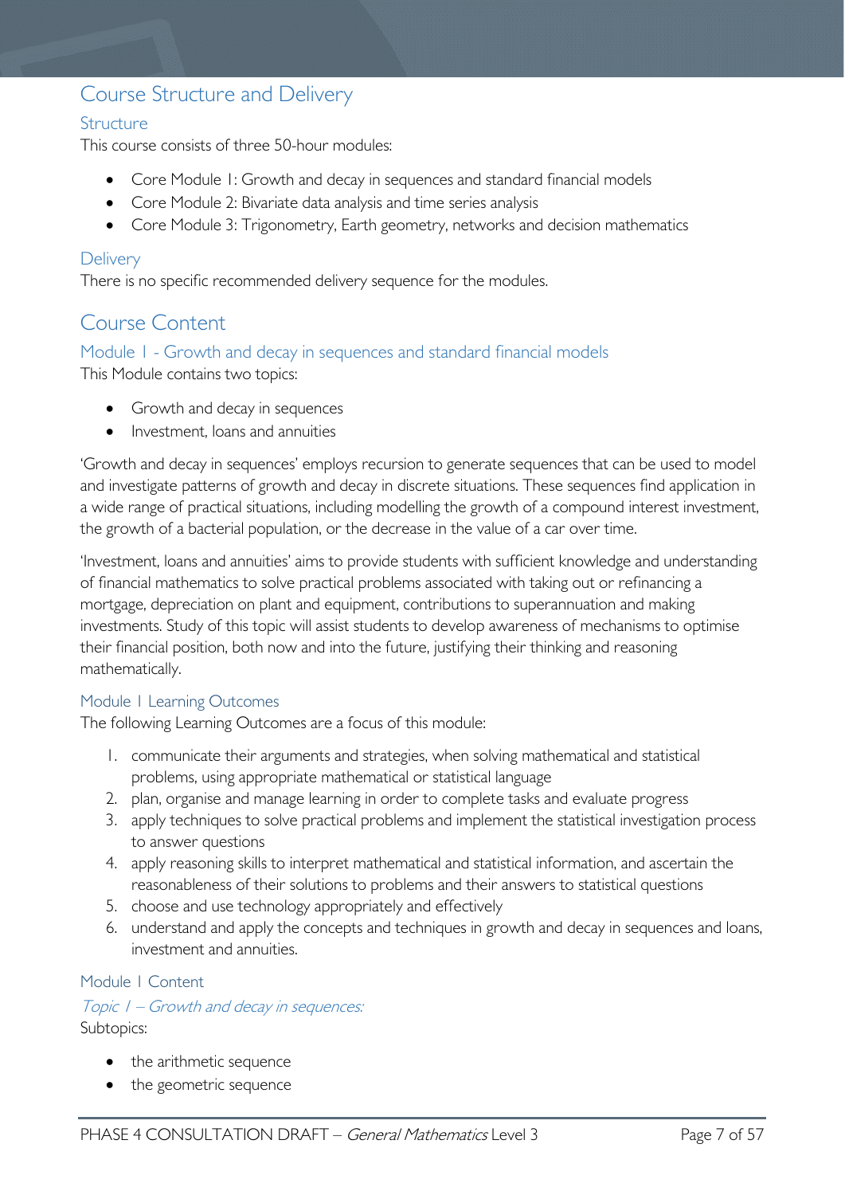## Course Structure and Delivery

### Structure

This course consists of three 50-hour modules:

- Core Module 1: Growth and decay in sequences and standard financial models
- Core Module 2: Bivariate data analysis and time series analysis
- Core Module 3: Trigonometry, Earth geometry, networks and decision mathematics

### Delivery

There is no specific recommended delivery sequence for the modules.

## Course Content

### Module 1 - Growth and decay in sequences and standard financial models

This Module contains two topics:

- Growth and decay in sequences
- Investment, loans and annuities

'Growth and decay in sequences' employs recursion to generate sequences that can be used to model and investigate patterns of growth and decay in discrete situations. These sequences find application in a wide range of practical situations, including modelling the growth of a compound interest investment, the growth of a bacterial population, or the decrease in the value of a car over time.

'Investment, loans and annuities' aims to provide students with sufficient knowledge and understanding of financial mathematics to solve practical problems associated with taking out or refinancing a mortgage, depreciation on plant and equipment, contributions to superannuation and making investments. Study of this topic will assist students to develop awareness of mechanisms to optimise their financial position, both now and into the future, justifying their thinking and reasoning mathematically.

#### Module 1 Learning Outcomes

The following Learning Outcomes are a focus of this module:

1. communicate their arguments and strategies, when solving mathematical and statistical problems, using appropriate mathematical or statistical language
2. plan, organise and manage learning in order to complete tasks and evaluate progress
3. apply techniques to solve practical problems and implement the statistical investigation process to answer questions
4. apply reasoning skills to interpret mathematical and statistical information, and ascertain the reasonableness of their solutions to problems and their answers to statistical questions
5. choose and use technology appropriately and effectively
6. understand and apply the concepts and techniques in growth and decay in sequences and loans, investment and annuities.

#### Module 1 Content

*Topic 1 – Growth and decay in sequences:*

Subtopics:

- the arithmetic sequence
- the geometric sequence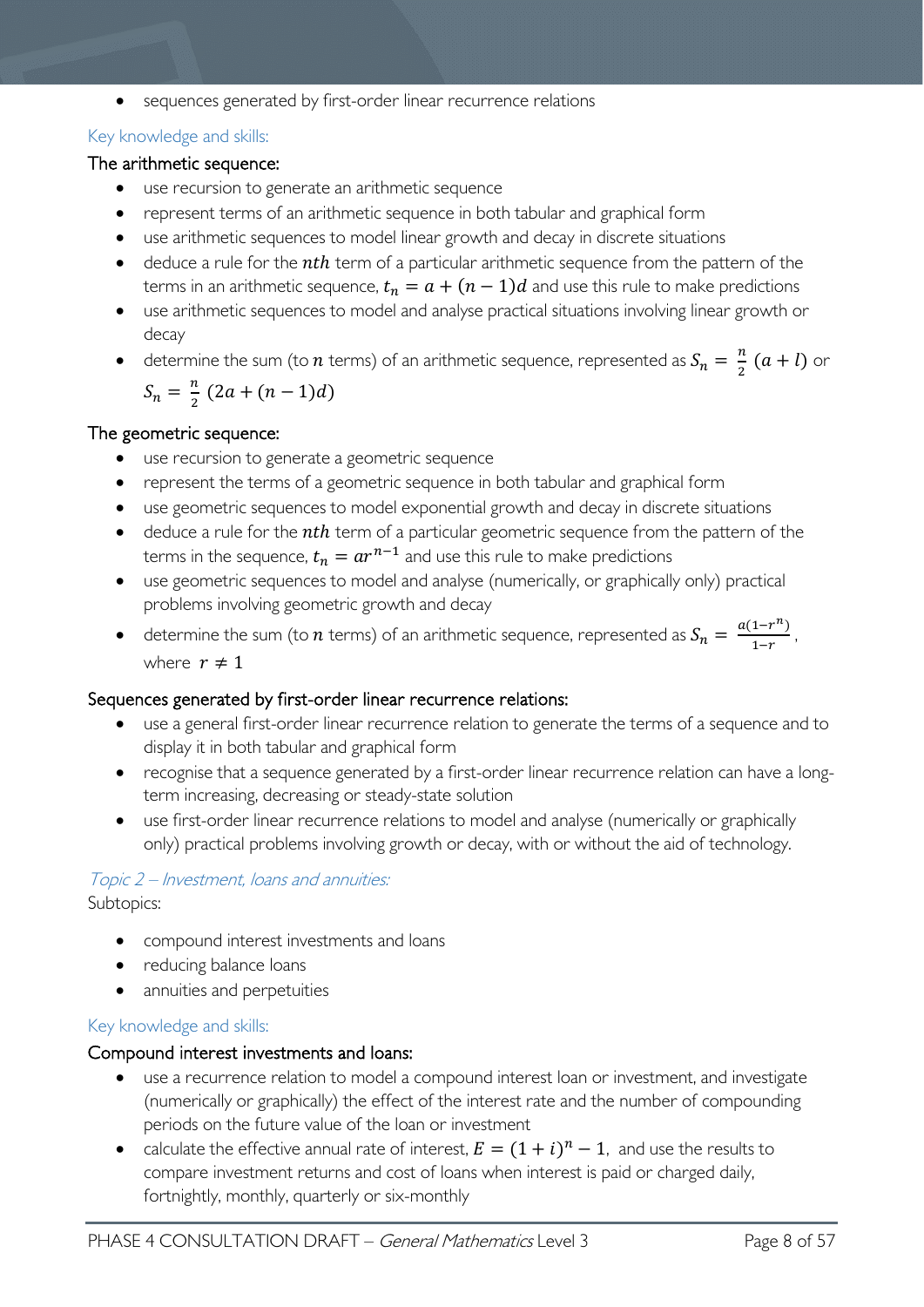- sequences generated by first-order linear recurrence relations

Key knowledge and skills:

### The arithmetic sequence:

- use recursion to generate an arithmetic sequence
- represent terms of an arithmetic sequence in both tabular and graphical form
- use arithmetic sequences to model linear growth and decay in discrete situations
- deduce a rule for the $nth$ term of a particular arithmetic sequence from the pattern of the terms in an arithmetic sequence, $t_n = a + (n-1)d$ and use this rule to make predictions
- use arithmetic sequences to model and analyse practical situations involving linear growth or decay
- determine the sum (to $n$ terms) of an arithmetic sequence, represented as $S_n = \frac{n}{2}(a + l)$ or $S_n = \frac{n}{2}(2a + (n-1)d)$

### The geometric sequence:

- use recursion to generate a geometric sequence
- represent the terms of a geometric sequence in both tabular and graphical form
- use geometric sequences to model exponential growth and decay in discrete situations
- deduce a rule for the $nth$ term of a particular geometric sequence from the pattern of the terms in the sequence, $t_n = ar^{n-1}$ and use this rule to make predictions
- use geometric sequences to model and analyse (numerically, or graphically only) practical problems involving geometric growth and decay
- determine the sum (to $n$ terms) of an arithmetic sequence, represented as $S_n = \frac{a(1-r^n)}{1-r}$, where $r \neq 1$

### Sequences generated by first-order linear recurrence relations:

- use a general first-order linear recurrence relation to generate the terms of a sequence and to display it in both tabular and graphical form
- recognise that a sequence generated by a first-order linear recurrence relation can have a long-term increasing, decreasing or steady-state solution
- use first-order linear recurrence relations to model and analyse (numerically or graphically only) practical problems involving growth or decay, with or without the aid of technology.

*Topic 2 – Investment, loans and annuities:*

Subtopics:

- compound interest investments and loans
- reducing balance loans
- annuities and perpetuities

Key knowledge and skills:

### Compound interest investments and loans:

- use a recurrence relation to model a compound interest loan or investment, and investigate (numerically or graphically) the effect of the interest rate and the number of compounding periods on the future value of the loan or investment
- calculate the effective annual rate of interest, $E = (1 + i)^n - 1$, and use the results to compare investment returns and cost of loans when interest is paid or charged daily, fortnightly, monthly, quarterly or six-monthly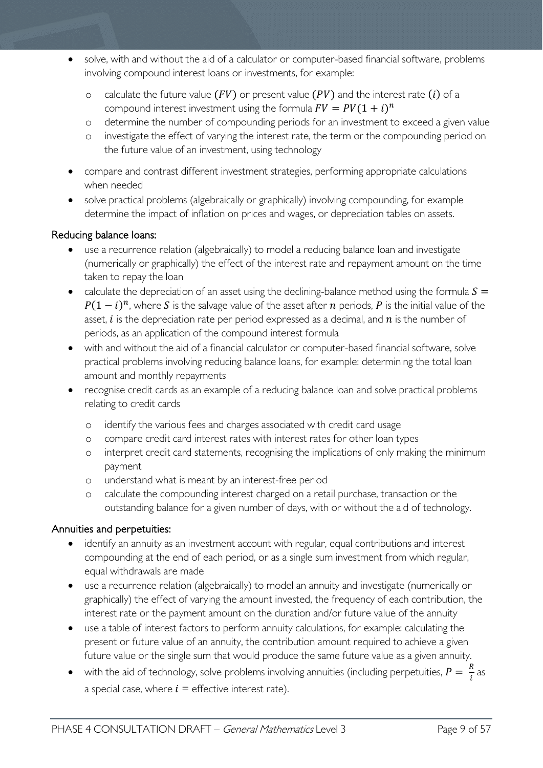- solve, with and without the aid of a calculator or computer-based financial software, problems involving compound interest loans or investments, for example:
    - calculate the future value $(FV)$ or present value $(PV)$ and the interest rate $(i)$ of a compound interest investment using the formula $FV = PV(1+i)^n$
    - determine the number of compounding periods for an investment to exceed a given value
    - investigate the effect of varying the interest rate, the term or the compounding period on the future value of an investment, using technology
- compare and contrast different investment strategies, performing appropriate calculations when needed
- solve practical problems (algebraically or graphically) involving compounding, for example determine the impact of inflation on prices and wages, or depreciation tables on assets.

### Reducing balance loans:

- use a recurrence relation (algebraically) to model a reducing balance loan and investigate (numerically or graphically) the effect of the interest rate and repayment amount on the time taken to repay the loan
- calculate the depreciation of an asset using the declining-balance method using the formula $S = P(1-i)^n$, where $S$ is the salvage value of the asset after $n$ periods, $P$ is the initial value of the asset, $i$ is the depreciation rate per period expressed as a decimal, and $n$ is the number of periods, as an application of the compound interest formula
- with and without the aid of a financial calculator or computer-based financial software, solve practical problems involving reducing balance loans, for example: determining the total loan amount and monthly repayments
- recognise credit cards as an example of a reducing balance loan and solve practical problems relating to credit cards
    - identify the various fees and charges associated with credit card usage
    - compare credit card interest rates with interest rates for other loan types
    - interpret credit card statements, recognising the implications of only making the minimum payment
    - understand what is meant by an interest-free period
    - calculate the compounding interest charged on a retail purchase, transaction or the outstanding balance for a given number of days, with or without the aid of technology.

### Annuities and perpetuities:

- identify an annuity as an investment account with regular, equal contributions and interest compounding at the end of each period, or as a single sum investment from which regular, equal withdrawals are made
- use a recurrence relation (algebraically) to model an annuity and investigate (numerically or graphically) the effect of varying the amount invested, the frequency of each contribution, the interest rate or the payment amount on the duration and/or future value of the annuity
- use a table of interest factors to perform annuity calculations, for example: calculating the present or future value of an annuity, the contribution amount required to achieve a given future value or the single sum that would produce the same future value as a given annuity.
- with the aid of technology, solve problems involving annuities (including perpetuities, $P = \frac{R}{i}$ as a special case, where $i$ = effective interest rate).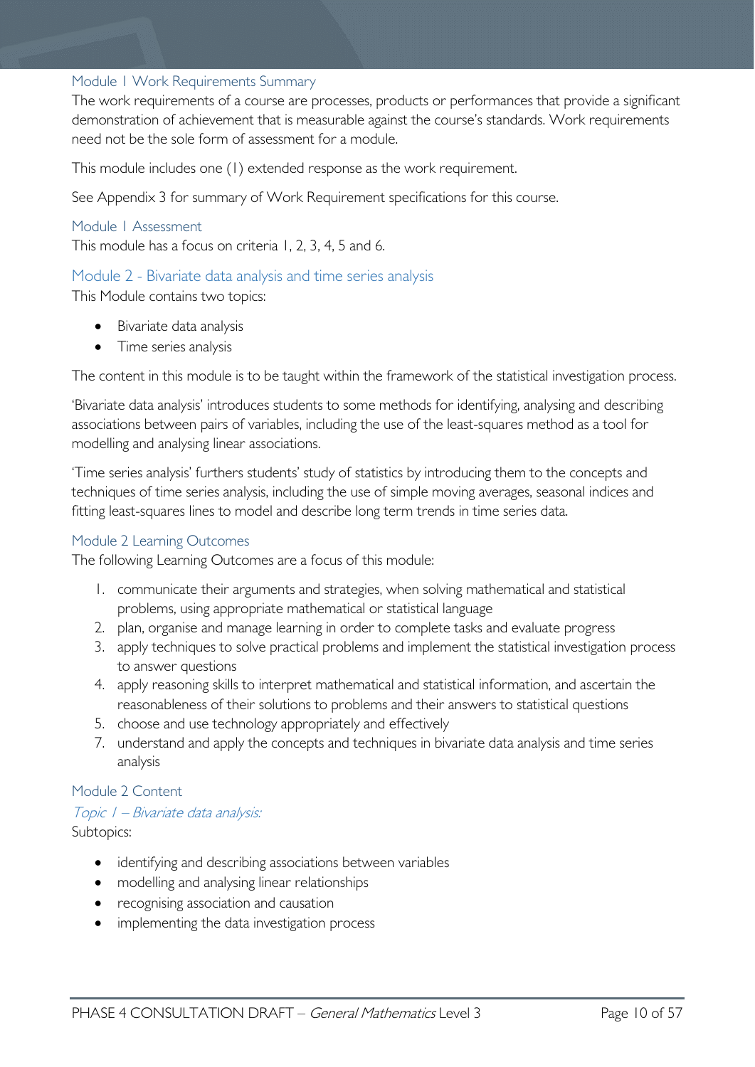### Module 1 Work Requirements Summary

The work requirements of a course are processes, products or performances that provide a significant demonstration of achievement that is measurable against the course's standards. Work requirements need not be the sole form of assessment for a module.

This module includes one (1) extended response as the work requirement.

See Appendix 3 for summary of Work Requirement specifications for this course.

### Module 1 Assessment

This module has a focus on criteria 1, 2, 3, 4, 5 and 6.

## Module 2 - Bivariate data analysis and time series analysis

This Module contains two topics:

- Bivariate data analysis
- Time series analysis

The content in this module is to be taught within the framework of the statistical investigation process.

'Bivariate data analysis' introduces students to some methods for identifying, analysing and describing associations between pairs of variables, including the use of the least-squares method as a tool for modelling and analysing linear associations.

'Time series analysis' furthers students' study of statistics by introducing them to the concepts and techniques of time series analysis, including the use of simple moving averages, seasonal indices and fitting least-squares lines to model and describe long term trends in time series data.

### Module 2 Learning Outcomes

The following Learning Outcomes are a focus of this module:

1. communicate their arguments and strategies, when solving mathematical and statistical problems, using appropriate mathematical or statistical language
2. plan, organise and manage learning in order to complete tasks and evaluate progress
3. apply techniques to solve practical problems and implement the statistical investigation process to answer questions
4. apply reasoning skills to interpret mathematical and statistical information, and ascertain the reasonableness of their solutions to problems and their answers to statistical questions
5. choose and use technology appropriately and effectively

7. understand and apply the concepts and techniques in bivariate data analysis and time series analysis

### Module 2 Content

*Topic 1 – Bivariate data analysis:*

Subtopics:

- identifying and describing associations between variables
- modelling and analysing linear relationships
- recognising association and causation
- implementing the data investigation process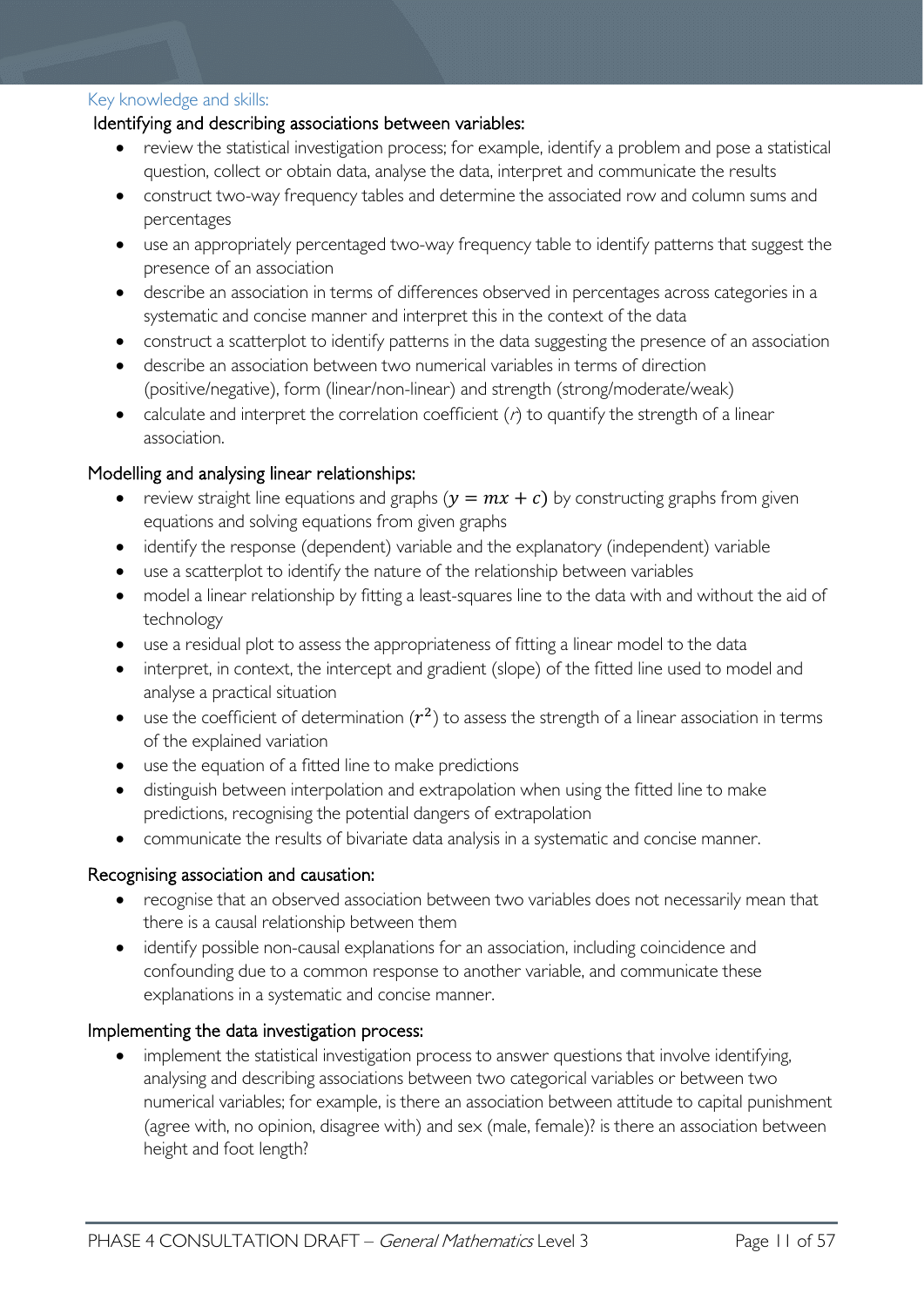Key knowledge and skills:

### Identifying and describing associations between variables:

- review the statistical investigation process; for example, identify a problem and pose a statistical question, collect or obtain data, analyse the data, interpret and communicate the results
- construct two-way frequency tables and determine the associated row and column sums and percentages
- use an appropriately percentaged two-way frequency table to identify patterns that suggest the presence of an association
- describe an association in terms of differences observed in percentages across categories in a systematic and concise manner and interpret this in the context of the data
- construct a scatterplot to identify patterns in the data suggesting the presence of an association
- describe an association between two numerical variables in terms of direction (positive/negative), form (linear/non-linear) and strength (strong/moderate/weak)
- calculate and interpret the correlation coefficient ($r$) to quantify the strength of a linear association.

### Modelling and analysing linear relationships:

- review straight line equations and graphs ($y = mx + c$) by constructing graphs from given equations and solving equations from given graphs
- identify the response (dependent) variable and the explanatory (independent) variable
- use a scatterplot to identify the nature of the relationship between variables
- model a linear relationship by fitting a least-squares line to the data with and without the aid of technology
- use a residual plot to assess the appropriateness of fitting a linear model to the data
- interpret, in context, the intercept and gradient (slope) of the fitted line used to model and analyse a practical situation
- use the coefficient of determination ($r^2$) to assess the strength of a linear association in terms of the explained variation
- use the equation of a fitted line to make predictions
- distinguish between interpolation and extrapolation when using the fitted line to make predictions, recognising the potential dangers of extrapolation
- communicate the results of bivariate data analysis in a systematic and concise manner.

### Recognising association and causation:

- recognise that an observed association between two variables does not necessarily mean that there is a causal relationship between them
- identify possible non-causal explanations for an association, including coincidence and confounding due to a common response to another variable, and communicate these explanations in a systematic and concise manner.

### Implementing the data investigation process:

- implement the statistical investigation process to answer questions that involve identifying, analysing and describing associations between two categorical variables or between two numerical variables; for example, is there an association between attitude to capital punishment (agree with, no opinion, disagree with) and sex (male, female)? is there an association between height and foot length?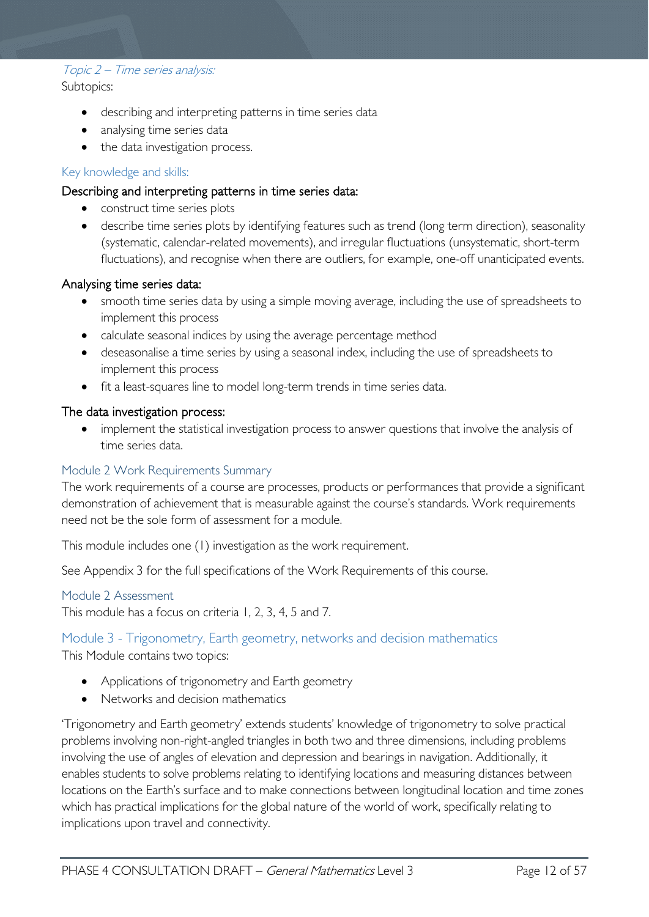### *Topic 2 – Time series analysis:*

Subtopics:

- describing and interpreting patterns in time series data
- analysing time series data
- the data investigation process.

### Key knowledge and skills:

**Describing and interpreting patterns in time series data:**

- construct time series plots
- describe time series plots by identifying features such as trend (long term direction), seasonality (systematic, calendar-related movements), and irregular fluctuations (unsystematic, short-term fluctuations), and recognise when there are outliers, for example, one-off unanticipated events.

**Analysing time series data:**

- smooth time series data by using a simple moving average, including the use of spreadsheets to implement this process
- calculate seasonal indices by using the average percentage method
- deseasonalise a time series by using a seasonal index, including the use of spreadsheets to implement this process
- fit a least-squares line to model long-term trends in time series data.

**The data investigation process:**

- implement the statistical investigation process to answer questions that involve the analysis of time series data.

### Module 2 Work Requirements Summary

The work requirements of a course are processes, products or performances that provide a significant demonstration of achievement that is measurable against the course's standards. Work requirements need not be the sole form of assessment for a module.

This module includes one (1) investigation as the work requirement.

See Appendix 3 for the full specifications of the Work Requirements of this course.

### Module 2 Assessment

This module has a focus on criteria 1, 2, 3, 4, 5 and 7.

## Module 3 - Trigonometry, Earth geometry, networks and decision mathematics

This Module contains two topics:

- Applications of trigonometry and Earth geometry
- Networks and decision mathematics

'Trigonometry and Earth geometry' extends students' knowledge of trigonometry to solve practical problems involving non-right-angled triangles in both two and three dimensions, including problems involving the use of angles of elevation and depression and bearings in navigation. Additionally, it enables students to solve problems relating to identifying locations and measuring distances between locations on the Earth's surface and to make connections between longitudinal location and time zones which has practical implications for the global nature of the world of work, specifically relating to implications upon travel and connectivity.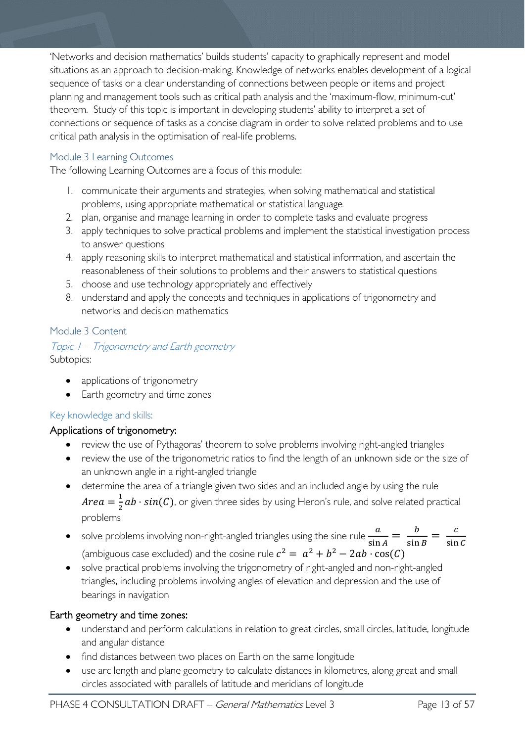'Networks and decision mathematics' builds students' capacity to graphically represent and model situations as an approach to decision-making. Knowledge of networks enables development of a logical sequence of tasks or a clear understanding of connections between people or items and project planning and management tools such as critical path analysis and the 'maximum-flow, minimum-cut' theorem. Study of this topic is important in developing students' ability to interpret a set of connections or sequence of tasks as a concise diagram in order to solve related problems and to use critical path analysis in the optimisation of real-life problems.

### Module 3 Learning Outcomes

The following Learning Outcomes are a focus of this module:

1. communicate their arguments and strategies, when solving mathematical and statistical problems, using appropriate mathematical or statistical language
2. plan, organise and manage learning in order to complete tasks and evaluate progress
3. apply techniques to solve practical problems and implement the statistical investigation process to answer questions
4. apply reasoning skills to interpret mathematical and statistical information, and ascertain the reasonableness of their solutions to problems and their answers to statistical questions
5. choose and use technology appropriately and effectively

8. understand and apply the concepts and techniques in applications of trigonometry and networks and decision mathematics

### Module 3 Content

#### *Topic 1 – Trigonometry and Earth geometry*

Subtopics:

- applications of trigonometry
- Earth geometry and time zones

#### Key knowledge and skills:

**Applications of trigonometry:**

- review the use of Pythagoras' theorem to solve problems involving right-angled triangles
- review the use of the trigonometric ratios to find the length of an unknown side or the size of an unknown angle in a right-angled triangle
- determine the area of a triangle given two sides and an included angle by using the rule $Area = \frac{1}{2}ab \cdot sin(C)$, or given three sides by using Heron's rule, and solve related practical problems
- solve problems involving non-right-angled triangles using the sine rule $\frac{a}{\sin A} = \frac{b}{\sin B} = \frac{c}{\sin C}$ (ambiguous case excluded) and the cosine rule $c^2 = a^2 + b^2 - 2ab \cdot \cos(C)$
- solve practical problems involving the trigonometry of right-angled and non-right-angled triangles, including problems involving angles of elevation and depression and the use of bearings in navigation

**Earth geometry and time zones:**

- understand and perform calculations in relation to great circles, small circles, latitude, longitude and angular distance
- find distances between two places on Earth on the same longitude
- use arc length and plane geometry to calculate distances in kilometres, along great and small circles associated with parallels of latitude and meridians of longitude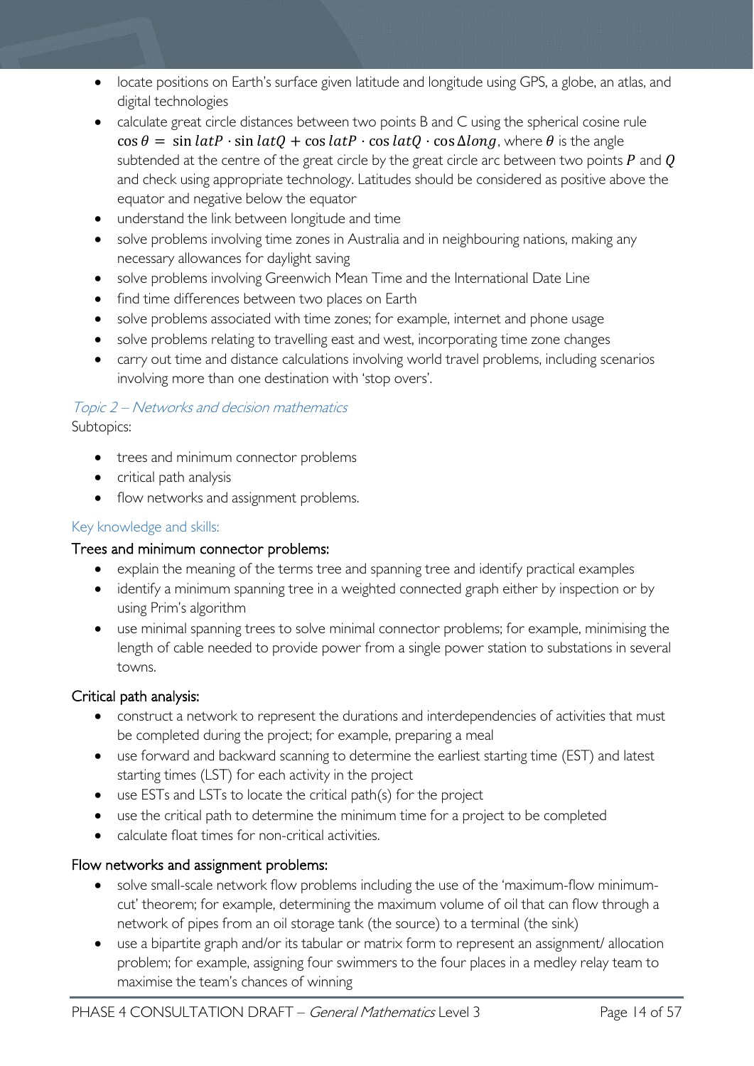- locate positions on Earth's surface given latitude and longitude using GPS, a globe, an atlas, and digital technologies
- calculate great circle distances between two points B and C using the spherical cosine rule $\cos\theta = \sin latP \cdot \sin latQ + \cos latP \cdot \cos latQ \cdot \cos \Delta long$, where $\theta$ is the angle subtended at the centre of the great circle by the great circle arc between two points $P$ and $Q$ and check using appropriate technology. Latitudes should be considered as positive above the equator and negative below the equator
- understand the link between longitude and time
- solve problems involving time zones in Australia and in neighbouring nations, making any necessary allowances for daylight saving
- solve problems involving Greenwich Mean Time and the International Date Line
- find time differences between two places on Earth
- solve problems associated with time zones; for example, internet and phone usage
- solve problems relating to travelling east and west, incorporating time zone changes
- carry out time and distance calculations involving world travel problems, including scenarios involving more than one destination with 'stop overs'.

### *Topic 2 – Networks and decision mathematics*

Subtopics:

- trees and minimum connector problems
- critical path analysis
- flow networks and assignment problems.

#### Key knowledge and skills:

#### Trees and minimum connector problems:

- explain the meaning of the terms tree and spanning tree and identify practical examples
- identify a minimum spanning tree in a weighted connected graph either by inspection or by using Prim's algorithm
- use minimal spanning trees to solve minimal connector problems; for example, minimising the length of cable needed to provide power from a single power station to substations in several towns.

#### Critical path analysis:

- construct a network to represent the durations and interdependencies of activities that must be completed during the project; for example, preparing a meal
- use forward and backward scanning to determine the earliest starting time (EST) and latest starting times (LST) for each activity in the project
- use ESTs and LSTs to locate the critical path(s) for the project
- use the critical path to determine the minimum time for a project to be completed
- calculate float times for non-critical activities.

#### Flow networks and assignment problems:

- solve small-scale network flow problems including the use of the 'maximum-flow minimum-cut' theorem; for example, determining the maximum volume of oil that can flow through a network of pipes from an oil storage tank (the source) to a terminal (the sink)
- use a bipartite graph and/or its tabular or matrix form to represent an assignment/ allocation problem; for example, assigning four swimmers to the four places in a medley relay team to maximise the team's chances of winning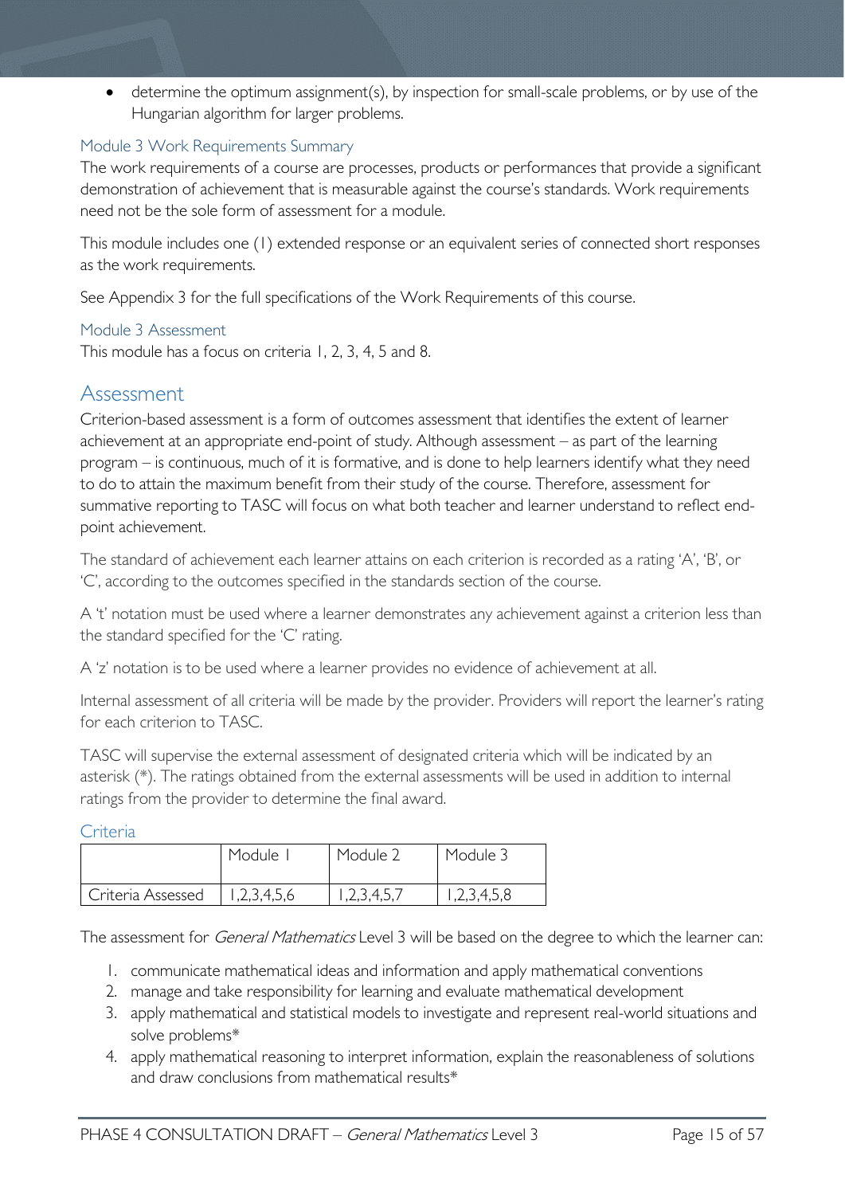- determine the optimum assignment(s), by inspection for small-scale problems, or by use of the Hungarian algorithm for larger problems.

### Module 3 Work Requirements Summary

The work requirements of a course are processes, products or performances that provide a significant demonstration of achievement that is measurable against the course's standards. Work requirements need not be the sole form of assessment for a module.

This module includes one (1) extended response or an equivalent series of connected short responses as the work requirements.

See Appendix 3 for the full specifications of the Work Requirements of this course.

### Module 3 Assessment

This module has a focus on criteria 1, 2, 3, 4, 5 and 8.

## Assessment

Criterion-based assessment is a form of outcomes assessment that identifies the extent of learner achievement at an appropriate end-point of study. Although assessment – as part of the learning program – is continuous, much of it is formative, and is done to help learners identify what they need to do to attain the maximum benefit from their study of the course. Therefore, assessment for summative reporting to TASC will focus on what both teacher and learner understand to reflect end-point achievement.

The standard of achievement each learner attains on each criterion is recorded as a rating 'A', 'B', or 'C', according to the outcomes specified in the standards section of the course.

A 't' notation must be used where a learner demonstrates any achievement against a criterion less than the standard specified for the 'C' rating.

A 'z' notation is to be used where a learner provides no evidence of achievement at all.

Internal assessment of all criteria will be made by the provider. Providers will report the learner's rating for each criterion to TASC.

TASC will supervise the external assessment of designated criteria which will be indicated by an asterisk (*). The ratings obtained from the external assessments will be used in addition to internal ratings from the provider to determine the final award.

### Criteria

| | Module 1 | Module 2 | Module 3 |
|---|---|---|---|
| Criteria Assessed | 1,2,3,4,5,6 | 1,2,3,4,5,7 | 1,2,3,4,5,8 |

The assessment for *General Mathematics* Level 3 will be based on the degree to which the learner can:

1. communicate mathematical ideas and information and apply mathematical conventions
2. manage and take responsibility for learning and evaluate mathematical development
3. apply mathematical and statistical models to investigate and represent real-world situations and solve problems*
4. apply mathematical reasoning to interpret information, explain the reasonableness of solutions and draw conclusions from mathematical results*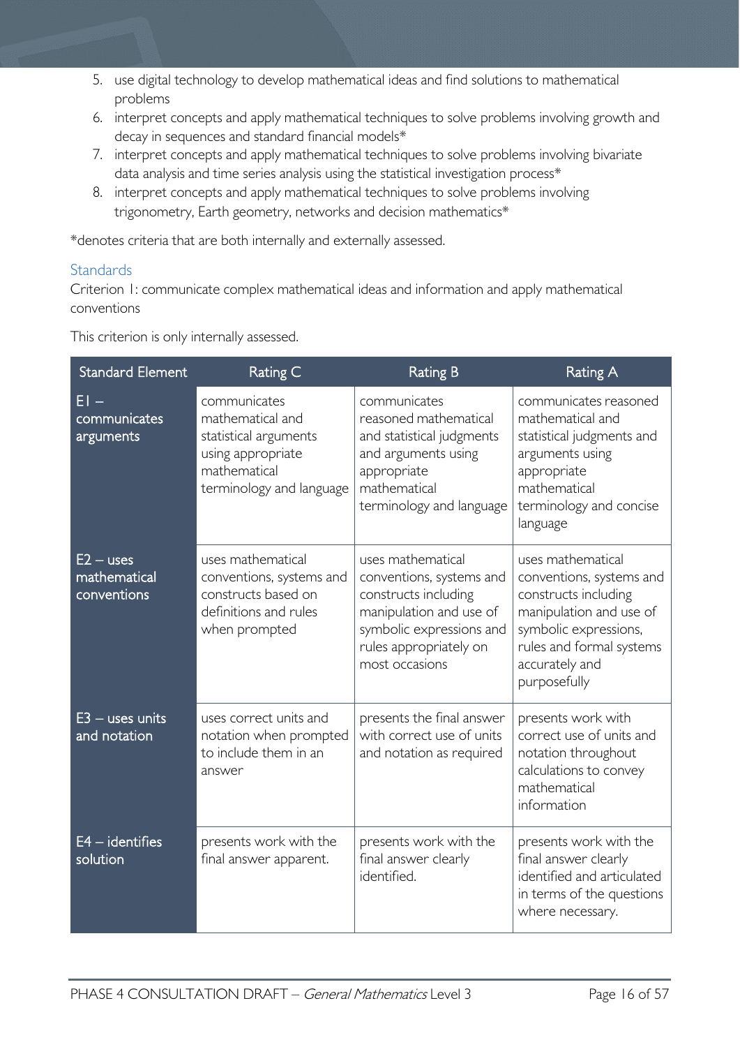5. use digital technology to develop mathematical ideas and find solutions to mathematical problems
6. interpret concepts and apply mathematical techniques to solve problems involving growth and decay in sequences and standard financial models*
7. interpret concepts and apply mathematical techniques to solve problems involving bivariate data analysis and time series analysis using the statistical investigation process*
8. interpret concepts and apply mathematical techniques to solve problems involving trigonometry, Earth geometry, networks and decision mathematics*

*denotes criteria that are both internally and externally assessed.

## Standards

Criterion 1: communicate complex mathematical ideas and information and apply mathematical conventions

This criterion is only internally assessed.

| Standard Element | Rating C | Rating B | Rating A |
|---|---|---|---|
| E1 – communicates arguments | communicates mathematical and statistical arguments using appropriate mathematical terminology and language | communicates reasoned mathematical and statistical judgments and arguments using appropriate mathematical terminology and language | communicates reasoned mathematical and statistical judgments and arguments using appropriate mathematical terminology and concise language |
| E2 – uses mathematical conventions | uses mathematical conventions, systems and constructs based on definitions and rules when prompted | uses mathematical conventions, systems and constructs including manipulation and use of symbolic expressions and rules appropriately on most occasions | uses mathematical conventions, systems and constructs including manipulation and use of symbolic expressions, rules and formal systems accurately and purposefully |
| E3 – uses units and notation | uses correct units and notation when prompted to include them in an answer | presents the final answer with correct use of units and notation as required | presents work with correct use of units and notation throughout calculations to convey mathematical information |
| E4 – identifies solution | presents work with the final answer apparent. | presents work with the final answer clearly identified. | presents work with the final answer clearly identified and articulated in terms of the questions where necessary. |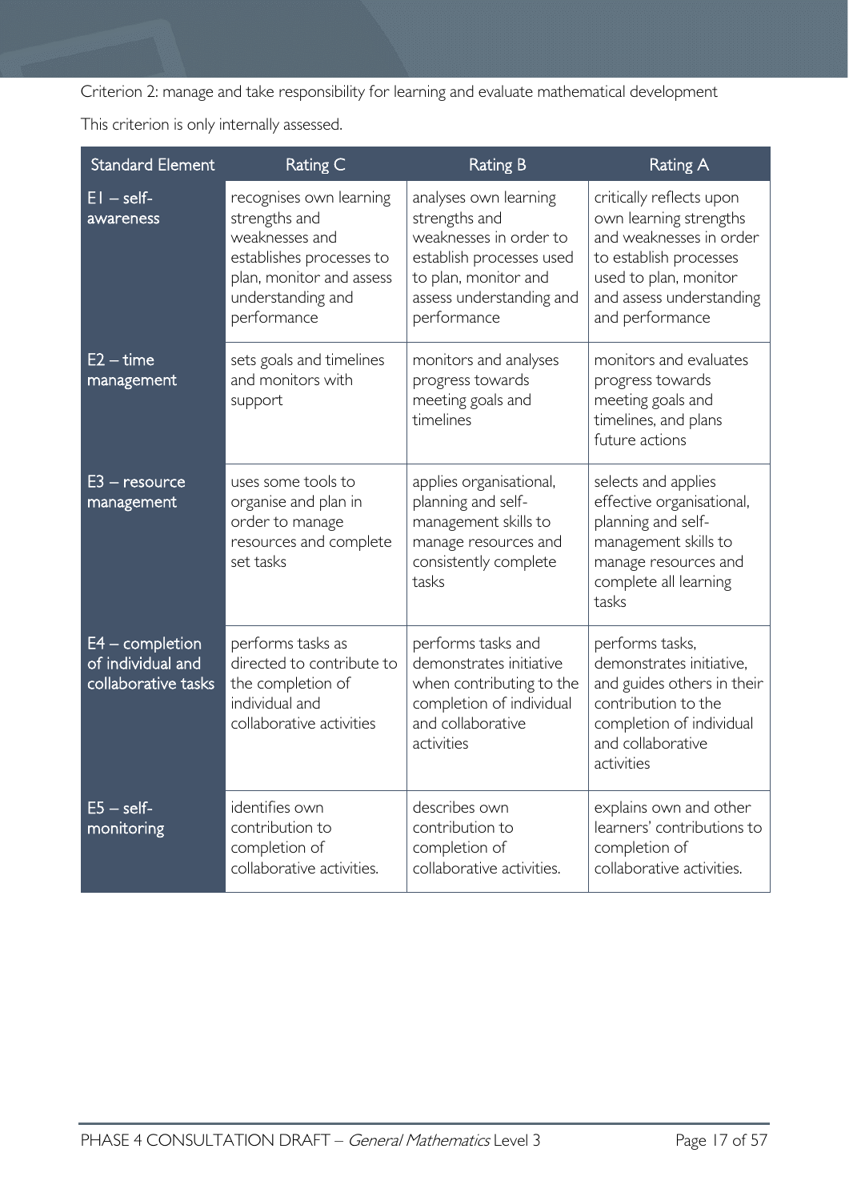Criterion 2: manage and take responsibility for learning and evaluate mathematical development

This criterion is only internally assessed.

| Standard Element | Rating C | Rating B | Rating A |
|---|---|---|---|
| E1 – self-awareness | recognises own learning strengths and weaknesses and establishes processes to plan, monitor and assess understanding and performance | analyses own learning strengths and weaknesses in order to establish processes used to plan, monitor and assess understanding and performance | critically reflects upon own learning strengths and weaknesses in order to establish processes used to plan, monitor and assess understanding and performance |
| E2 – time management | sets goals and timelines and monitors with support | monitors and analyses progress towards meeting goals and timelines | monitors and evaluates progress towards meeting goals and timelines, and plans future actions |
| E3 – resource management | uses some tools to organise and plan in order to manage resources and complete set tasks | applies organisational, planning and self-management skills to manage resources and consistently complete tasks | selects and applies effective organisational, planning and self-management skills to manage resources and complete all learning tasks |
| E4 – completion of individual and collaborative tasks | performs tasks as directed to contribute to the completion of individual and collaborative activities | performs tasks and demonstrates initiative when contributing to the completion of individual and collaborative activities | performs tasks, demonstrates initiative, and guides others in their contribution to the completion of individual and collaborative activities |
| E5 – self-monitoring | identifies own contribution to completion of collaborative activities. | describes own contribution to completion of collaborative activities. | explains own and other learners' contributions to completion of collaborative activities. |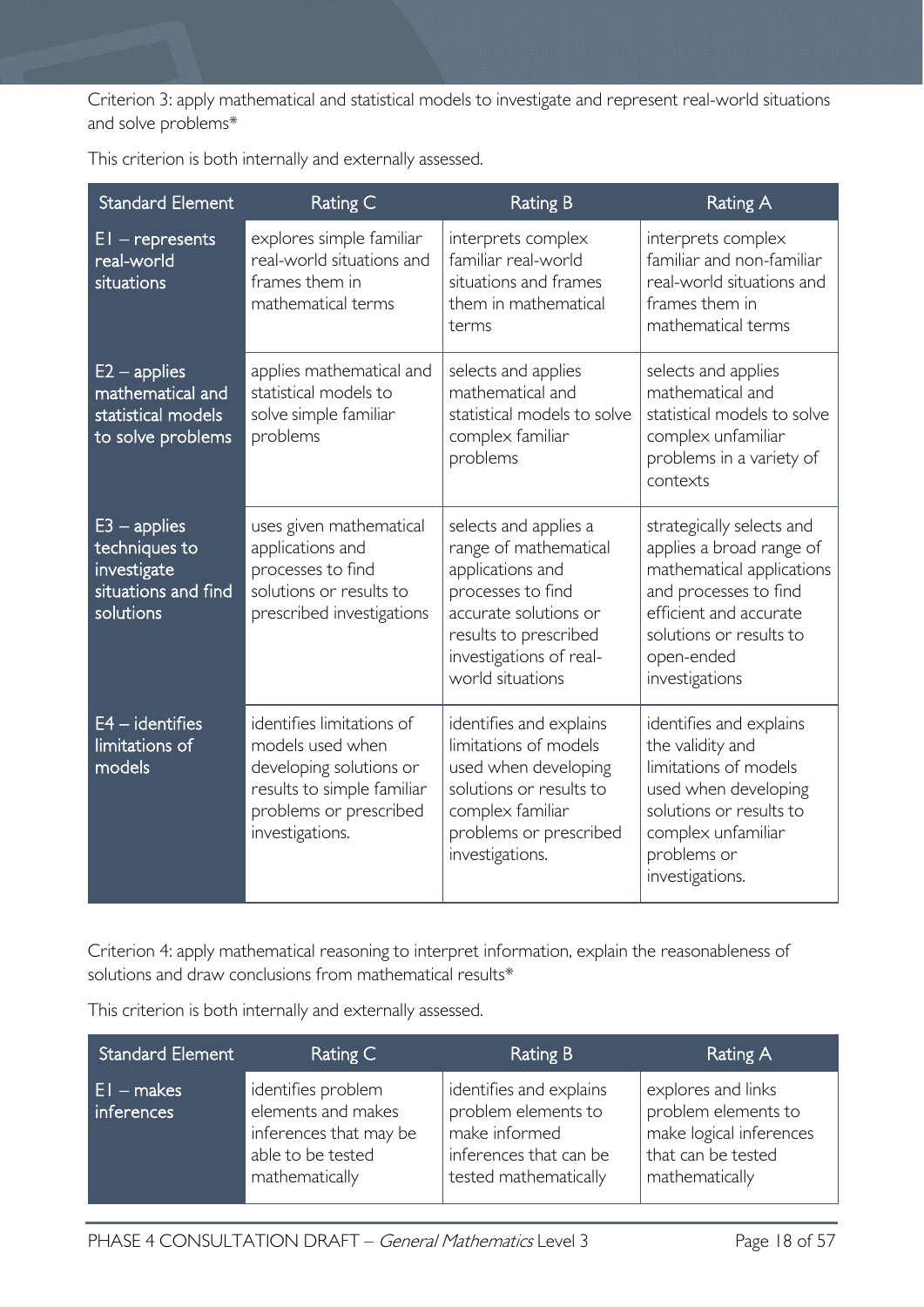Criterion 3: apply mathematical and statistical models to investigate and represent real-world situations and solve problems*

This criterion is both internally and externally assessed.

| Standard Element | Rating C | Rating B | Rating A |
|---|---|---|---|
| E1 – represents real-world situations | explores simple familiar real-world situations and frames them in mathematical terms | interprets complex familiar real-world situations and frames them in mathematical terms | interprets complex familiar and non-familiar real-world situations and frames them in mathematical terms |
| E2 – applies mathematical and statistical models to solve problems | applies mathematical and statistical models to solve simple familiar problems | selects and applies mathematical and statistical models to solve complex familiar problems | selects and applies mathematical and statistical models to solve complex unfamiliar problems in a variety of contexts |
| E3 – applies techniques to investigate situations and find solutions | uses given mathematical applications and processes to find solutions or results to prescribed investigations | selects and applies a range of mathematical applications and processes to find accurate solutions or results to prescribed investigations of real-world situations | strategically selects and applies a broad range of mathematical applications and processes to find efficient and accurate solutions or results to open-ended investigations |
| E4 – identifies limitations of models | identifies limitations of models used when developing solutions or results to simple familiar problems or prescribed investigations. | identifies and explains limitations of models used when developing solutions or results to complex familiar problems or prescribed investigations. | identifies and explains the validity and limitations of models used when developing solutions or results to complex unfamiliar problems or investigations. |

Criterion 4: apply mathematical reasoning to interpret information, explain the reasonableness of solutions and draw conclusions from mathematical results*

This criterion is both internally and externally assessed.

| Standard Element | Rating C | Rating B | Rating A |
|---|---|---|---|
| E1 – makes inferences | identifies problem elements and makes inferences that may be able to be tested mathematically | identifies and explains problem elements to make informed inferences that can be tested mathematically | explores and links problem elements to make logical inferences that can be tested mathematically |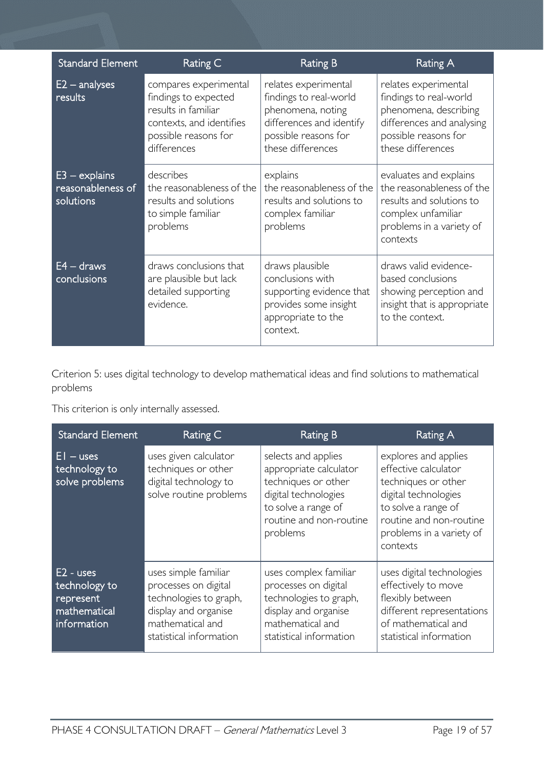| Standard Element | Rating C | Rating B | Rating A |
|---|---|---|---|
| E2 – analyses results | compares experimental findings to expected results in familiar contexts, and identifies possible reasons for differences | relates experimental findings to real-world phenomena, noting differences and identify possible reasons for these differences | relates experimental findings to real-world phenomena, describing differences and analysing possible reasons for these differences |
| E3 – explains reasonableness of solutions | describes the reasonableness of the results and solutions to simple familiar problems | explains the reasonableness of the results and solutions to complex familiar problems | evaluates and explains the reasonableness of the results and solutions to complex unfamiliar problems in a variety of contexts |
| E4 – draws conclusions | draws conclusions that are plausible but lack detailed supporting evidence. | draws plausible conclusions with supporting evidence that provides some insight appropriate to the context. | draws valid evidence-based conclusions showing perception and insight that is appropriate to the context. |

Criterion 5: uses digital technology to develop mathematical ideas and find solutions to mathematical problems

This criterion is only internally assessed.

| Standard Element | Rating C | Rating B | Rating A |
|---|---|---|---|
| E1 – uses technology to solve problems | uses given calculator techniques or other digital technology to solve routine problems | selects and applies appropriate calculator techniques or other digital technologies to solve a range of routine and non-routine problems | explores and applies effective calculator techniques or other digital technologies to solve a range of routine and non-routine problems in a variety of contexts |
| E2 - uses technology to represent mathematical information | uses simple familiar processes on digital technologies to graph, display and organise mathematical and statistical information | uses complex familiar processes on digital technologies to graph, display and organise mathematical and statistical information | uses digital technologies effectively to move flexibly between different representations of mathematical and statistical information |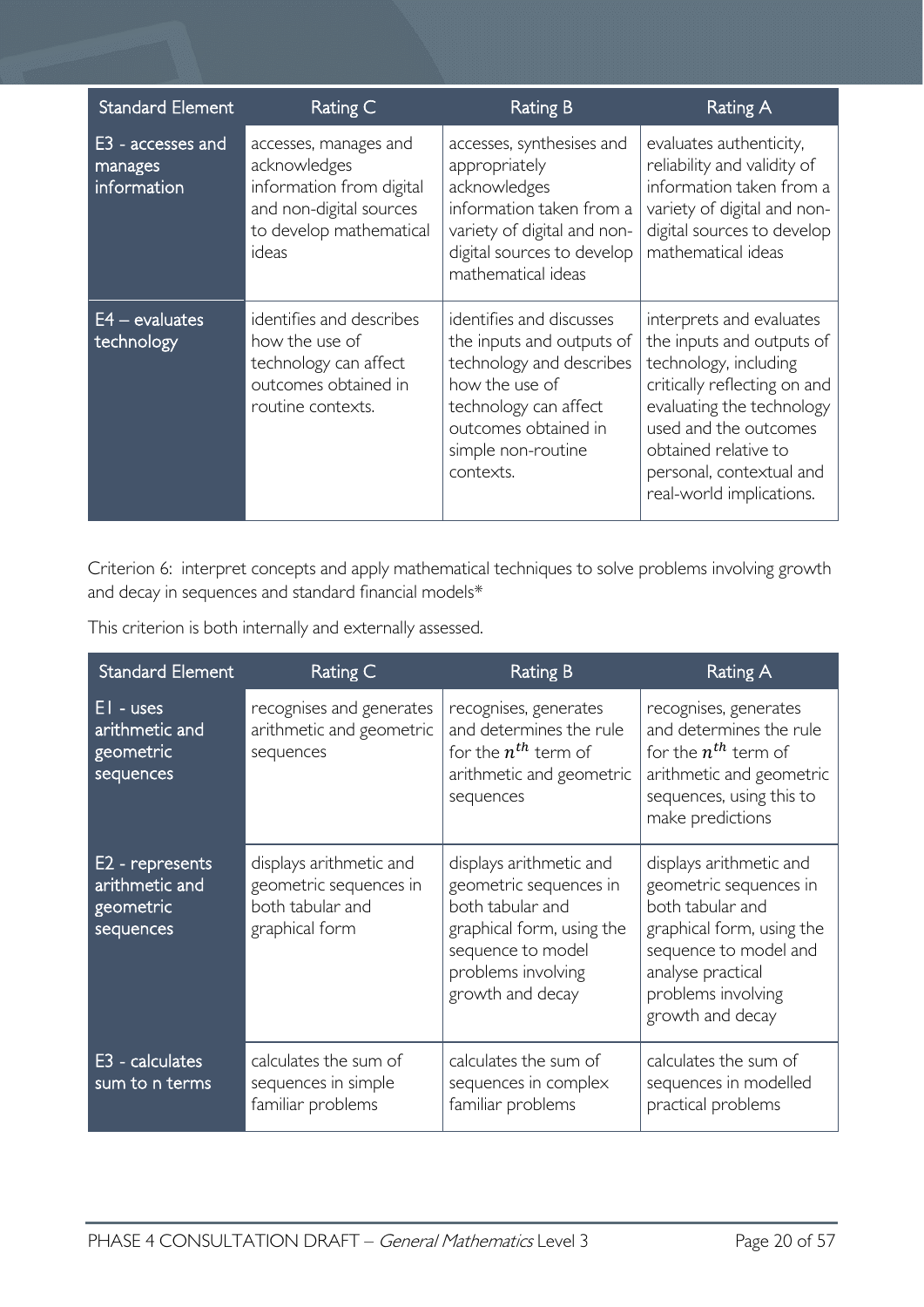| Standard Element | Rating C | Rating B | Rating A |
|---|---|---|---|
| E3 - accesses and manages information | accesses, manages and acknowledges information from digital and non-digital sources to develop mathematical ideas | accesses, synthesises and appropriately acknowledges information taken from a variety of digital and non-digital sources to develop mathematical ideas | evaluates authenticity, reliability and validity of information taken from a variety of digital and non-digital sources to develop mathematical ideas |
| E4 – evaluates technology | identifies and describes how the use of technology can affect outcomes obtained in routine contexts. | identifies and discusses the inputs and outputs of technology and describes how the use of technology can affect outcomes obtained in simple non-routine contexts. | interprets and evaluates the inputs and outputs of technology, including critically reflecting on and evaluating the technology used and the outcomes obtained relative to personal, contextual and real-world implications. |

Criterion 6: interpret concepts and apply mathematical techniques to solve problems involving growth and decay in sequences and standard financial models*

This criterion is both internally and externally assessed.

| Standard Element | Rating C | Rating B | Rating A |
|---|---|---|---|
| E1 - uses arithmetic and geometric sequences | recognises and generates arithmetic and geometric sequences | recognises, generates and determines the rule for the $n^{th}$ term of arithmetic and geometric sequences | recognises, generates and determines the rule for the $n^{th}$ term of arithmetic and geometric sequences, using this to make predictions |
| E2 - represents arithmetic and geometric sequences | displays arithmetic and geometric sequences in both tabular and graphical form | displays arithmetic and geometric sequences in both tabular and graphical form, using the sequence to model problems involving growth and decay | displays arithmetic and geometric sequences in both tabular and graphical form, using the sequence to model and analyse practical problems involving growth and decay |
| E3 - calculates sum to n terms | calculates the sum of sequences in simple familiar problems | calculates the sum of sequences in complex familiar problems | calculates the sum of sequences in modelled practical problems |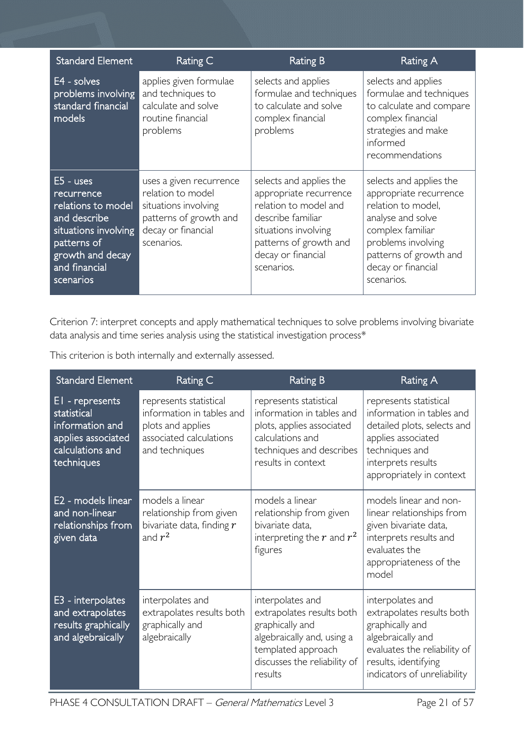| Standard Element | Rating C | Rating B | Rating A |
|---|---|---|---|
| E4 - solves problems involving standard financial models | applies given formulae and techniques to calculate and solve routine financial problems | selects and applies formulae and techniques to calculate and solve complex financial problems | selects and applies formulae and techniques to calculate and compare complex financial strategies and make informed recommendations |
| E5 - uses recurrence relations to model and describe situations involving patterns of growth and decay and financial scenarios | uses a given recurrence relation to model situations involving patterns of growth and decay or financial scenarios. | selects and applies the appropriate recurrence relation to model and describe familiar situations involving patterns of growth and decay or financial scenarios. | selects and applies the appropriate recurrence relation to model, analyse and solve complex familiar problems involving patterns of growth and decay or financial scenarios. |

Criterion 7: interpret concepts and apply mathematical techniques to solve problems involving bivariate data analysis and time series analysis using the statistical investigation process*

This criterion is both internally and externally assessed.

| Standard Element | Rating C | Rating B | Rating A |
|---|---|---|---|
| E1 - represents statistical information and applies associated calculations and techniques | represents statistical information in tables and plots and applies associated calculations and techniques | represents statistical information in tables and plots, applies associated calculations and techniques and describes results in context | represents statistical information in tables and detailed plots, selects and applies associated techniques and interprets results appropriately in context |
| E2 - models linear and non-linear relationships from given data | models a linear relationship from given bivariate data, finding $r$ and $r^2$ | models a linear relationship from given bivariate data, interpreting the $r$ and $r^2$ figures | models linear and non-linear relationships from given bivariate data, interprets results and evaluates the appropriateness of the model |
| E3 - interpolates and extrapolates results graphically and algebraically | interpolates and extrapolates results both graphically and algebraically | interpolates and extrapolates results both graphically and algebraically and, using a templated approach discusses the reliability of results | interpolates and extrapolates results both graphically and algebraically and evaluates the reliability of results, identifying indicators of unreliability |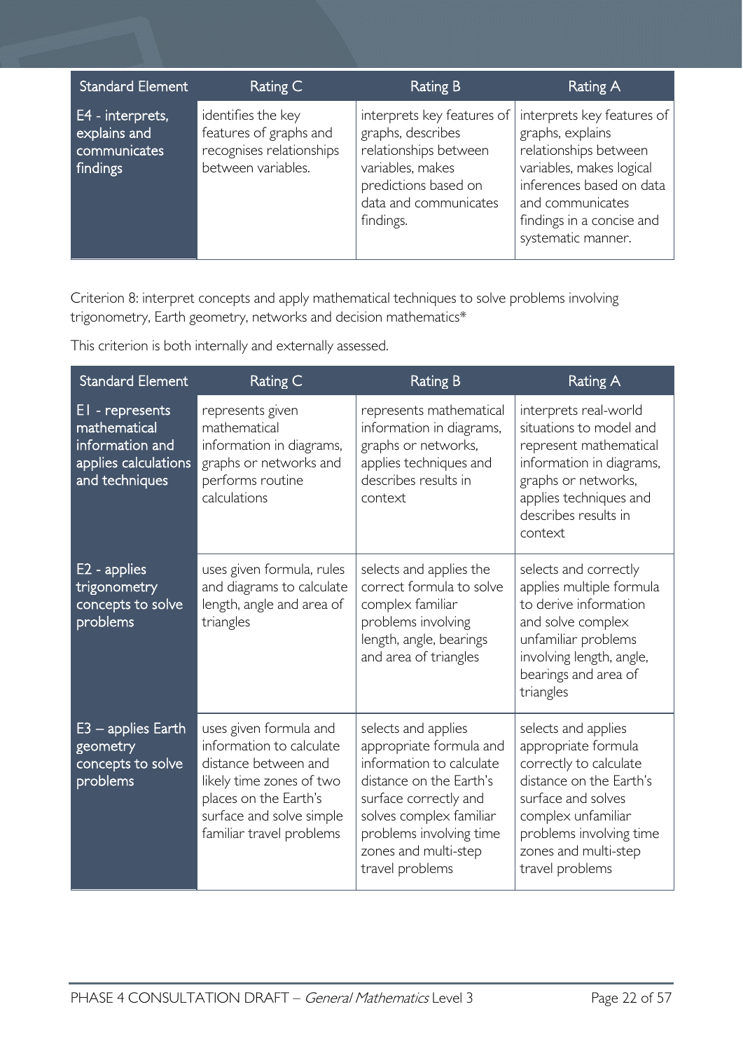| Standard Element | Rating C | Rating B | Rating A |
|---|---|---|---|
| E4 - interprets, explains and communicates findings | identifies the key features of graphs and recognises relationships between variables. | interprets key features of graphs, describes relationships between variables, makes predictions based on data and communicates findings. | interprets key features of graphs, explains relationships between variables, makes logical inferences based on data and communicates findings in a concise and systematic manner. |

Criterion 8: interpret concepts and apply mathematical techniques to solve problems involving trigonometry, Earth geometry, networks and decision mathematics*

This criterion is both internally and externally assessed.

| Standard Element | Rating C | Rating B | Rating A |
|---|---|---|---|
| E1 - represents mathematical information and applies calculations and techniques | represents given mathematical information in diagrams, graphs or networks and performs routine calculations | represents mathematical information in diagrams, graphs or networks, applies techniques and describes results in context | interprets real-world situations to model and represent mathematical information in diagrams, graphs or networks, applies techniques and describes results in context |
| E2 - applies trigonometry concepts to solve problems | uses given formula, rules and diagrams to calculate length, angle and area of triangles | selects and applies the correct formula to solve complex familiar problems involving length, angle, bearings and area of triangles | selects and correctly applies multiple formula to derive information and solve complex unfamiliar problems involving length, angle, bearings and area of triangles |
| E3 – applies Earth geometry concepts to solve problems | uses given formula and information to calculate distance between and likely time zones of two places on the Earth's surface and solve simple familiar travel problems | selects and applies appropriate formula and information to calculate distance on the Earth's surface correctly and solves complex familiar problems involving time zones and multi-step travel problems | selects and applies appropriate formula correctly to calculate distance on the Earth's surface and solves complex unfamiliar problems involving time zones and multi-step travel problems |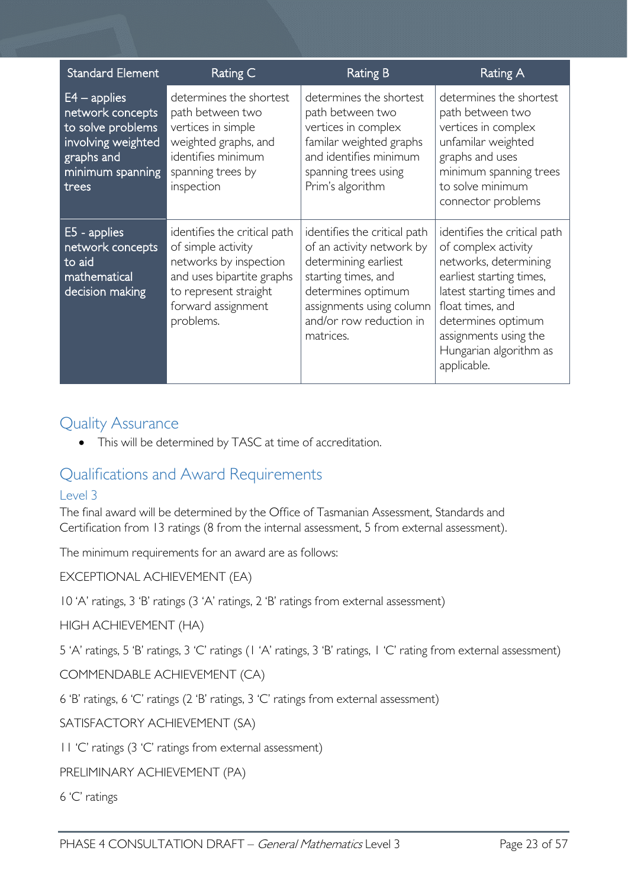| Standard Element | Rating C | Rating B | Rating A |
|---|---|---|---|
| E4 – applies network concepts to solve problems involving weighted graphs and minimum spanning trees | determines the shortest path between two vertices in simple weighted graphs, and identifies minimum spanning trees by inspection | determines the shortest path between two vertices in complex familar weighted graphs and identifies minimum spanning trees using Prim's algorithm | determines the shortest path between two vertices in complex unfamilar weighted graphs and uses minimum spanning trees to solve minimum connector problems |
| E5 - applies network concepts to aid mathematical decision making | identifies the critical path of simple activity networks by inspection and uses bipartite graphs to represent straight forward assignment problems. | identifies the critical path of an activity network by determining earliest starting times, and determines optimum assignments using column and/or row reduction in matrices. | identifies the critical path of complex activity networks, determining earliest starting times, latest starting times and float times, and determines optimum assignments using the Hungarian algorithm as applicable. |

## Quality Assurance

- This will be determined by TASC at time of accreditation.

## Qualifications and Award Requirements

### Level 3

The final award will be determined by the Office of Tasmanian Assessment, Standards and Certification from 13 ratings (8 from the internal assessment, 5 from external assessment).

The minimum requirements for an award are as follows:

EXCEPTIONAL ACHIEVEMENT (EA)

10 'A' ratings, 3 'B' ratings (3 'A' ratings, 2 'B' ratings from external assessment)

HIGH ACHIEVEMENT (HA)

5 'A' ratings, 5 'B' ratings, 3 'C' ratings (1 'A' ratings, 3 'B' ratings, 1 'C' rating from external assessment)

COMMENDABLE ACHIEVEMENT (CA)

6 'B' ratings, 6 'C' ratings (2 'B' ratings, 3 'C' ratings from external assessment)

SATISFACTORY ACHIEVEMENT (SA)

11 'C' ratings (3 'C' ratings from external assessment)

PRELIMINARY ACHIEVEMENT (PA)

6 'C' ratings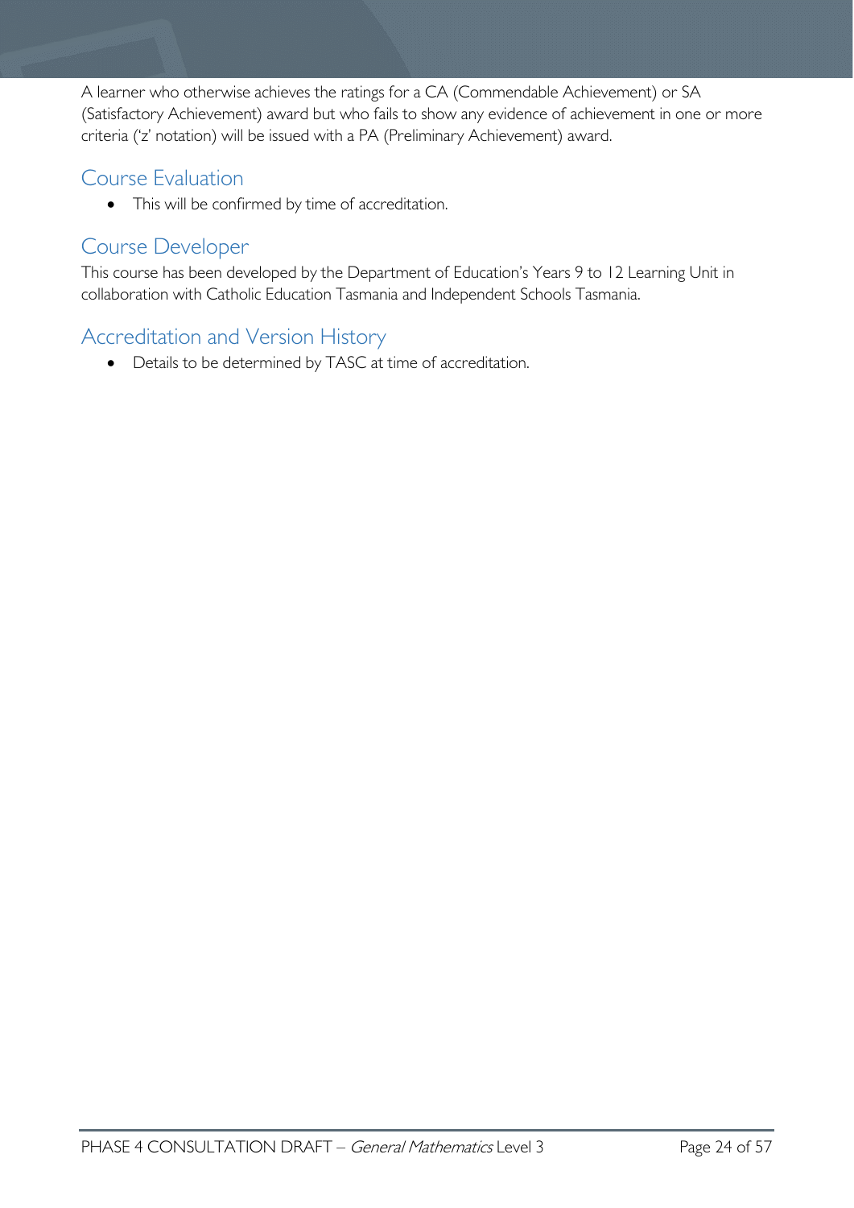A learner who otherwise achieves the ratings for a CA (Commendable Achievement) or SA (Satisfactory Achievement) award but who fails to show any evidence of achievement in one or more criteria ('z' notation) will be issued with a PA (Preliminary Achievement) award.

## Course Evaluation

- This will be confirmed by time of accreditation.

## Course Developer

This course has been developed by the Department of Education's Years 9 to 12 Learning Unit in collaboration with Catholic Education Tasmania and Independent Schools Tasmania.

## Accreditation and Version History

- Details to be determined by TASC at time of accreditation.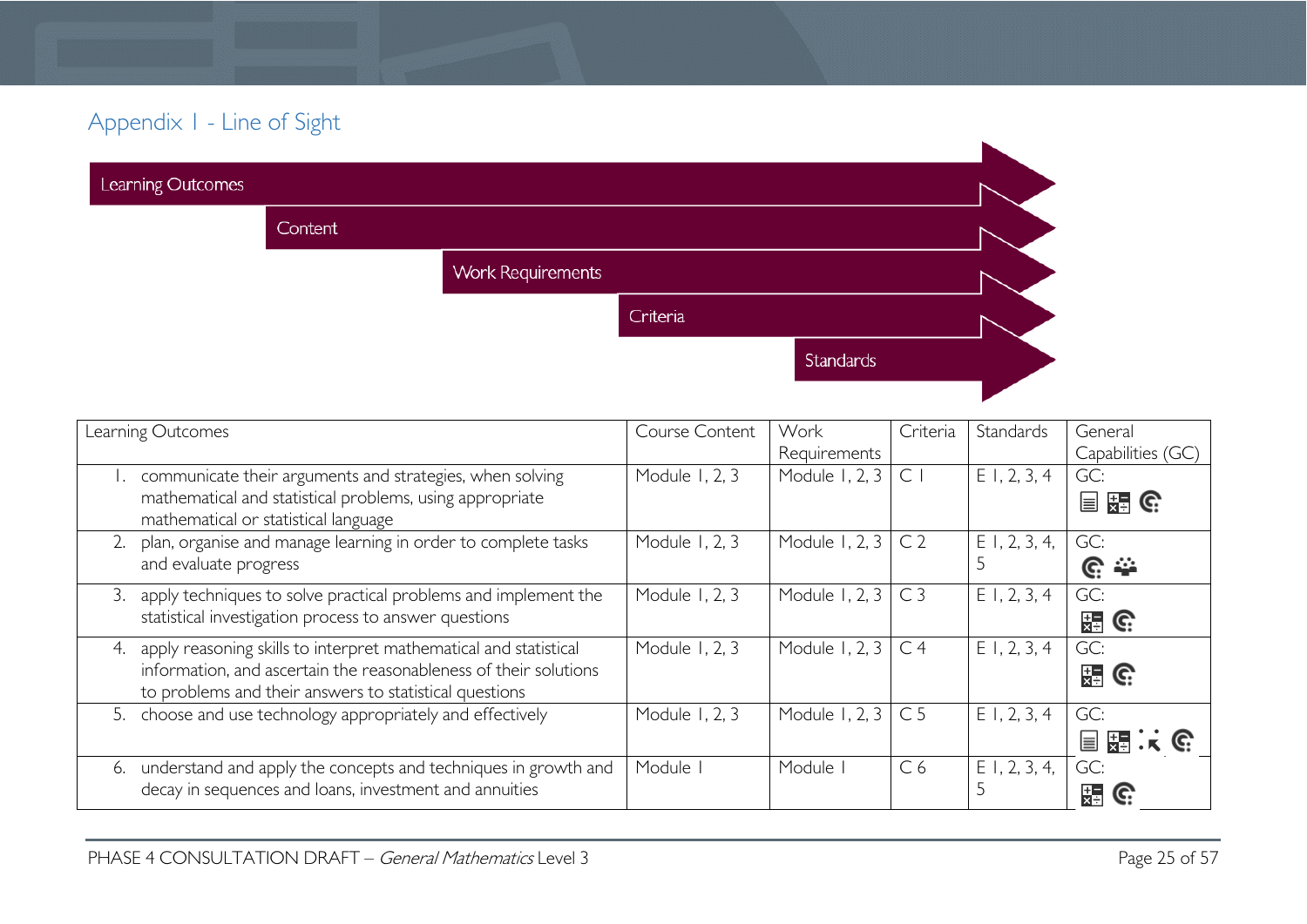## Appendix 1 - Line of Sight

Learning Outcomes

Content

Work Requirements

Criteria

Standards

| Learning Outcomes | Course Content | Work Requirements | Criteria | Standards | General Capabilities (GC) |
|---|---|---|---|---|---|
| 1. communicate their arguments and strategies, when solving mathematical and statistical problems, using appropriate mathematical or statistical language | Module 1, 2, 3 | Module 1, 2, 3 | C 1 | E 1, 2, 3, 4 | GC: |
| 2. plan, organise and manage learning in order to complete tasks and evaluate progress | Module 1, 2, 3 | Module 1, 2, 3 | C 2 | E 1, 2, 3, 4, 5 | GC: |
| 3. apply techniques to solve practical problems and implement the statistical investigation process to answer questions | Module 1, 2, 3 | Module 1, 2, 3 | C 3 | E 1, 2, 3, 4 | GC: |
| 4. apply reasoning skills to interpret mathematical and statistical information, and ascertain the reasonableness of their solutions to problems and their answers to statistical questions | Module 1, 2, 3 | Module 1, 2, 3 | C 4 | E 1, 2, 3, 4 | GC: |
| 5. choose and use technology appropriately and effectively | Module 1, 2, 3 | Module 1, 2, 3 | C 5 | E 1, 2, 3, 4 | GC: |
| 6. understand and apply the concepts and techniques in growth and decay in sequences and loans, investment and annuities | Module 1 | Module 1 | C 6 | E 1, 2, 3, 4, 5 | GC: |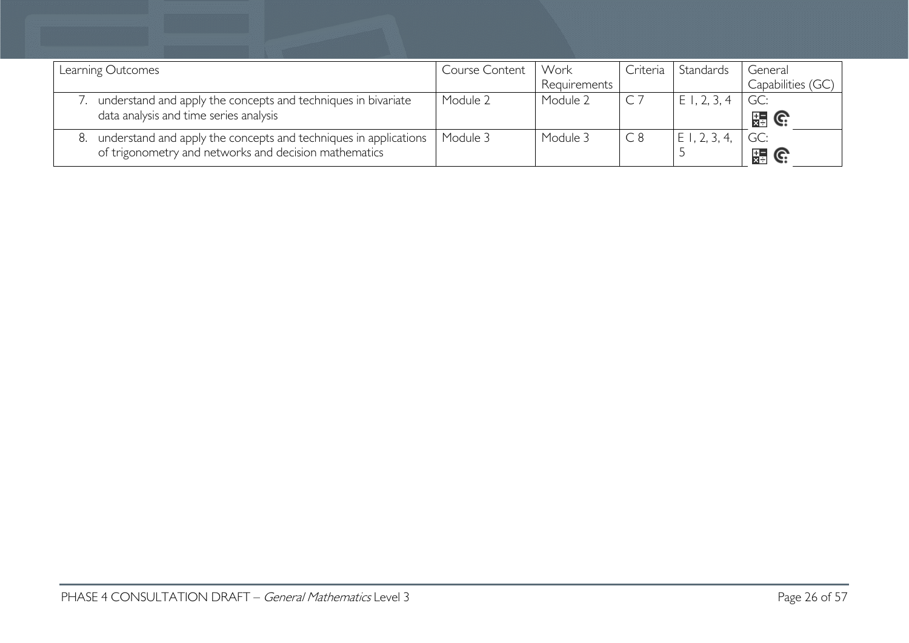| Learning Outcomes | Course Content | Work Requirements | Criteria | Standards | General Capabilities (GC) |
|---|---|---|---|---|---|
| 7. understand and apply the concepts and techniques in bivariate data analysis and time series analysis | Module 2 | Module 2 | C 7 | E 1, 2, 3, 4 | GC: |
| 8. understand and apply the concepts and techniques in applications of trigonometry and networks and decision mathematics | Module 3 | Module 3 | C 8 | E 1, 2, 3, 4, 5 | GC: |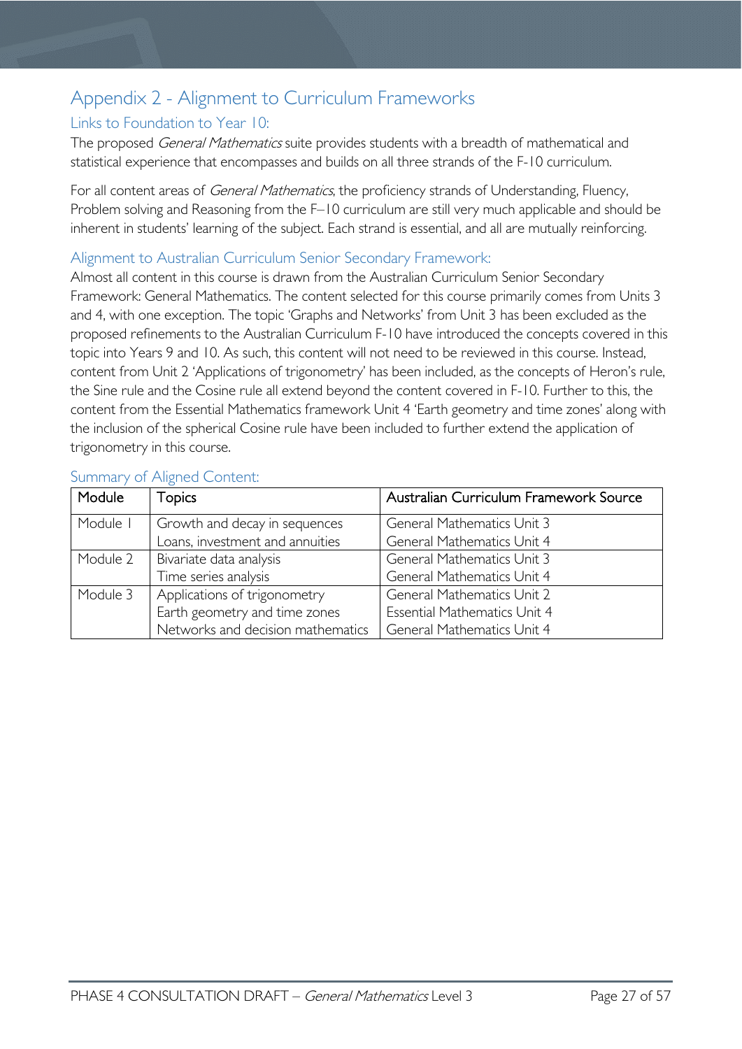# Appendix 2 - Alignment to Curriculum Frameworks

## Links to Foundation to Year 10:

The proposed *General Mathematics* suite provides students with a breadth of mathematical and statistical experience that encompasses and builds on all three strands of the F-10 curriculum.

For all content areas of *General Mathematics*, the proficiency strands of Understanding, Fluency, Problem solving and Reasoning from the F–10 curriculum are still very much applicable and should be inherent in students' learning of the subject. Each strand is essential, and all are mutually reinforcing.

## Alignment to Australian Curriculum Senior Secondary Framework:

Almost all content in this course is drawn from the Australian Curriculum Senior Secondary Framework: General Mathematics. The content selected for this course primarily comes from Units 3 and 4, with one exception. The topic 'Graphs and Networks' from Unit 3 has been excluded as the proposed refinements to the Australian Curriculum F-10 have introduced the concepts covered in this topic into Years 9 and 10. As such, this content will not need to be reviewed in this course. Instead, content from Unit 2 'Applications of trigonometry' has been included, as the concepts of Heron's rule, the Sine rule and the Cosine rule all extend beyond the content covered in F-10. Further to this, the content from the Essential Mathematics framework Unit 4 'Earth geometry and time zones' along with the inclusion of the spherical Cosine rule have been included to further extend the application of trigonometry in this course.

## Summary of Aligned Content:

| Module | Topics | Australian Curriculum Framework Source |
|---|---|---|
| Module 1 | Growth and decay in sequences<br>Loans, investment and annuities | General Mathematics Unit 3<br>General Mathematics Unit 4 |
| Module 2 | Bivariate data analysis<br>Time series analysis | General Mathematics Unit 3<br>General Mathematics Unit 4 |
| Module 3 | Applications of trigonometry<br>Earth geometry and time zones<br>Networks and decision mathematics | General Mathematics Unit 2<br>Essential Mathematics Unit 4<br>General Mathematics Unit 4 |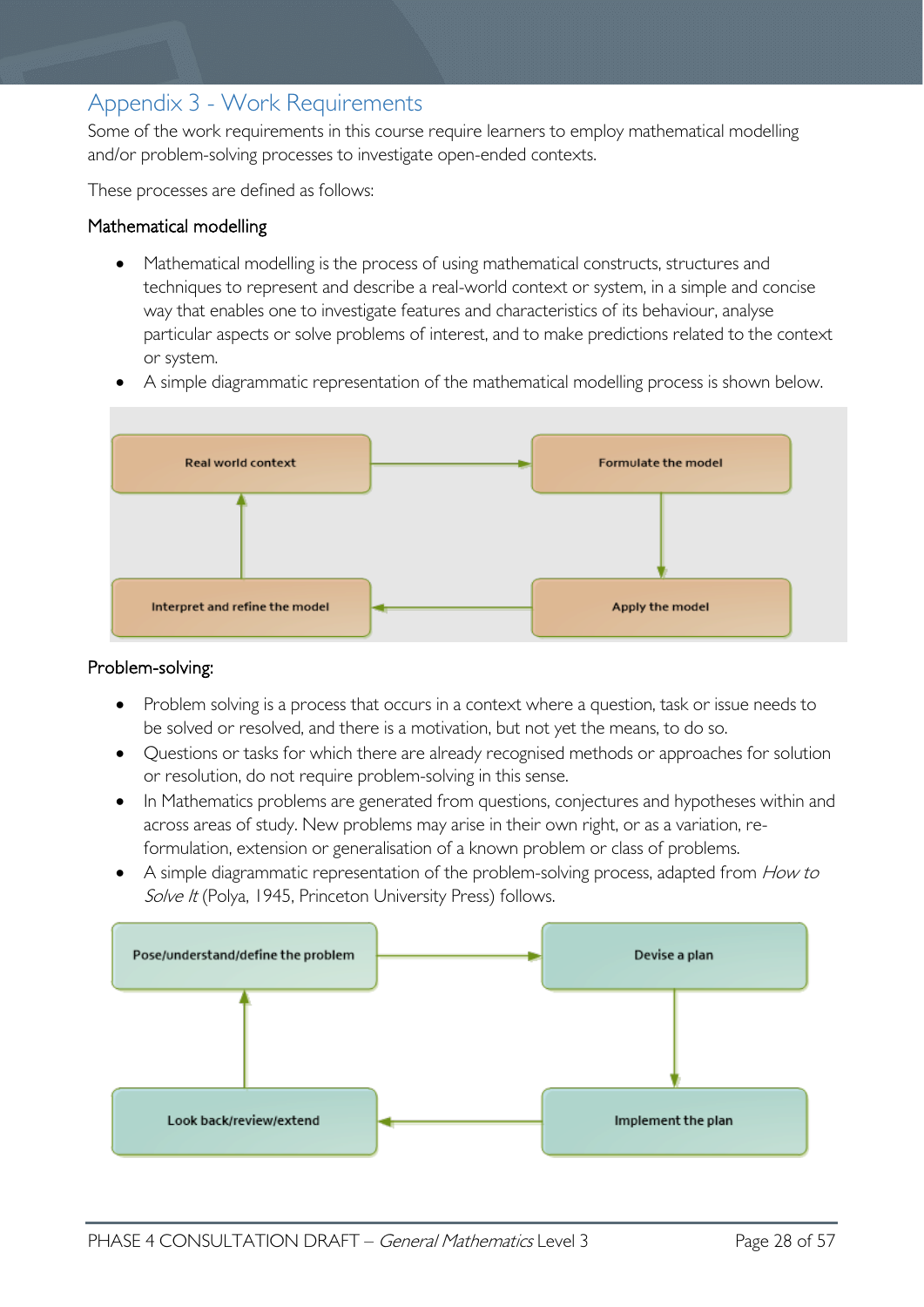# Appendix 3 - Work Requirements

Some of the work requirements in this course require learners to employ mathematical modelling and/or problem-solving processes to investigate open-ended contexts.

These processes are defined as follows:

### Mathematical modelling

- Mathematical modelling is the process of using mathematical constructs, structures and techniques to represent and describe a real-world context or system, in a simple and concise way that enables one to investigate features and characteristics of its behaviour, analyse particular aspects or solve problems of interest, and to make predictions related to the context or system.
- A simple diagrammatic representation of the mathematical modelling process is shown below.

Real world context → Formulate the model → Apply the model → Interpret and refine the model → Real world context

### Problem-solving:

- Problem solving is a process that occurs in a context where a question, task or issue needs to be solved or resolved, and there is a motivation, but not yet the means, to do so.
- Questions or tasks for which there are already recognised methods or approaches for solution or resolution, do not require problem-solving in this sense.
- In Mathematics problems are generated from questions, conjectures and hypotheses within and across areas of study. New problems may arise in their own right, or as a variation, re-formulation, extension or generalisation of a known problem or class of problems.
- A simple diagrammatic representation of the problem-solving process, adapted from *How to Solve It* (Polya, 1945, Princeton University Press) follows.

Pose/understand/define the problem → Devise a plan → Implement the plan → Look back/review/extend → Pose/understand/define the problem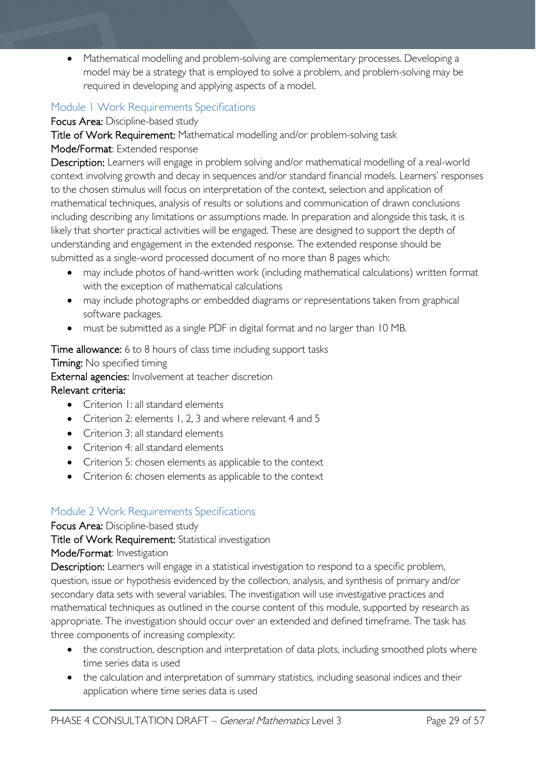- Mathematical modelling and problem-solving are complementary processes. Developing a model may be a strategy that is employed to solve a problem, and problem-solving may be required in developing and applying aspects of a model.

## Module 1 Work Requirements Specifications

**Focus Area:** Discipline-based study

**Title of Work Requirement:** Mathematical modelling and/or problem-solving task

**Mode/Format**: Extended response

**Description:** Learners will engage in problem solving and/or mathematical modelling of a real-world context involving growth and decay in sequences and/or standard financial models. Learners' responses to the chosen stimulus will focus on interpretation of the context, selection and application of mathematical techniques, analysis of results or solutions and communication of drawn conclusions including describing any limitations or assumptions made. In preparation and alongside this task, it is likely that shorter practical activities will be engaged. These are designed to support the depth of understanding and engagement in the extended response. The extended response should be submitted as a single-word processed document of no more than 8 pages which:

- may include photos of hand-written work (including mathematical calculations) written format with the exception of mathematical calculations
- may include photographs or embedded diagrams or representations taken from graphical software packages.
- must be submitted as a single PDF in digital format and no larger than 10 MB.

**Time allowance:** 6 to 8 hours of class time including support tasks

**Timing:** No specified timing

**External agencies:** Involvement at teacher discretion

**Relevant criteria:**

- Criterion 1: all standard elements
- Criterion 2: elements 1, 2, 3 and where relevant 4 and 5
- Criterion 3: all standard elements
- Criterion 4: all standard elements
- Criterion 5: chosen elements as applicable to the context
- Criterion 6: chosen elements as applicable to the context

## Module 2 Work Requirements Specifications

**Focus Area:** Discipline-based study

**Title of Work Requirement:** Statistical investigation

**Mode/Format**: Investigation

**Description:** Learners will engage in a statistical investigation to respond to a specific problem, question, issue or hypothesis evidenced by the collection, analysis, and synthesis of primary and/or secondary data sets with several variables. The investigation will use investigative practices and mathematical techniques as outlined in the course content of this module, supported by research as appropriate. The investigation should occur over an extended and defined timeframe. The task has three components of increasing complexity:

- the construction, description and interpretation of data plots, including smoothed plots where time series data is used
- the calculation and interpretation of summary statistics, including seasonal indices and their application where time series data is used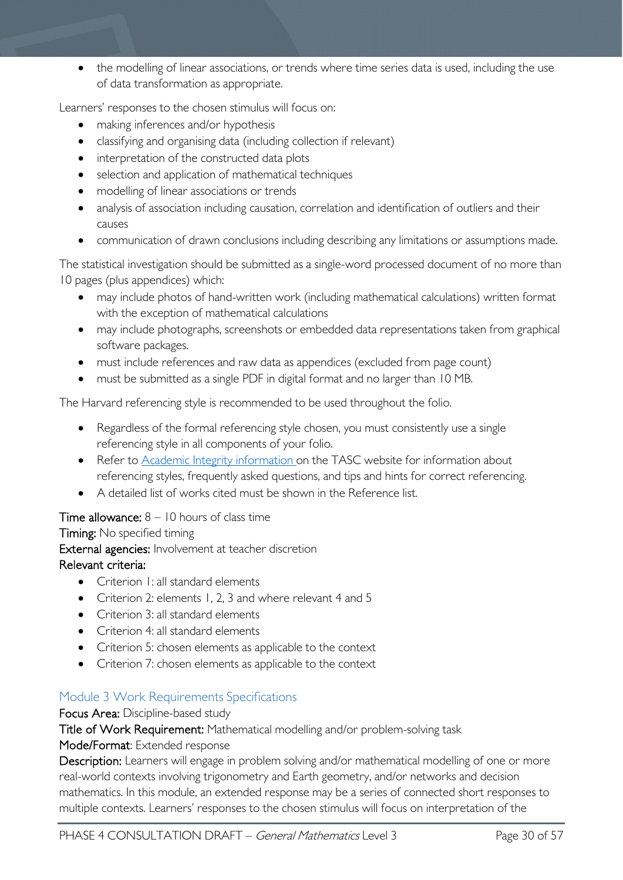- the modelling of linear associations, or trends where time series data is used, including the use of data transformation as appropriate.

Learners' responses to the chosen stimulus will focus on:

- making inferences and/or hypothesis
- classifying and organising data (including collection if relevant)
- interpretation of the constructed data plots
- selection and application of mathematical techniques
- modelling of linear associations or trends
- analysis of association including causation, correlation and identification of outliers and their causes
- communication of drawn conclusions including describing any limitations or assumptions made.

The statistical investigation should be submitted as a single-word processed document of no more than 10 pages (plus appendices) which:

- may include photos of hand-written work (including mathematical calculations) written format with the exception of mathematical calculations
- may include photographs, screenshots or embedded data representations taken from graphical software packages.
- must include references and raw data as appendices (excluded from page count)
- must be submitted as a single PDF in digital format and no larger than 10 MB.

The Harvard referencing style is recommended to be used throughout the folio.

- Regardless of the formal referencing style chosen, you must consistently use a single referencing style in all components of your folio.
- Refer to Academic Integrity information on the TASC website for information about referencing styles, frequently asked questions, and tips and hints for correct referencing.
- A detailed list of works cited must be shown in the Reference list.

**Time allowance:** 8 – 10 hours of class time
**Timing:** No specified timing
**External agencies:** Involvement at teacher discretion
**Relevant criteria:**

- Criterion 1: all standard elements
- Criterion 2: elements 1, 2, 3 and where relevant 4 and 5
- Criterion 3: all standard elements
- Criterion 4: all standard elements
- Criterion 5: chosen elements as applicable to the context
- Criterion 7: chosen elements as applicable to the context

## Module 3 Work Requirements Specifications

**Focus Area:** Discipline-based study
**Title of Work Requirement:** Mathematical modelling and/or problem-solving task
**Mode/Format**: Extended response
**Description:** Learners will engage in problem solving and/or mathematical modelling of one or more real-world contexts involving trigonometry and Earth geometry, and/or networks and decision mathematics. In this module, an extended response may be a series of connected short responses to multiple contexts. Learners' responses to the chosen stimulus will focus on interpretation of the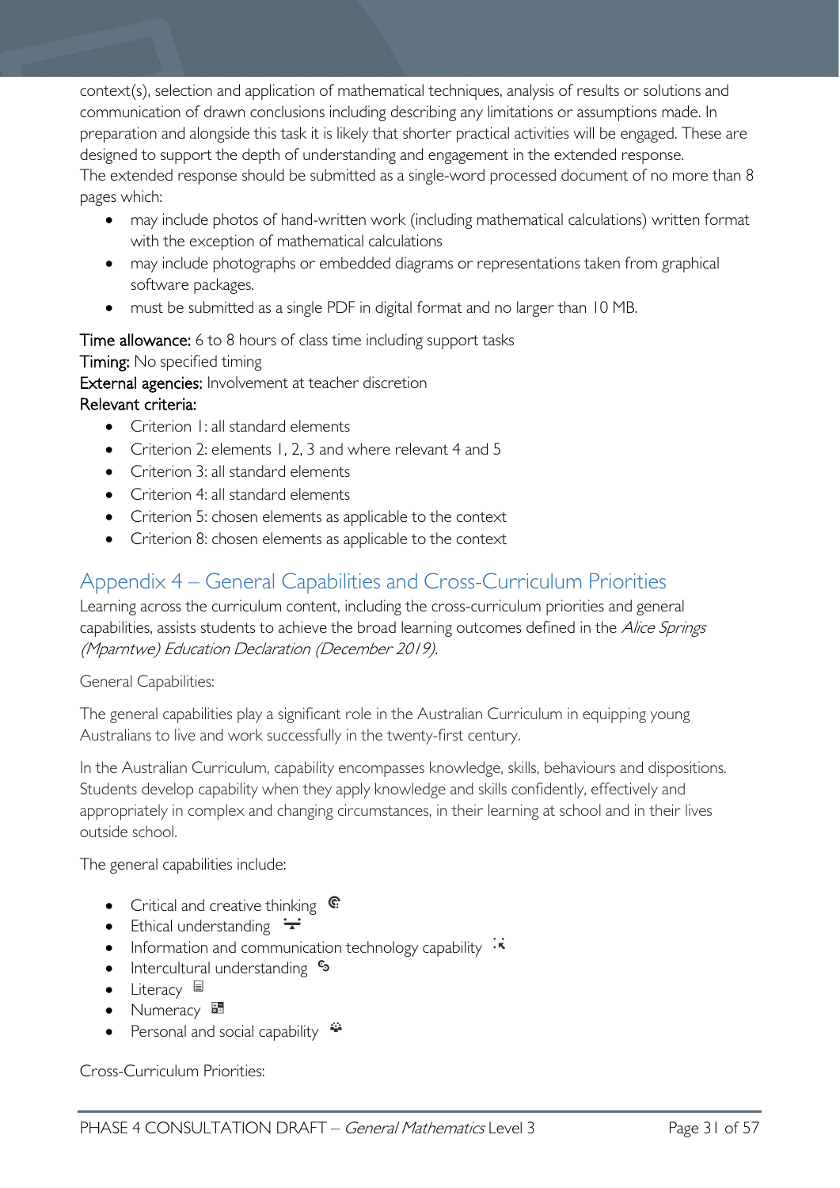context(s), selection and application of mathematical techniques, analysis of results or solutions and communication of drawn conclusions including describing any limitations or assumptions made. In preparation and alongside this task it is likely that shorter practical activities will be engaged. These are designed to support the depth of understanding and engagement in the extended response.

The extended response should be submitted as a single-word processed document of no more than 8 pages which:

- may include photos of hand-written work (including mathematical calculations) written format with the exception of mathematical calculations
- may include photographs or embedded diagrams or representations taken from graphical software packages.
- must be submitted as a single PDF in digital format and no larger than 10 MB.

**Time allowance:** 6 to 8 hours of class time including support tasks

**Timing:** No specified timing

**External agencies:** Involvement at teacher discretion

**Relevant criteria:**

- Criterion 1: all standard elements
- Criterion 2: elements 1, 2, 3 and where relevant 4 and 5
- Criterion 3: all standard elements
- Criterion 4: all standard elements
- Criterion 5: chosen elements as applicable to the context
- Criterion 8: chosen elements as applicable to the context

## Appendix 4 – General Capabilities and Cross-Curriculum Priorities

Learning across the curriculum content, including the cross-curriculum priorities and general capabilities, assists students to achieve the broad learning outcomes defined in the *Alice Springs (Mparntwe) Education Declaration (December 2019).*

General Capabilities:

The general capabilities play a significant role in the Australian Curriculum in equipping young Australians to live and work successfully in the twenty-first century.

In the Australian Curriculum, capability encompasses knowledge, skills, behaviours and dispositions. Students develop capability when they apply knowledge and skills confidently, effectively and appropriately in complex and changing circumstances, in their learning at school and in their lives outside school.

The general capabilities include:

- Critical and creative thinking
- Ethical understanding
- Information and communication technology capability
- Intercultural understanding
- Literacy
- Numeracy
- Personal and social capability

Cross-Curriculum Priorities: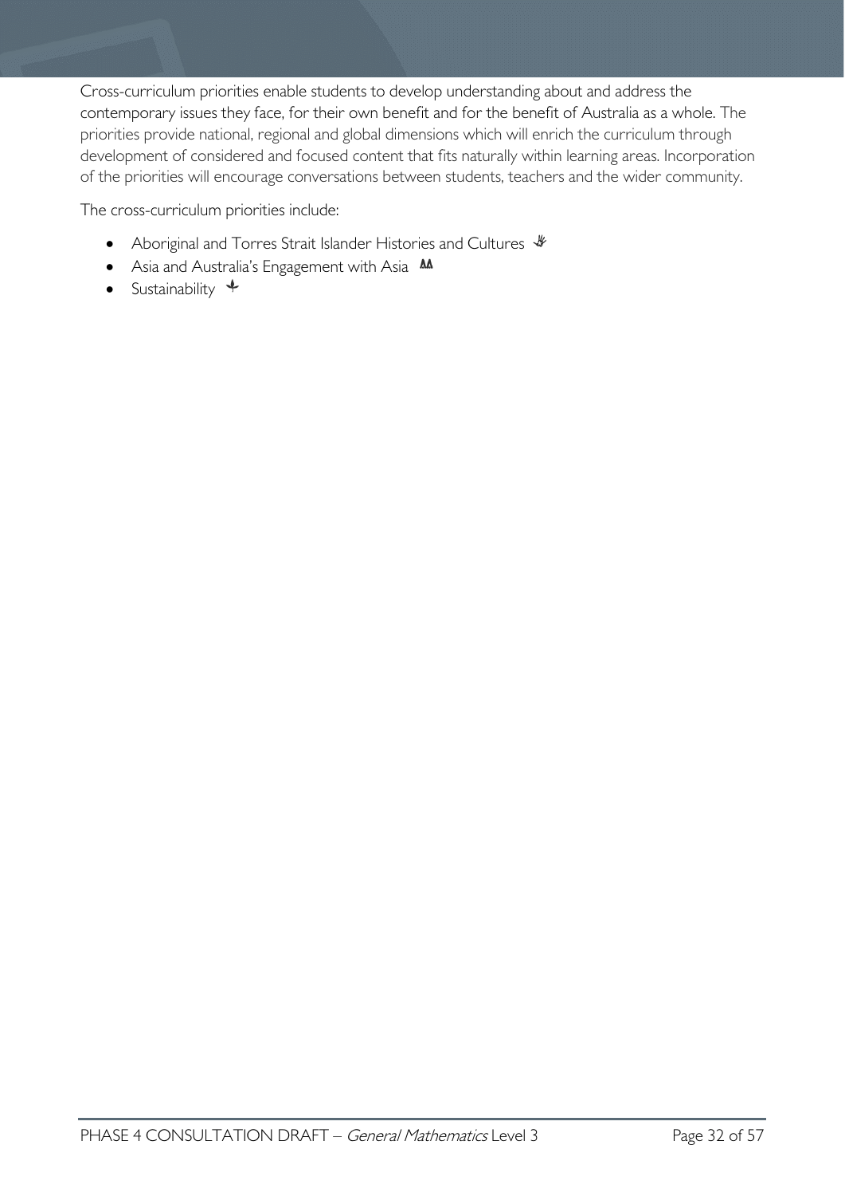Cross-curriculum priorities enable students to develop understanding about and address the contemporary issues they face, for their own benefit and for the benefit of Australia as a whole. The priorities provide national, regional and global dimensions which will enrich the curriculum through development of considered and focused content that fits naturally within learning areas. Incorporation of the priorities will encourage conversations between students, teachers and the wider community.

The cross-curriculum priorities include:

- Aboriginal and Torres Strait Islander Histories and Cultures
- Asia and Australia's Engagement with Asia
- Sustainability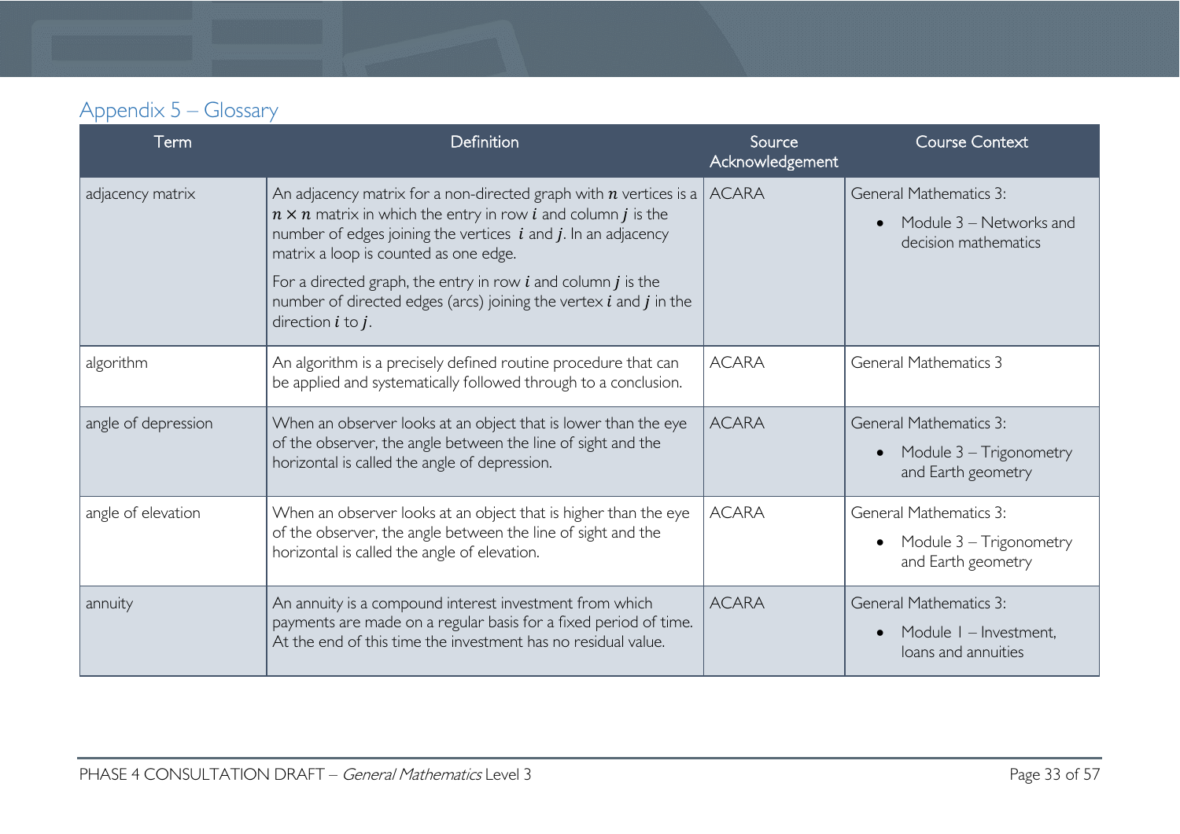## Appendix 5 – Glossary

| Term | Definition | Source Acknowledgement | Course Context |
|---|---|---|---|
| adjacency matrix | An adjacency matrix for a non-directed graph with $n$ vertices is a $n \times n$ matrix in which the entry in row $i$ and column $j$ is the number of edges joining the vertices $i$ and $j$. In an adjacency matrix a loop is counted as one edge.<br><br>For a directed graph, the entry in row $i$ and column $j$ is the number of directed edges (arcs) joining the vertex $i$ and $j$ in the direction $i$ to $j$. | ACARA | General Mathematics 3:<br>• Module 3 – Networks and decision mathematics |
| algorithm | An algorithm is a precisely defined routine procedure that can be applied and systematically followed through to a conclusion. | ACARA | General Mathematics 3 |
| angle of depression | When an observer looks at an object that is lower than the eye of the observer, the angle between the line of sight and the horizontal is called the angle of depression. | ACARA | General Mathematics 3:<br>• Module 3 – Trigonometry and Earth geometry |
| angle of elevation | When an observer looks at an object that is higher than the eye of the observer, the angle between the line of sight and the horizontal is called the angle of elevation. | ACARA | General Mathematics 3:<br>• Module 3 – Trigonometry and Earth geometry |
| annuity | An annuity is a compound interest investment from which payments are made on a regular basis for a fixed period of time. At the end of this time the investment has no residual value. | ACARA | General Mathematics 3:<br>• Module 1 – Investment, loans and annuities |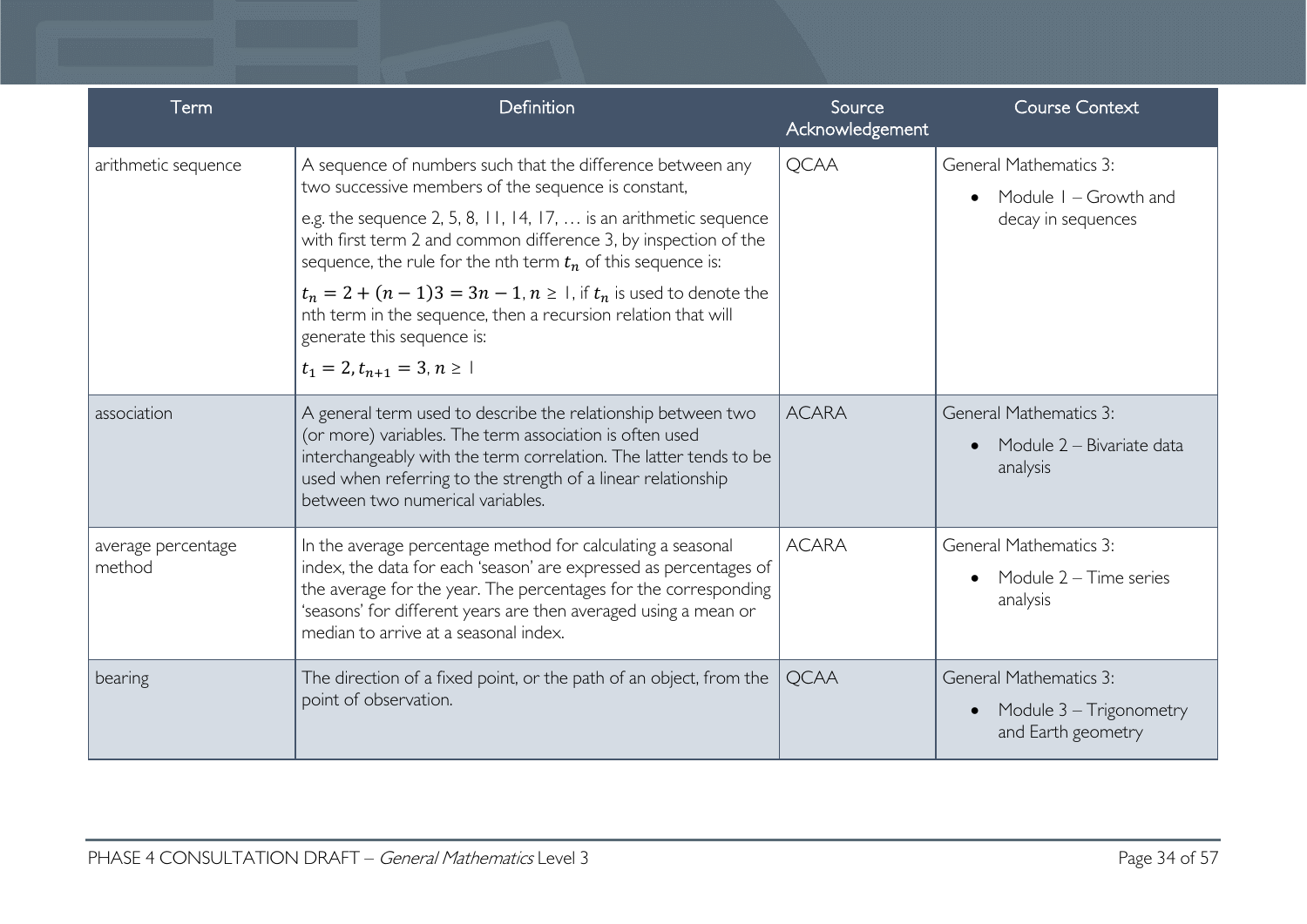| Term | Definition | Source Acknowledgement | Course Context |
|---|---|---|---|
| arithmetic sequence | A sequence of numbers such that the difference between any two successive members of the sequence is constant,<br><br>e.g. the sequence 2, 5, 8, 11, 14, 17, … is an arithmetic sequence with first term 2 and common difference 3, by inspection of the sequence, the rule for the nth term $t_n$ of this sequence is:<br><br>$t_n = 2 + (n-1)3 = 3n - 1$, $n \geq 1$, if $t_n$ is used to denote the nth term in the sequence, then a recursion relation that will generate this sequence is:<br><br>$t_1 = 2, t_{n+1} = 3$, $n \geq 1$ | QCAA | General Mathematics 3:<br><br>• Module 1 – Growth and decay in sequences |
| association | A general term used to describe the relationship between two (or more) variables. The term association is often used interchangeably with the term correlation. The latter tends to be used when referring to the strength of a linear relationship between two numerical variables. | ACARA | General Mathematics 3:<br><br>• Module 2 – Bivariate data analysis |
| average percentage method | In the average percentage method for calculating a seasonal index, the data for each 'season' are expressed as percentages of the average for the year. The percentages for the corresponding 'seasons' for different years are then averaged using a mean or median to arrive at a seasonal index. | ACARA | General Mathematics 3:<br><br>• Module 2 – Time series analysis |
| bearing | The direction of a fixed point, or the path of an object, from the point of observation. | QCAA | General Mathematics 3:<br><br>• Module 3 – Trigonometry and Earth geometry |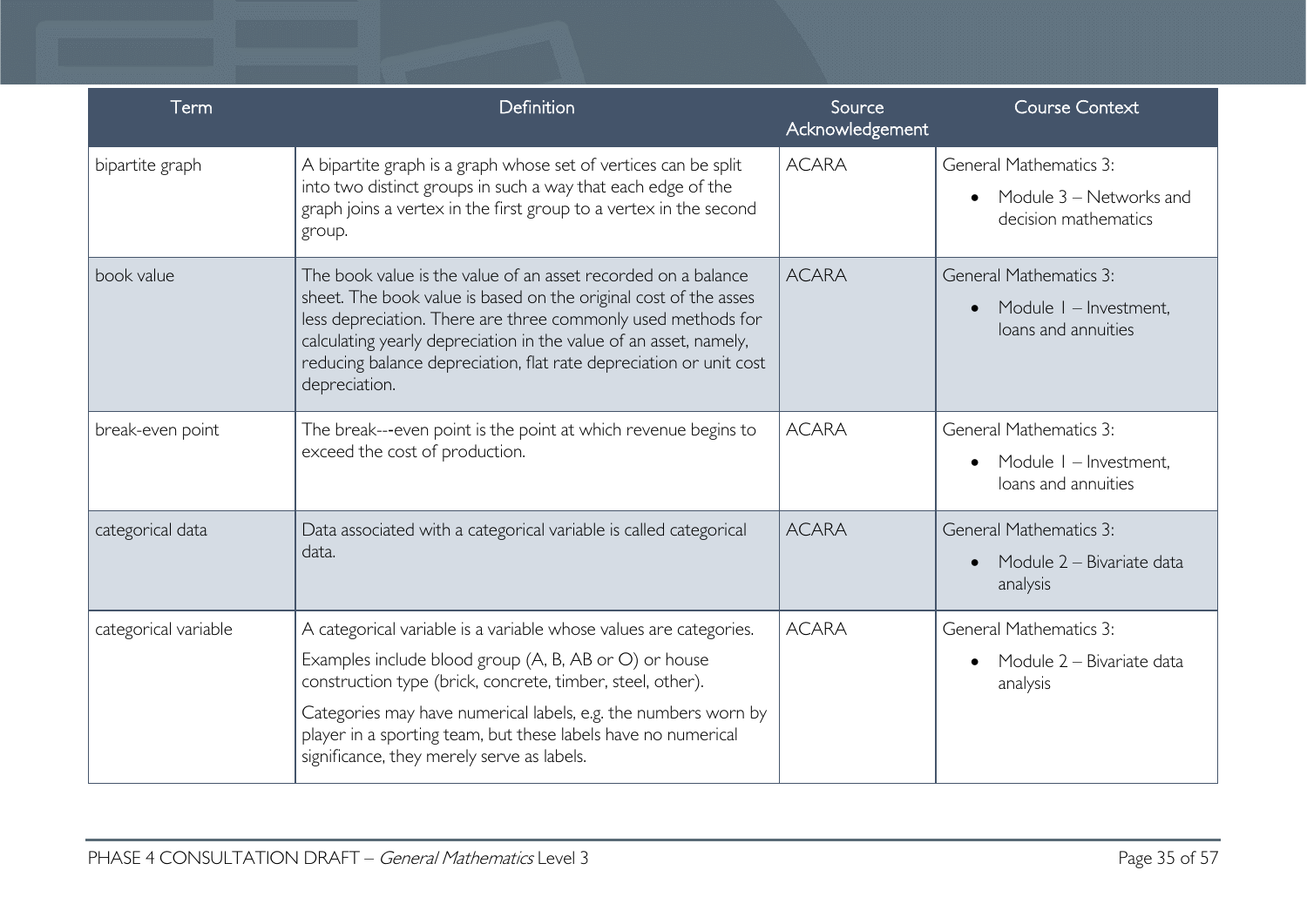| Term | Definition | Source Acknowledgement | Course Context |
|---|---|---|---|
| bipartite graph | A bipartite graph is a graph whose set of vertices can be split into two distinct groups in such a way that each edge of the graph joins a vertex in the first group to a vertex in the second group. | ACARA | General Mathematics 3:<br>• Module 3 – Networks and decision mathematics |
| book value | The book value is the value of an asset recorded on a balance sheet. The book value is based on the original cost of the asses less depreciation. There are three commonly used methods for calculating yearly depreciation in the value of an asset, namely, reducing balance depreciation, flat rate depreciation or unit cost depreciation. | ACARA | General Mathematics 3:<br>• Module 1 – Investment, loans and annuities |
| break-even point | The break---even point is the point at which revenue begins to exceed the cost of production. | ACARA | General Mathematics 3:<br>• Module 1 – Investment, loans and annuities |
| categorical data | Data associated with a categorical variable is called categorical data. | ACARA | General Mathematics 3:<br>• Module 2 – Bivariate data analysis |
| categorical variable | A categorical variable is a variable whose values are categories.<br>Examples include blood group (A, B, AB or O) or house construction type (brick, concrete, timber, steel, other).<br>Categories may have numerical labels, e.g. the numbers worn by player in a sporting team, but these labels have no numerical significance, they merely serve as labels. | ACARA | General Mathematics 3:<br>• Module 2 – Bivariate data analysis |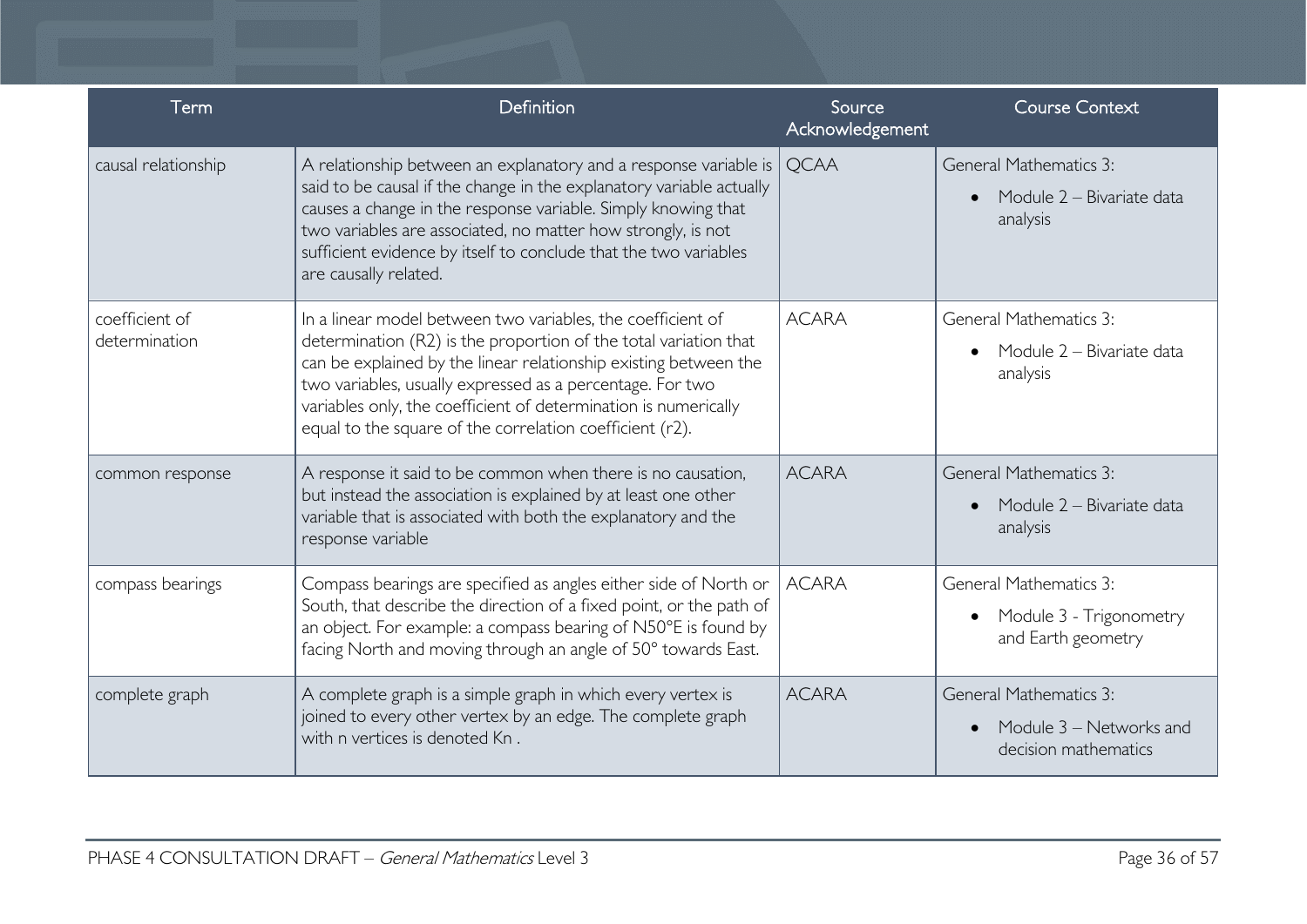| Term | Definition | Source Acknowledgement | Course Context |
|---|---|---|---|
| causal relationship | A relationship between an explanatory and a response variable is said to be causal if the change in the explanatory variable actually causes a change in the response variable. Simply knowing that two variables are associated, no matter how strongly, is not sufficient evidence by itself to conclude that the two variables are causally related. | QCAA | General Mathematics 3: <br>• Module 2 – Bivariate data analysis |
| coefficient of determination | In a linear model between two variables, the coefficient of determination ($R^2$) is the proportion of the total variation that can be explained by the linear relationship existing between the two variables, usually expressed as a percentage. For two variables only, the coefficient of determination is numerically equal to the square of the correlation coefficient ($r^2$). | ACARA | General Mathematics 3: <br>• Module 2 – Bivariate data analysis |
| common response | A response it said to be common when there is no causation, but instead the association is explained by at least one other variable that is associated with both the explanatory and the response variable | ACARA | General Mathematics 3: <br>• Module 2 – Bivariate data analysis |
| compass bearings | Compass bearings are specified as angles either side of North or South, that describe the direction of a fixed point, or the path of an object. For example: a compass bearing of N50°E is found by facing North and moving through an angle of 50° towards East. | ACARA | General Mathematics 3: <br>• Module 3 - Trigonometry and Earth geometry |
| complete graph | A complete graph is a simple graph in which every vertex is joined to every other vertex by an edge. The complete graph with n vertices is denoted $K_n$ . | ACARA | General Mathematics 3: <br>• Module 3 – Networks and decision mathematics |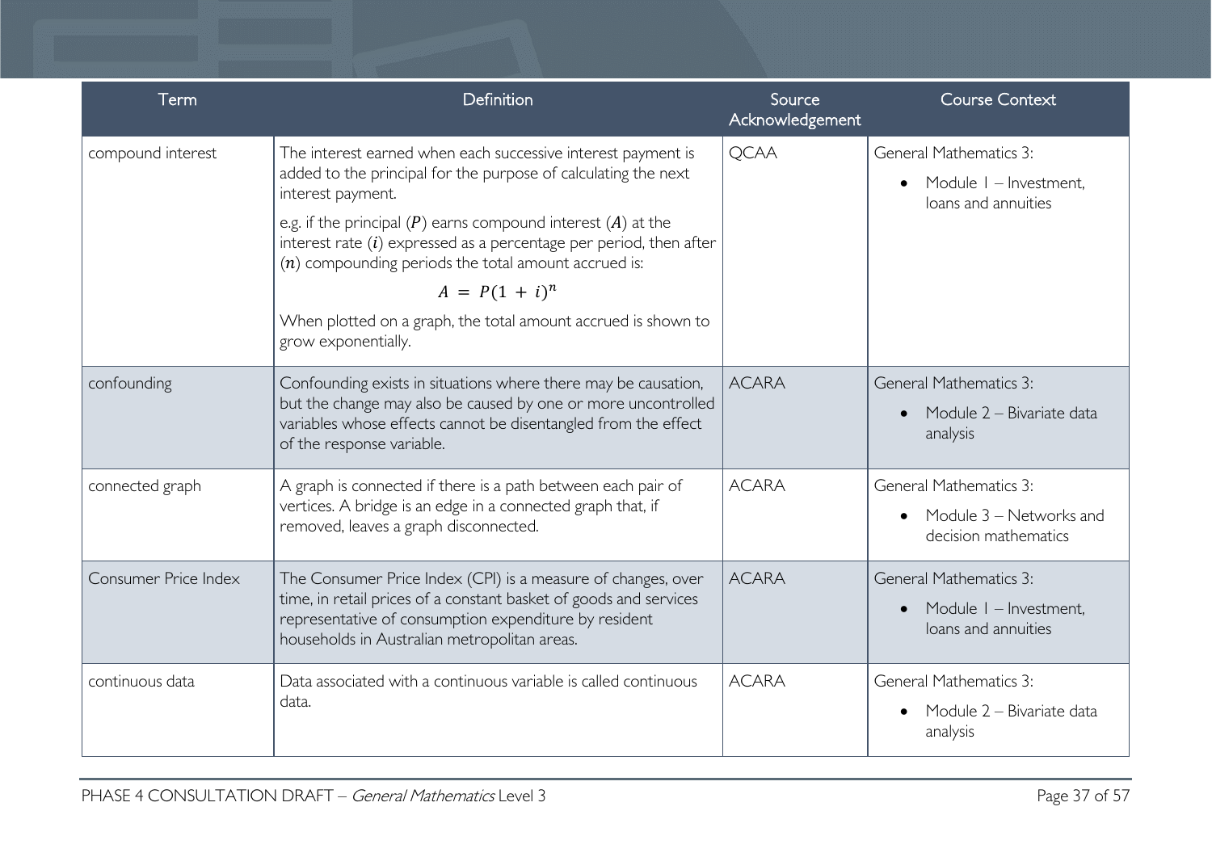| Term | Definition | Source Acknowledgement | Course Context |
|---|---|---|---|
| compound interest | The interest earned when each successive interest payment is added to the principal for the purpose of calculating the next interest payment.<br><br>e.g. if the principal ($P$) earns compound interest ($A$) at the interest rate ($i$) expressed as a percentage per period, then after ($n$) compounding periods the total amount accrued is:<br><br>$A = P(1 + i)^n$<br><br>When plotted on a graph, the total amount accrued is shown to grow exponentially. | QCAA | General Mathematics 3:<br>• Module 1 – Investment, loans and annuities |
| confounding | Confounding exists in situations where there may be causation, but the change may also be caused by one or more uncontrolled variables whose effects cannot be disentangled from the effect of the response variable. | ACARA | General Mathematics 3:<br>• Module 2 – Bivariate data analysis |
| connected graph | A graph is connected if there is a path between each pair of vertices. A bridge is an edge in a connected graph that, if removed, leaves a graph disconnected. | ACARA | General Mathematics 3:<br>• Module 3 – Networks and decision mathematics |
| Consumer Price Index | The Consumer Price Index (CPI) is a measure of changes, over time, in retail prices of a constant basket of goods and services representative of consumption expenditure by resident households in Australian metropolitan areas. | ACARA | General Mathematics 3:<br>• Module 1 – Investment, loans and annuities |
| continuous data | Data associated with a continuous variable is called continuous data. | ACARA | General Mathematics 3:<br>• Module 2 – Bivariate data analysis |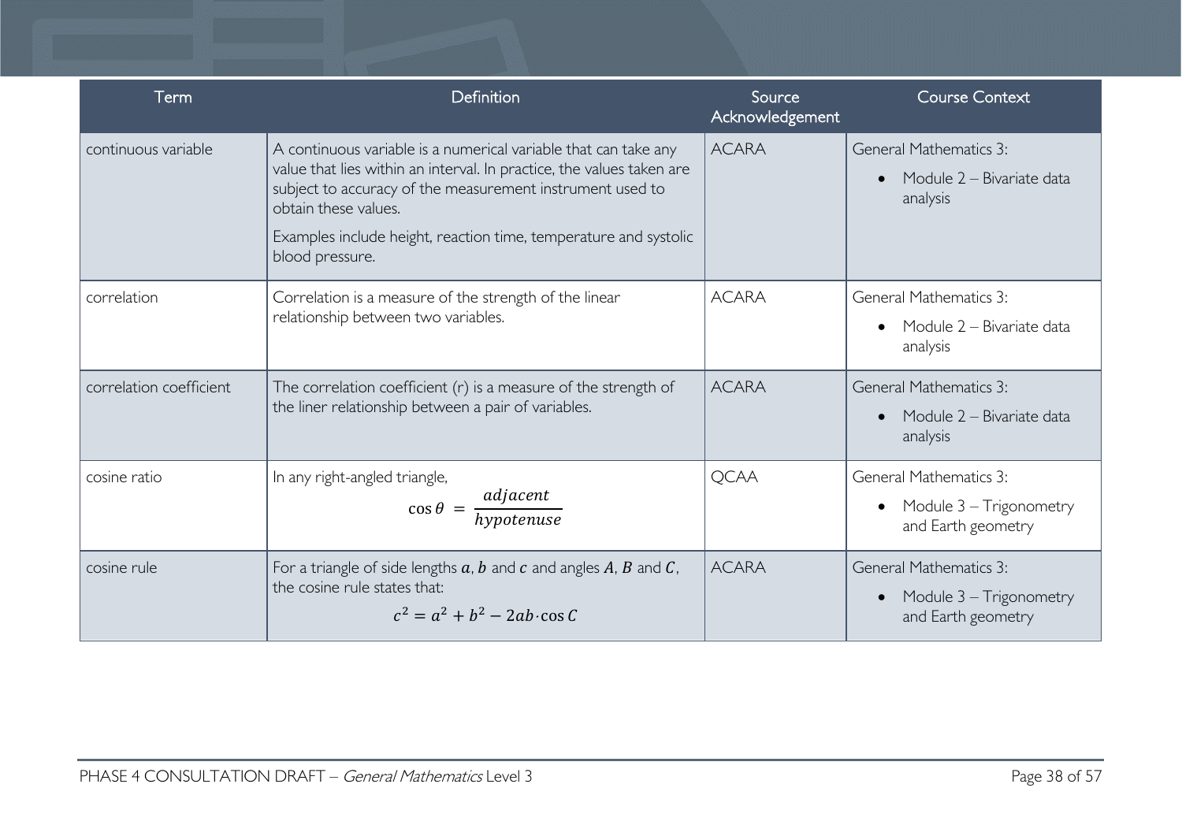| Term | Definition | Source Acknowledgement | Course Context |
|---|---|---|---|
| continuous variable | A continuous variable is a numerical variable that can take any value that lies within an interval. In practice, the values taken are subject to accuracy of the measurement instrument used to obtain these values.<br>Examples include height, reaction time, temperature and systolic blood pressure. | ACARA | General Mathematics 3:<br>• Module 2 – Bivariate data analysis |
| correlation | Correlation is a measure of the strength of the linear relationship between two variables. | ACARA | General Mathematics 3:<br>• Module 2 – Bivariate data analysis |
| correlation coefficient | The correlation coefficient (r) is a measure of the strength of the liner relationship between a pair of variables. | ACARA | General Mathematics 3:<br>• Module 2 – Bivariate data analysis |
| cosine ratio | In any right-angled triangle,<br>$\cos\theta = \dfrac{adjacent}{hypotenuse}$ | QCAA | General Mathematics 3:<br>• Module 3 – Trigonometry and Earth geometry |
| cosine rule | For a triangle of side lengths $a$, $b$ and $c$ and angles $A$, $B$ and $C$, the cosine rule states that:<br>$c^2 = a^2 + b^2 - 2ab \cdot \cos C$ | ACARA | General Mathematics 3:<br>• Module 3 – Trigonometry and Earth geometry |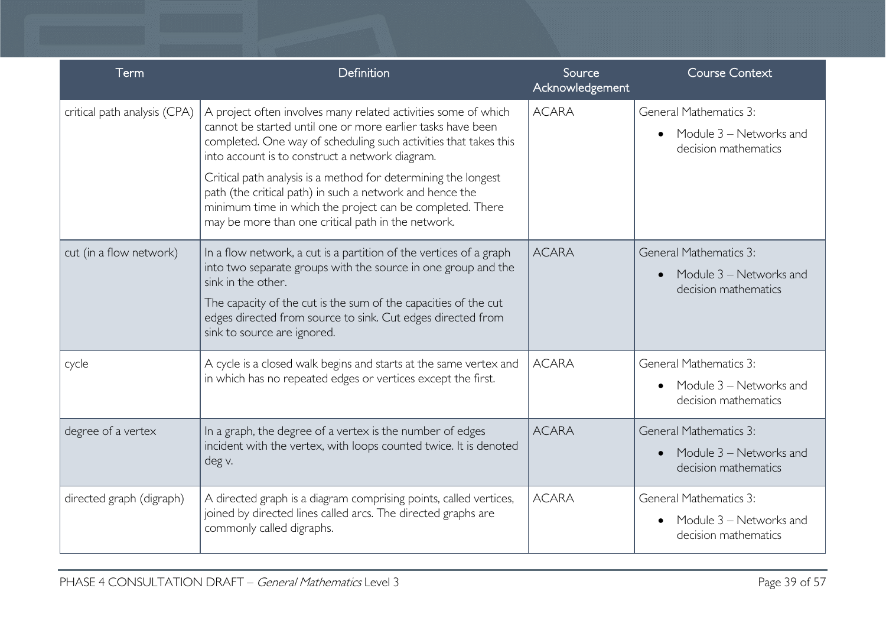| Term | Definition | Source Acknowledgement | Course Context |
|---|---|---|---|
| critical path analysis (CPA) | A project often involves many related activities some of which cannot be started until one or more earlier tasks have been completed. One way of scheduling such activities that takes this into account is to construct a network diagram.<br><br>Critical path analysis is a method for determining the longest path (the critical path) in such a network and hence the minimum time in which the project can be completed. There may be more than one critical path in the network. | ACARA | General Mathematics 3:<br>• Module 3 – Networks and decision mathematics |
| cut (in a flow network) | In a flow network, a cut is a partition of the vertices of a graph into two separate groups with the source in one group and the sink in the other.<br><br>The capacity of the cut is the sum of the capacities of the cut edges directed from source to sink. Cut edges directed from sink to source are ignored. | ACARA | General Mathematics 3:<br>• Module 3 – Networks and decision mathematics |
| cycle | A cycle is a closed walk begins and starts at the same vertex and in which has no repeated edges or vertices except the first. | ACARA | General Mathematics 3:<br>• Module 3 – Networks and decision mathematics |
| degree of a vertex | In a graph, the degree of a vertex is the number of edges incident with the vertex, with loops counted twice. It is denoted deg v. | ACARA | General Mathematics 3:<br>• Module 3 – Networks and decision mathematics |
| directed graph (digraph) | A directed graph is a diagram comprising points, called vertices, joined by directed lines called arcs. The directed graphs are commonly called digraphs. | ACARA | General Mathematics 3:<br>• Module 3 – Networks and decision mathematics |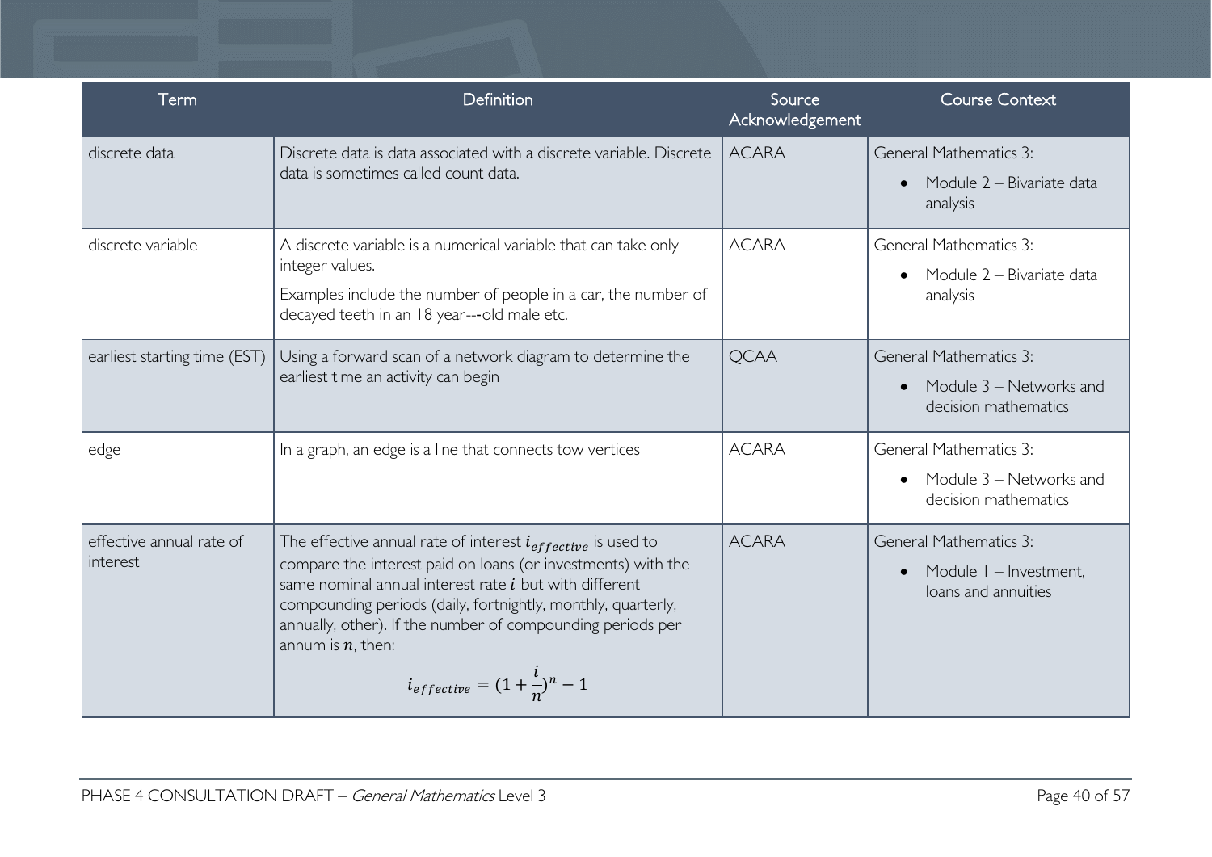| Term | Definition | Source Acknowledgement | Course Context |
|---|---|---|---|
| discrete data | Discrete data is data associated with a discrete variable. Discrete data is sometimes called count data. | ACARA | General Mathematics 3: <br>• Module 2 – Bivariate data analysis |
| discrete variable | A discrete variable is a numerical variable that can take only integer values. <br>Examples include the number of people in a car, the number of decayed teeth in an 18 year---old male etc. | ACARA | General Mathematics 3: <br>• Module 2 – Bivariate data analysis |
| earliest starting time (EST) | Using a forward scan of a network diagram to determine the earliest time an activity can begin | QCAA | General Mathematics 3: <br>• Module 3 – Networks and decision mathematics |
| edge | In a graph, an edge is a line that connects tow vertices | ACARA | General Mathematics 3: <br>• Module 3 – Networks and decision mathematics |
| effective annual rate of interest | The effective annual rate of interest $i_{effective}$ is used to compare the interest paid on loans (or investments) with the same nominal annual interest rate $i$ but with different compounding periods (daily, fortnightly, monthly, quarterly, annually, other). If the number of compounding periods per annum is $n$, then: <br>$$i_{effective} = (1 + \frac{i}{n})^n - 1$$ | ACARA | General Mathematics 3: <br>• Module 1 – Investment, loans and annuities |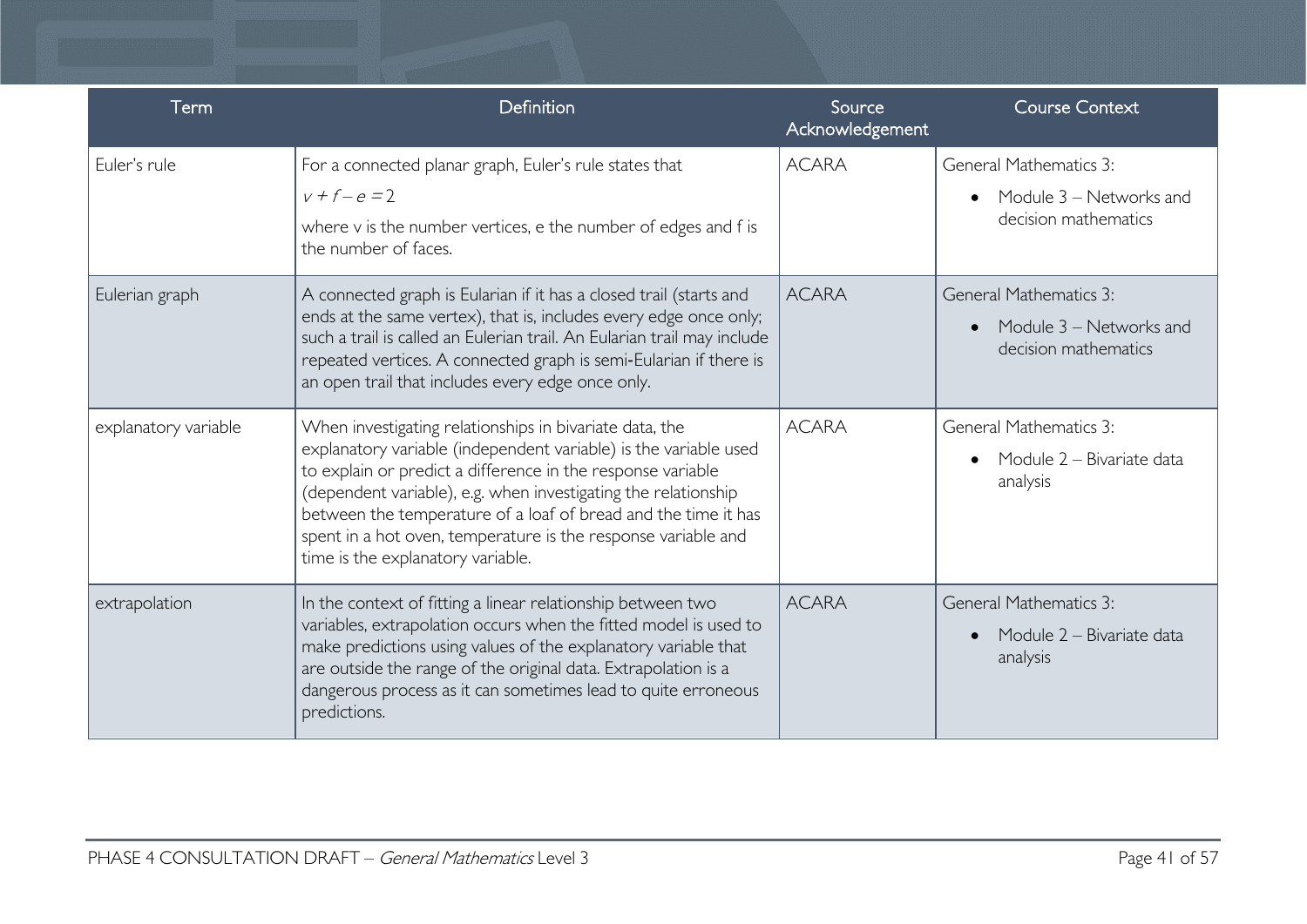| Term | Definition | Source Acknowledgement | Course Context |
|---|---|---|---|
| Euler's rule | For a connected planar graph, Euler's rule states that<br>$v + f - e = 2$<br>where v is the number vertices, e the number of edges and f is the number of faces. | ACARA | General Mathematics 3:<br>• Module 3 – Networks and decision mathematics |
| Eulerian graph | A connected graph is Eularian if it has a closed trail (starts and ends at the same vertex), that is, includes every edge once only; such a trail is called an Eulerian trail. An Eularian trail may include repeated vertices. A connected graph is semi-Eularian if there is an open trail that includes every edge once only. | ACARA | General Mathematics 3:<br>• Module 3 – Networks and decision mathematics |
| explanatory variable | When investigating relationships in bivariate data, the explanatory variable (independent variable) is the variable used to explain or predict a difference in the response variable (dependent variable), e.g. when investigating the relationship between the temperature of a loaf of bread and the time it has spent in a hot oven, temperature is the response variable and time is the explanatory variable. | ACARA | General Mathematics 3:<br>• Module 2 – Bivariate data analysis |
| extrapolation | In the context of fitting a linear relationship between two variables, extrapolation occurs when the fitted model is used to make predictions using values of the explanatory variable that are outside the range of the original data. Extrapolation is a dangerous process as it can sometimes lead to quite erroneous predictions. | ACARA | General Mathematics 3:<br>• Module 2 – Bivariate data analysis |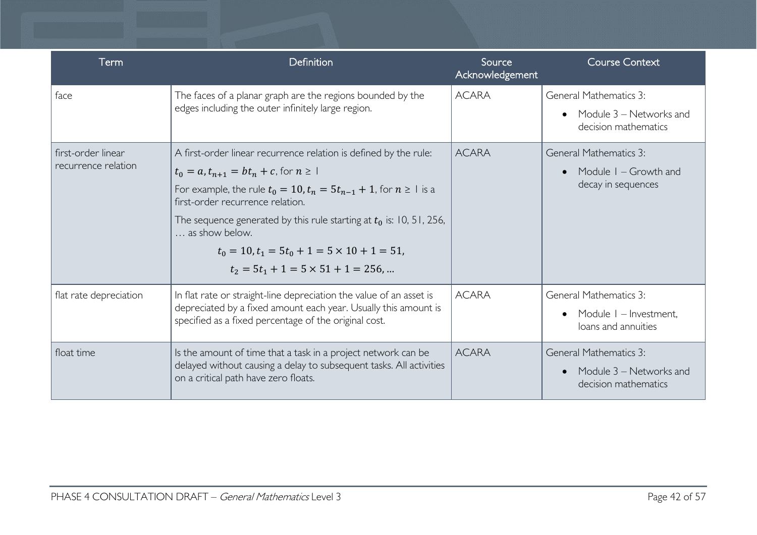| Term | Definition | Source Acknowledgement | Course Context |
| --- | --- | --- | --- |
| face | The faces of a planar graph are the regions bounded by the edges including the outer infinitely large region. | ACARA | General Mathematics 3:<br>• Module 3 – Networks and decision mathematics |
| first-order linear recurrence relation | A first-order linear recurrence relation is defined by the rule:<br>$t_0 = a, t_{n+1} = bt_n + c$, for $n \geq 1$<br>For example, the rule $t_0 = 10, t_n = 5t_{n-1} + 1$, for $n \geq 1$ is a first-order recurrence relation.<br>The sequence generated by this rule starting at $t_0$ is: 10, 51, 256, … as show below.<br>$t_0 = 10, t_1 = 5t_0 + 1 = 5 \times 10 + 1 = 51,$<br>$t_2 = 5t_1 + 1 = 5 \times 51 + 1 = 256, \ldots$ | ACARA | General Mathematics 3:<br>• Module 1 – Growth and decay in sequences |
| flat rate depreciation | In flat rate or straight-line depreciation the value of an asset is depreciated by a fixed amount each year. Usually this amount is specified as a fixed percentage of the original cost. | ACARA | General Mathematics 3:<br>• Module 1 – Investment, loans and annuities |
| float time | Is the amount of time that a task in a project network can be delayed without causing a delay to subsequent tasks. All activities on a critical path have zero floats. | ACARA | General Mathematics 3:<br>• Module 3 – Networks and decision mathematics |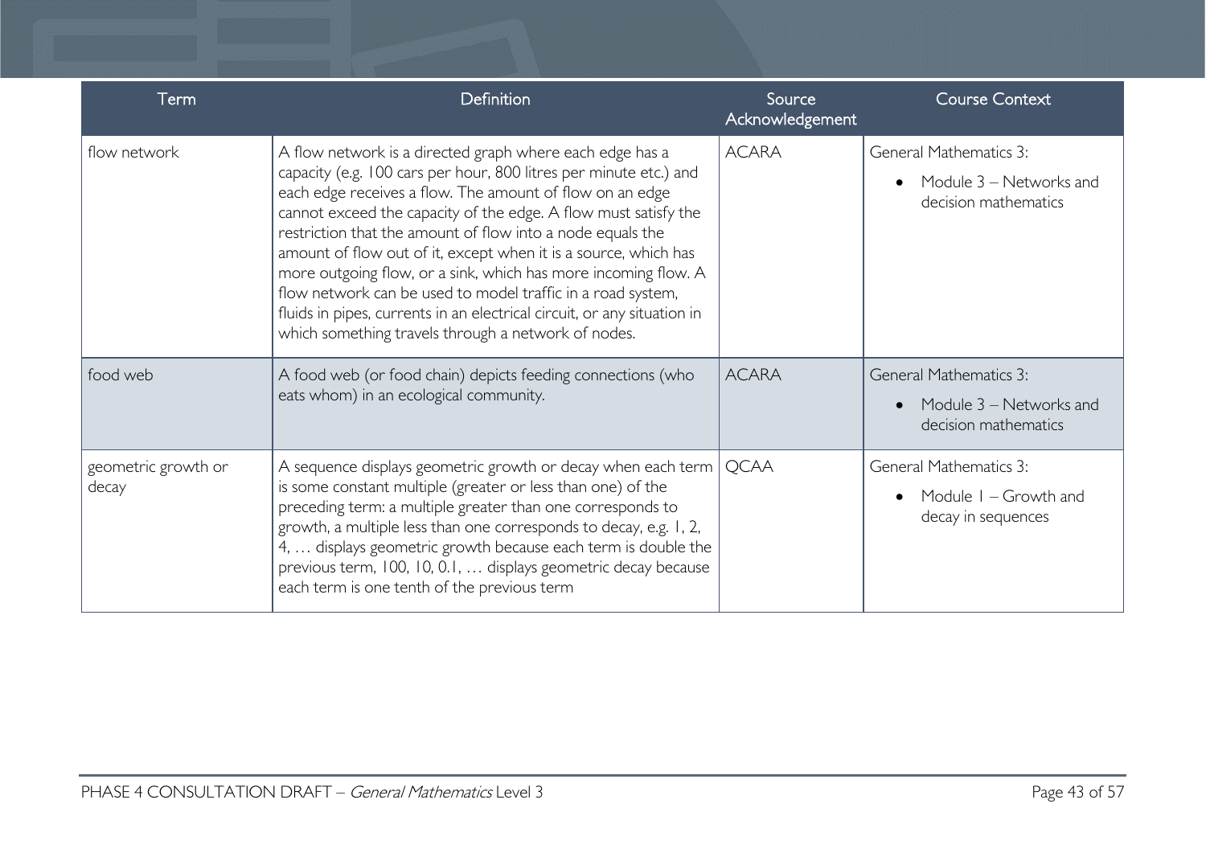| Term | Definition | Source Acknowledgement | Course Context |
|---|---|---|---|
| flow network | A flow network is a directed graph where each edge has a capacity (e.g. 100 cars per hour, 800 litres per minute etc.) and each edge receives a flow. The amount of flow on an edge cannot exceed the capacity of the edge. A flow must satisfy the restriction that the amount of flow into a node equals the amount of flow out of it, except when it is a source, which has more outgoing flow, or a sink, which has more incoming flow. A flow network can be used to model traffic in a road system, fluids in pipes, currents in an electrical circuit, or any situation in which something travels through a network of nodes. | ACARA | General Mathematics 3:<br>• Module 3 – Networks and decision mathematics |
| food web | A food web (or food chain) depicts feeding connections (who eats whom) in an ecological community. | ACARA | General Mathematics 3:<br>• Module 3 – Networks and decision mathematics |
| geometric growth or decay | A sequence displays geometric growth or decay when each term is some constant multiple (greater or less than one) of the preceding term: a multiple greater than one corresponds to growth, a multiple less than one corresponds to decay, e.g. 1, 2, 4, … displays geometric growth because each term is double the previous term, 100, 10, 0.1, … displays geometric decay because each term is one tenth of the previous term | QCAA | General Mathematics 3:<br>• Module 1 – Growth and decay in sequences |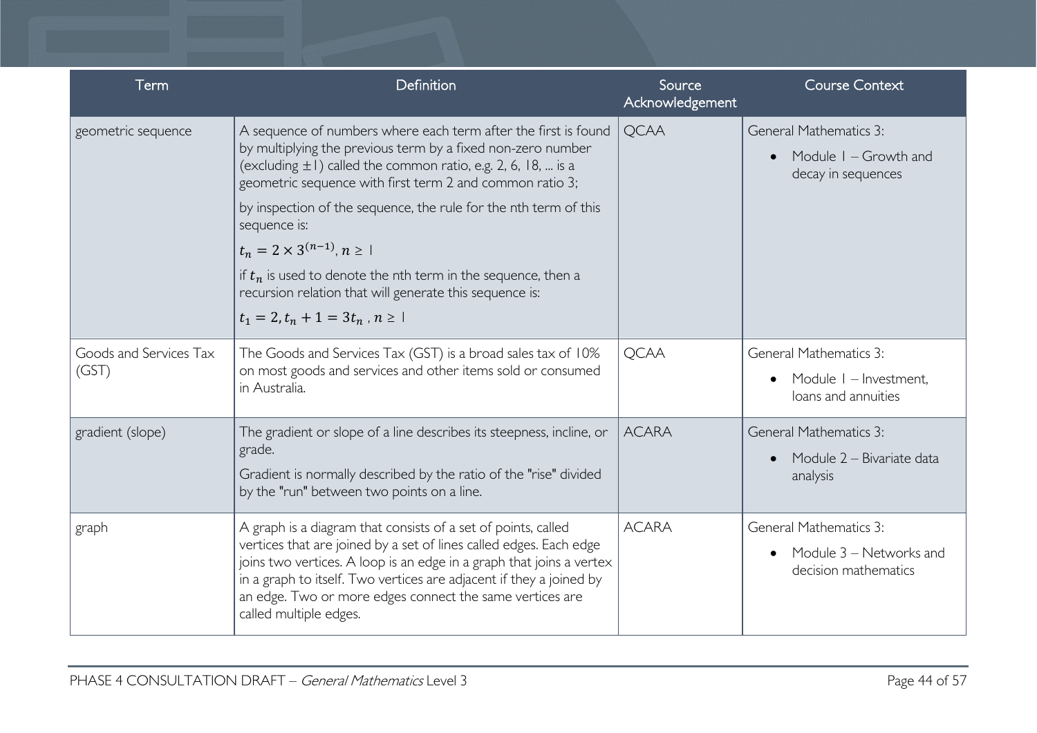| Term | Definition | Source Acknowledgement | Course Context |
|---|---|---|---|
| geometric sequence | A sequence of numbers where each term after the first is found by multiplying the previous term by a fixed non-zero number (excluding $\pm 1$) called the common ratio, e.g. 2, 6, 18, ... is a geometric sequence with first term 2 and common ratio 3;<br><br>by inspection of the sequence, the rule for the nth term of this sequence is:<br><br>$t_n = 2 \times 3^{(n-1)}, n \geq 1$<br><br>if $t_n$ is used to denote the nth term in the sequence, then a recursion relation that will generate this sequence is:<br><br>$t_1 = 2, t_n + 1 = 3t_n, n \geq 1$ | QCAA | General Mathematics 3:<br><br>• Module 1 – Growth and decay in sequences |
| Goods and Services Tax (GST) | The Goods and Services Tax (GST) is a broad sales tax of 10% on most goods and services and other items sold or consumed in Australia. | QCAA | General Mathematics 3:<br><br>• Module 1 – Investment, loans and annuities |
| gradient (slope) | The gradient or slope of a line describes its steepness, incline, or grade.<br><br>Gradient is normally described by the ratio of the "rise" divided by the "run" between two points on a line. | ACARA | General Mathematics 3:<br><br>• Module 2 – Bivariate data analysis |
| graph | A graph is a diagram that consists of a set of points, called vertices that are joined by a set of lines called edges. Each edge joins two vertices. A loop is an edge in a graph that joins a vertex in a graph to itself. Two vertices are adjacent if they a joined by an edge. Two or more edges connect the same vertices are called multiple edges. | ACARA | General Mathematics 3:<br><br>• Module 3 – Networks and decision mathematics |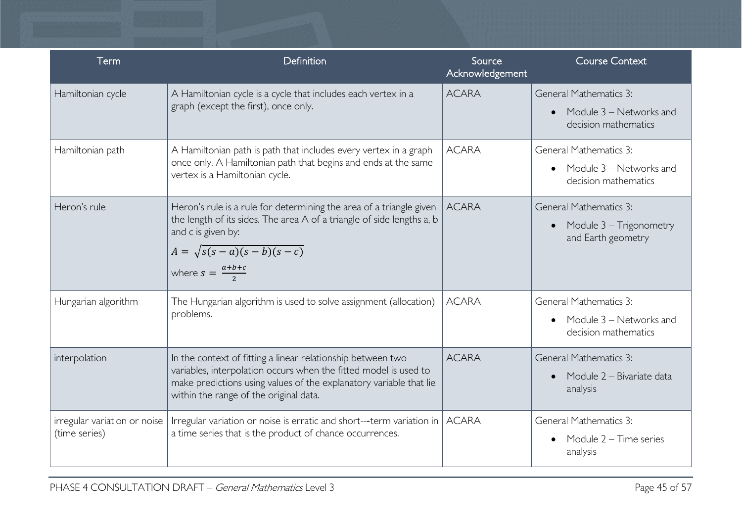| Term | Definition | Source Acknowledgement | Course Context |
|---|---|---|---|
| Hamiltonian cycle | A Hamiltonian cycle is a cycle that includes each vertex in a graph (except the first), once only. | ACARA | General Mathematics 3: <br>• Module 3 – Networks and decision mathematics |
| Hamiltonian path | A Hamiltonian path is path that includes every vertex in a graph once only. A Hamiltonian path that begins and ends at the same vertex is a Hamiltonian cycle. | ACARA | General Mathematics 3: <br>• Module 3 – Networks and decision mathematics |
| Heron's rule | Heron's rule is a rule for determining the area of a triangle given the length of its sides. The area A of a triangle of side lengths a, b and c is given by: <br>$A = \sqrt{s(s-a)(s-b)(s-c)}$ <br>where $s = \frac{a+b+c}{2}$ | ACARA | General Mathematics 3: <br>• Module 3 – Trigonometry and Earth geometry |
| Hungarian algorithm | The Hungarian algorithm is used to solve assignment (allocation) problems. | ACARA | General Mathematics 3: <br>• Module 3 – Networks and decision mathematics |
| interpolation | In the context of fitting a linear relationship between two variables, interpolation occurs when the fitted model is used to make predictions using values of the explanatory variable that lie within the range of the original data. | ACARA | General Mathematics 3: <br>• Module 2 – Bivariate data analysis |
| irregular variation or noise (time series) | Irregular variation or noise is erratic and short---term variation in a time series that is the product of chance occurrences. | ACARA | General Mathematics 3: <br>• Module 2 – Time series analysis |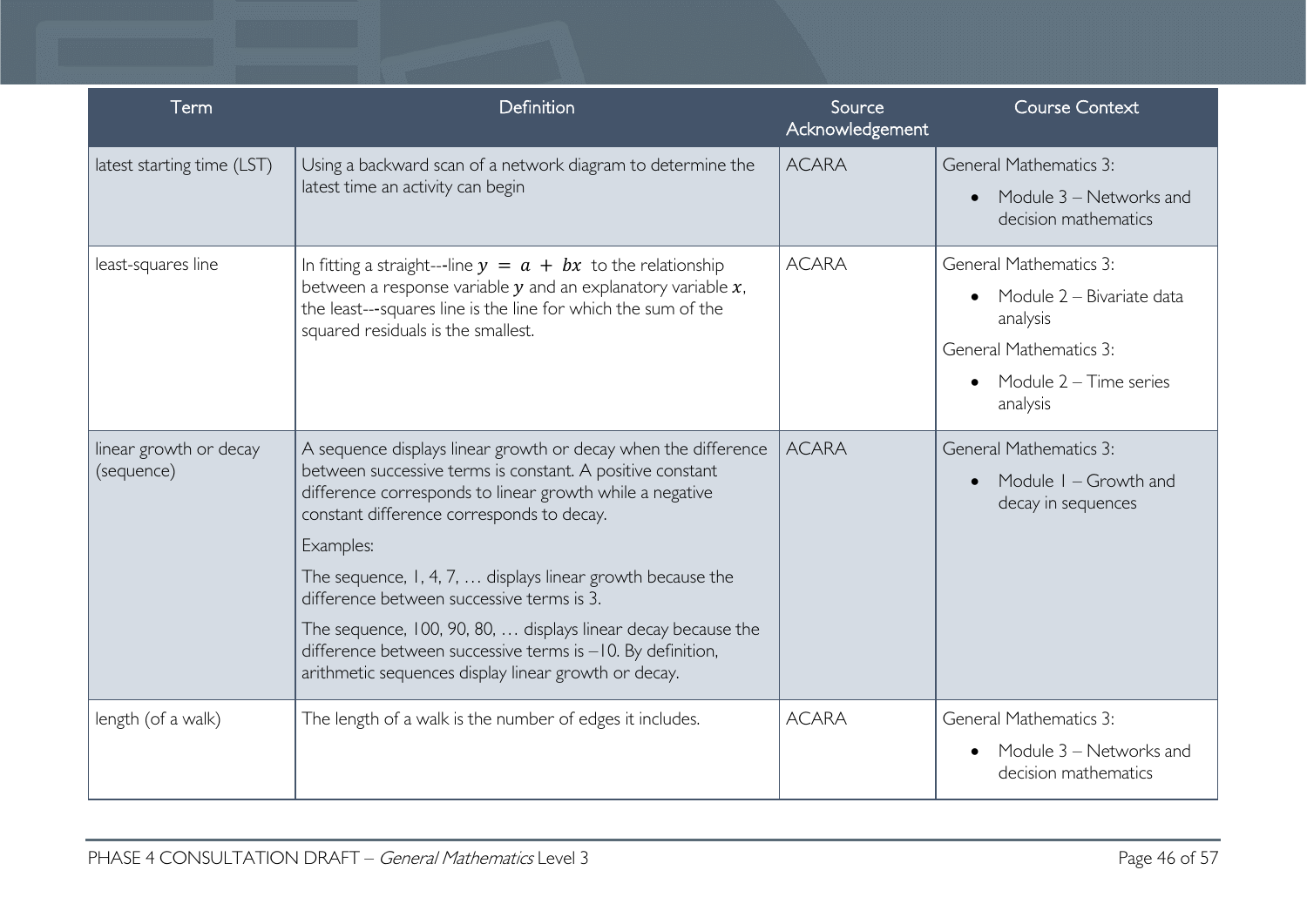| Term | Definition | Source Acknowledgement | Course Context |
|---|---|---|---|
| latest starting time (LST) | Using a backward scan of a network diagram to determine the latest time an activity can begin | ACARA | General Mathematics 3:<br>• Module 3 – Networks and decision mathematics |
| least-squares line | In fitting a straight---line $y = a + bx$ to the relationship between a response variable $y$ and an explanatory variable $x$, the least---squares line is the line for which the sum of the squared residuals is the smallest. | ACARA | General Mathematics 3:<br>• Module 2 – Bivariate data analysis<br>General Mathematics 3:<br>• Module 2 – Time series analysis |
| linear growth or decay (sequence) | A sequence displays linear growth or decay when the difference between successive terms is constant. A positive constant difference corresponds to linear growth while a negative constant difference corresponds to decay.<br>Examples:<br>The sequence, 1, 4, 7, … displays linear growth because the difference between successive terms is 3.<br>The sequence, 100, 90, 80, … displays linear decay because the difference between successive terms is −10. By definition, arithmetic sequences display linear growth or decay. | ACARA | General Mathematics 3:<br>• Module 1 – Growth and decay in sequences |
| length (of a walk) | The length of a walk is the number of edges it includes. | ACARA | General Mathematics 3:<br>• Module 3 – Networks and decision mathematics |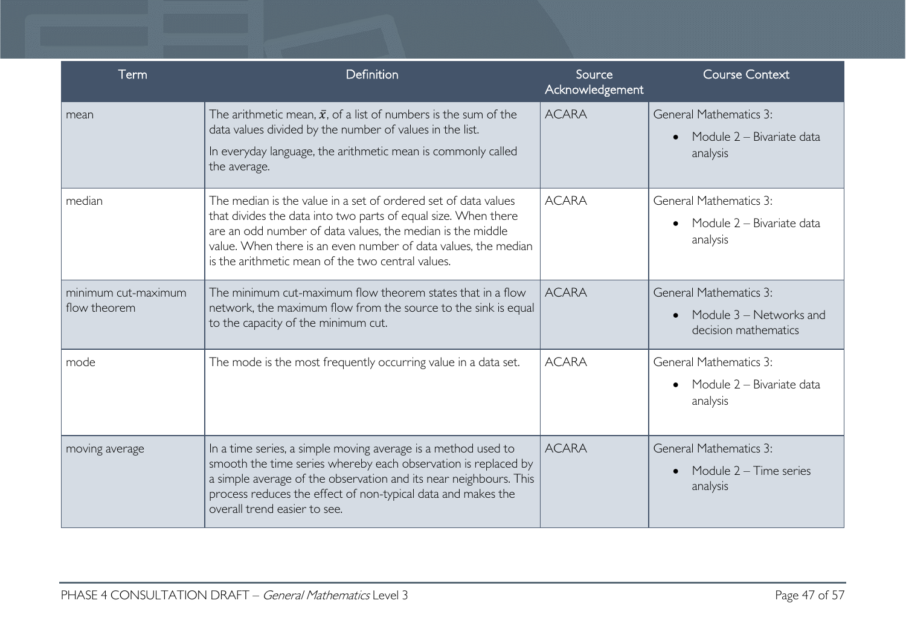| Term | Definition | Source Acknowledgement | Course Context |
| --- | --- | --- | --- |
| mean | The arithmetic mean, $\bar{x}$, of a list of numbers is the sum of the data values divided by the number of values in the list. <br> In everyday language, the arithmetic mean is commonly called the average. | ACARA | General Mathematics 3: <br> • Module 2 – Bivariate data analysis |
| median | The median is the value in a set of ordered set of data values that divides the data into two parts of equal size. When there are an odd number of data values, the median is the middle value. When there is an even number of data values, the median is the arithmetic mean of the two central values. | ACARA | General Mathematics 3: <br> • Module 2 – Bivariate data analysis |
| minimum cut-maximum flow theorem | The minimum cut-maximum flow theorem states that in a flow network, the maximum flow from the source to the sink is equal to the capacity of the minimum cut. | ACARA | General Mathematics 3: <br> • Module 3 – Networks and decision mathematics |
| mode | The mode is the most frequently occurring value in a data set. | ACARA | General Mathematics 3: <br> • Module 2 – Bivariate data analysis |
| moving average | In a time series, a simple moving average is a method used to smooth the time series whereby each observation is replaced by a simple average of the observation and its near neighbours. This process reduces the effect of non-typical data and makes the overall trend easier to see. | ACARA | General Mathematics 3: <br> • Module 2 – Time series analysis |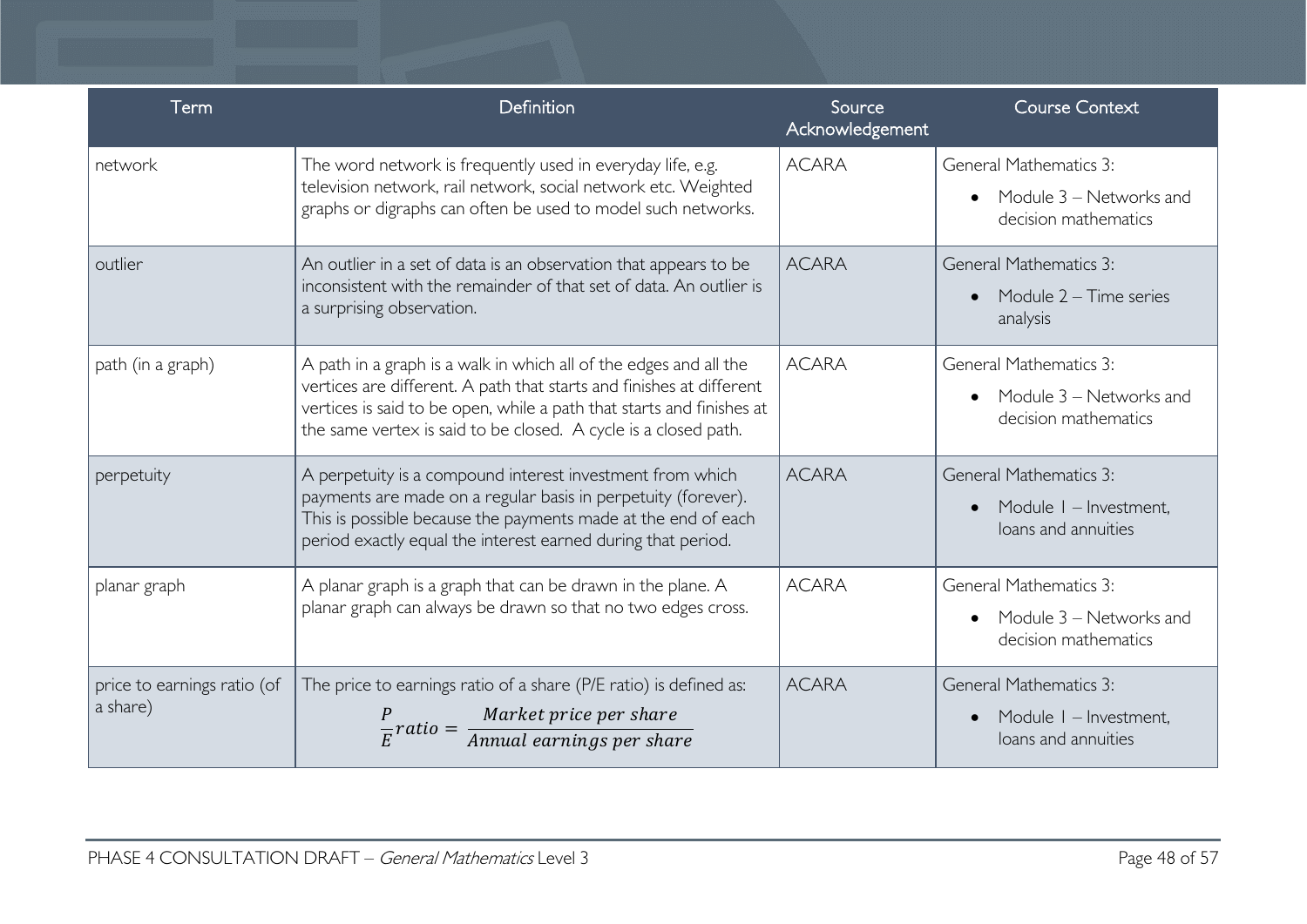| Term | Definition | Source Acknowledgement | Course Context |
|---|---|---|---|
| network | The word network is frequently used in everyday life, e.g. television network, rail network, social network etc. Weighted graphs or digraphs can often be used to model such networks. | ACARA | General Mathematics 3: <br>• Module 3 – Networks and decision mathematics |
| outlier | An outlier in a set of data is an observation that appears to be inconsistent with the remainder of that set of data. An outlier is a surprising observation. | ACARA | General Mathematics 3: <br>• Module 2 – Time series analysis |
| path (in a graph) | A path in a graph is a walk in which all of the edges and all the vertices are different. A path that starts and finishes at different vertices is said to be open, while a path that starts and finishes at the same vertex is said to be closed. A cycle is a closed path. | ACARA | General Mathematics 3: <br>• Module 3 – Networks and decision mathematics |
| perpetuity | A perpetuity is a compound interest investment from which payments are made on a regular basis in perpetuity (forever). This is possible because the payments made at the end of each period exactly equal the interest earned during that period. | ACARA | General Mathematics 3: <br>• Module 1 – Investment, loans and annuities |
| planar graph | A planar graph is a graph that can be drawn in the plane. A planar graph can always be drawn so that no two edges cross. | ACARA | General Mathematics 3: <br>• Module 3 – Networks and decision mathematics |
| price to earnings ratio (of a share) | The price to earnings ratio of a share (P/E ratio) is defined as: $\frac{P}{E}ratio = \frac{Market\ price\ per\ share}{Annual\ earnings\ per\ share}$ | ACARA | General Mathematics 3: <br>• Module 1 – Investment, loans and annuities |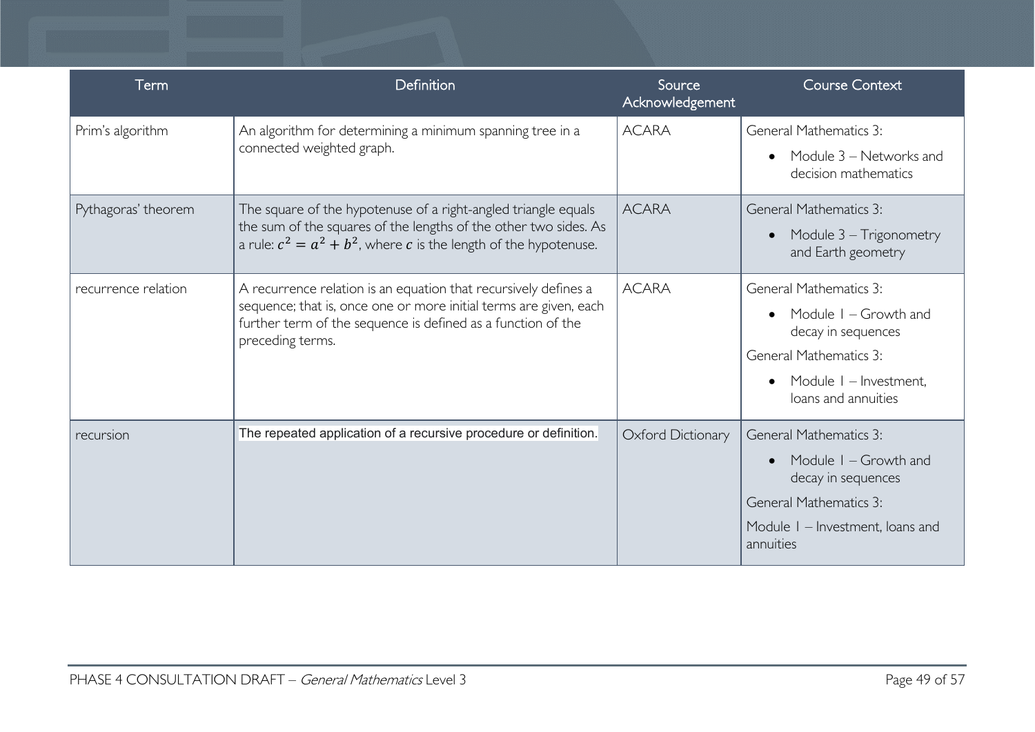| Term | Definition | Source Acknowledgement | Course Context |
|---|---|---|---|
| Prim's algorithm | An algorithm for determining a minimum spanning tree in a connected weighted graph. | ACARA | General Mathematics 3:<br>• Module 3 – Networks and decision mathematics |
| Pythagoras' theorem | The square of the hypotenuse of a right-angled triangle equals the sum of the squares of the lengths of the other two sides. As a rule: $c^2 = a^2 + b^2$, where $c$ is the length of the hypotenuse. | ACARA | General Mathematics 3:<br>• Module 3 – Trigonometry and Earth geometry |
| recurrence relation | A recurrence relation is an equation that recursively defines a sequence; that is, once one or more initial terms are given, each further term of the sequence is defined as a function of the preceding terms. | ACARA | General Mathematics 3:<br>• Module 1 – Growth and decay in sequences<br>General Mathematics 3:<br>• Module 1 – Investment, loans and annuities |
| recursion | The repeated application of a recursive procedure or definition. | Oxford Dictionary | General Mathematics 3:<br>• Module 1 – Growth and decay in sequences<br>General Mathematics 3:<br>Module 1 – Investment, loans and annuities |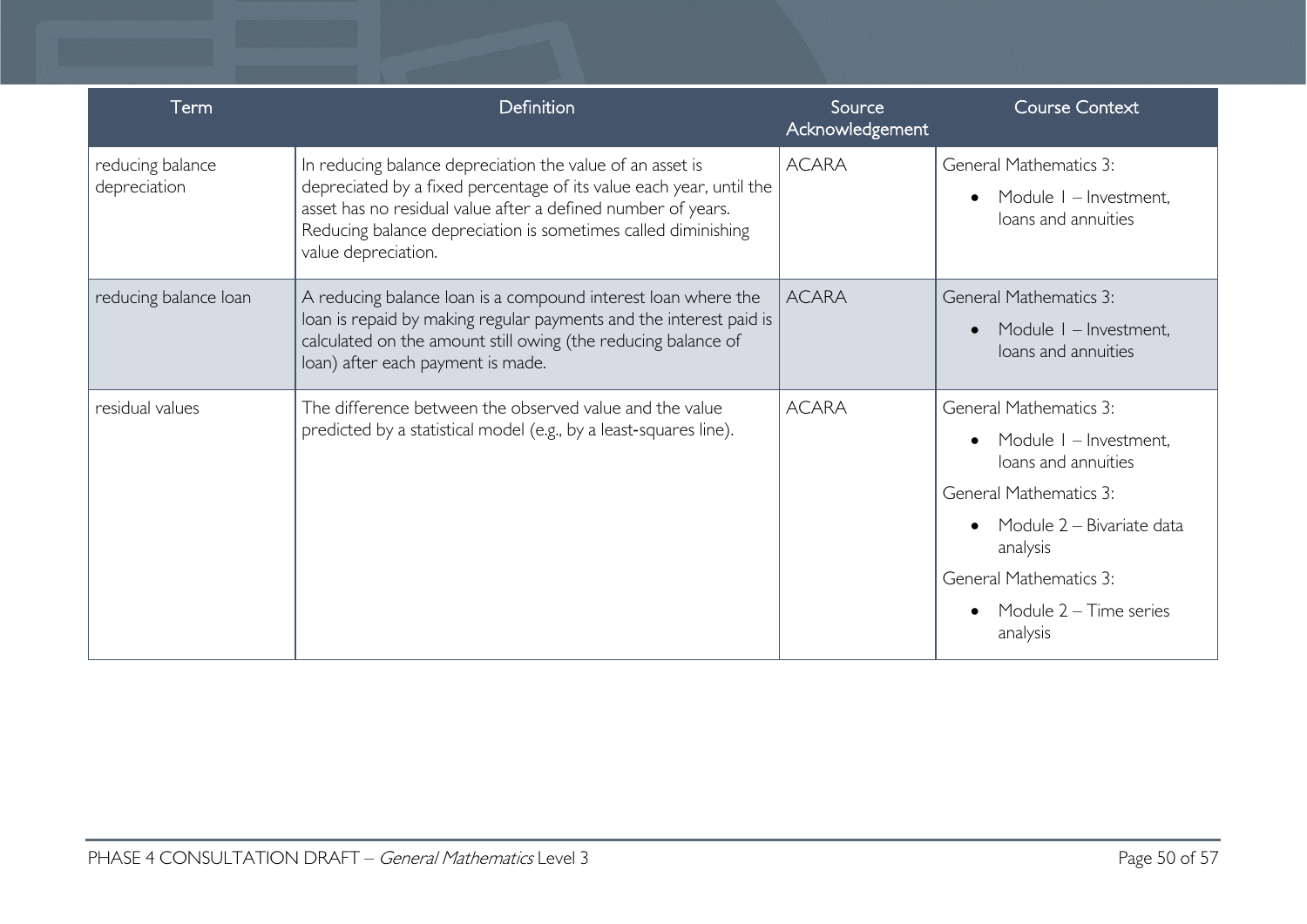| Term | Definition | Source Acknowledgement | Course Context |
|---|---|---|---|
| reducing balance depreciation | In reducing balance depreciation the value of an asset is depreciated by a fixed percentage of its value each year, until the asset has no residual value after a defined number of years. Reducing balance depreciation is sometimes called diminishing value depreciation. | ACARA | General Mathematics 3: <br>• Module 1 – Investment, loans and annuities |
| reducing balance loan | A reducing balance loan is a compound interest loan where the loan is repaid by making regular payments and the interest paid is calculated on the amount still owing (the reducing balance of loan) after each payment is made. | ACARA | General Mathematics 3: <br>• Module 1 – Investment, loans and annuities |
| residual values | The difference between the observed value and the value predicted by a statistical model (e.g., by a least-squares line). | ACARA | General Mathematics 3: <br>• Module 1 – Investment, loans and annuities <br>General Mathematics 3: <br>• Module 2 – Bivariate data analysis <br>General Mathematics 3: <br>• Module 2 – Time series analysis |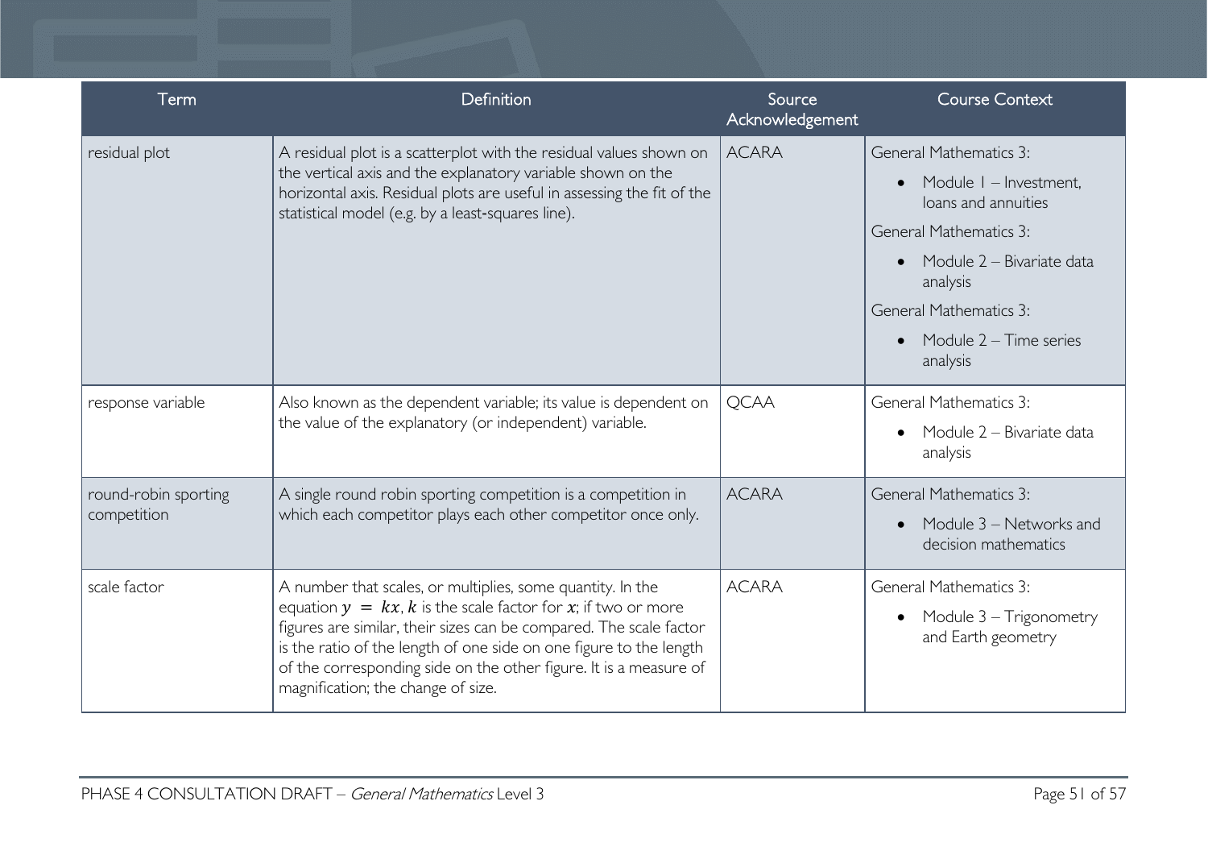| Term | Definition | Source Acknowledgement | Course Context |
| --- | --- | --- | --- |
| residual plot | A residual plot is a scatterplot with the residual values shown on the vertical axis and the explanatory variable shown on the horizontal axis. Residual plots are useful in assessing the fit of the statistical model (e.g. by a least-squares line). | ACARA | General Mathematics 3:<br>• Module 1 – Investment, loans and annuities<br>General Mathematics 3:<br>• Module 2 – Bivariate data analysis<br>General Mathematics 3:<br>• Module 2 – Time series analysis |
| response variable | Also known as the dependent variable; its value is dependent on the value of the explanatory (or independent) variable. | QCAA | General Mathematics 3:<br>• Module 2 – Bivariate data analysis |
| round-robin sporting competition | A single round robin sporting competition is a competition in which each competitor plays each other competitor once only. | ACARA | General Mathematics 3:<br>• Module 3 – Networks and decision mathematics |
| scale factor | A number that scales, or multiplies, some quantity. In the equation $y = kx$, $k$ is the scale factor for $x$; if two or more figures are similar, their sizes can be compared. The scale factor is the ratio of the length of one side on one figure to the length of the corresponding side on the other figure. It is a measure of magnification; the change of size. | ACARA | General Mathematics 3:<br>• Module 3 – Trigonometry and Earth geometry |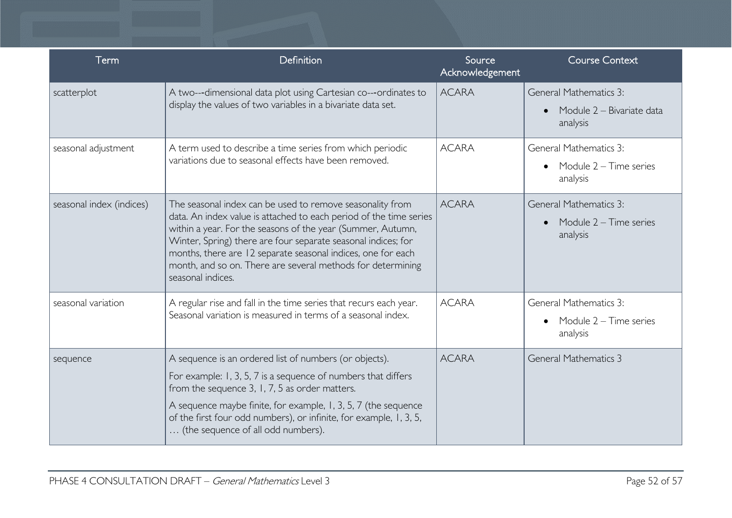| Term | Definition | Source Acknowledgement | Course Context |
|---|---|---|---|
| scatterplot | A two---dimensional data plot using Cartesian co---ordinates to display the values of two variables in a bivariate data set. | ACARA | General Mathematics 3: <br>• Module 2 – Bivariate data analysis |
| seasonal adjustment | A term used to describe a time series from which periodic variations due to seasonal effects have been removed. | ACARA | General Mathematics 3: <br>• Module 2 – Time series analysis |
| seasonal index (indices) | The seasonal index can be used to remove seasonality from data. An index value is attached to each period of the time series within a year. For the seasons of the year (Summer, Autumn, Winter, Spring) there are four separate seasonal indices; for months, there are 12 separate seasonal indices, one for each month, and so on. There are several methods for determining seasonal indices. | ACARA | General Mathematics 3: <br>• Module 2 – Time series analysis |
| seasonal variation | A regular rise and fall in the time series that recurs each year. Seasonal variation is measured in terms of a seasonal index. | ACARA | General Mathematics 3: <br>• Module 2 – Time series analysis |
| sequence | A sequence is an ordered list of numbers (or objects). <br>For example: 1, 3, 5, 7 is a sequence of numbers that differs from the sequence 3, 1, 7, 5 as order matters. <br>A sequence maybe finite, for example, 1, 3, 5, 7 (the sequence of the first four odd numbers), or infinite, for example, 1, 3, 5, … (the sequence of all odd numbers). | ACARA | General Mathematics 3 |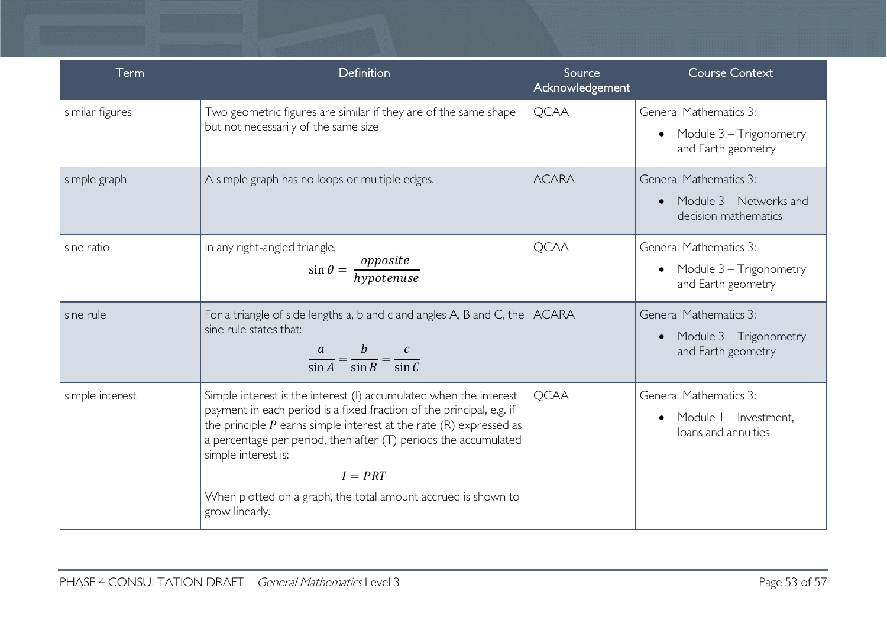| Term | Definition | Source Acknowledgement | Course Context |
|---|---|---|---|
| similar figures | Two geometric figures are similar if they are of the same shape but not necessarily of the same size | QCAA | General Mathematics 3:<br>• Module 3 – Trigonometry and Earth geometry |
| simple graph | A simple graph has no loops or multiple edges. | ACARA | General Mathematics 3:<br>• Module 3 – Networks and decision mathematics |
| sine ratio | In any right-angled triangle, $$\sin\theta = \frac{opposite}{hypotenuse}$$ | QCAA | General Mathematics 3:<br>• Module 3 – Trigonometry and Earth geometry |
| sine rule | For a triangle of side lengths a, b and c and angles A, B and C, the sine rule states that: $$\frac{a}{\sin A} = \frac{b}{\sin B} = \frac{c}{\sin C}$$ | ACARA | General Mathematics 3:<br>• Module 3 – Trigonometry and Earth geometry |
| simple interest | Simple interest is the interest (I) accumulated when the interest payment in each period is a fixed fraction of the principal, e.g. if the principle $P$ earns simple interest at the rate (R) expressed as a percentage per period, then after (T) periods the accumulated simple interest is: $$I = PRT$$ When plotted on a graph, the total amount accrued is shown to grow linearly. | QCAA | General Mathematics 3:<br>• Module 1 – Investment, loans and annuities |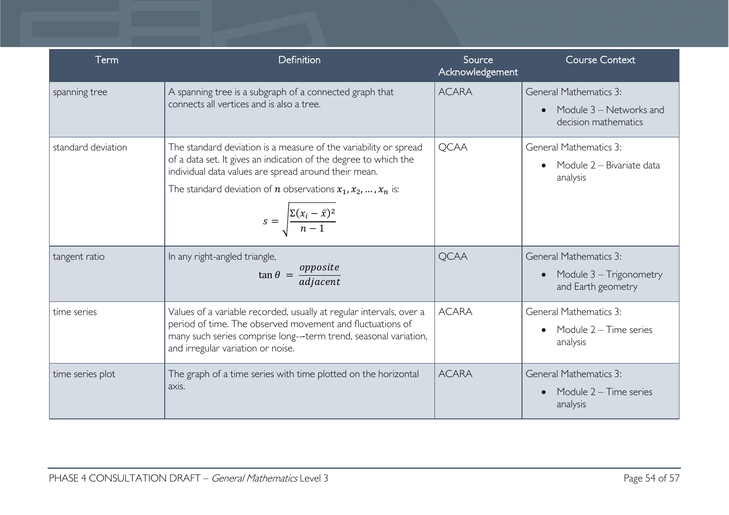| Term | Definition | Source Acknowledgement | Course Context |
|---|---|---|---|
| spanning tree | A spanning tree is a subgraph of a connected graph that connects all vertices and is also a tree. | ACARA | General Mathematics 3: <br>• Module 3 – Networks and decision mathematics |
| standard deviation | The standard deviation is a measure of the variability or spread of a data set. It gives an indication of the degree to which the individual data values are spread around their mean. <br>The standard deviation of $n$ observations $x_1, x_2, \ldots, x_n$ is: <br>$$s = \sqrt{\frac{\Sigma(x_i - \bar{x})^2}{n-1}}$$ | QCAA | General Mathematics 3: <br>• Module 2 – Bivariate data analysis |
| tangent ratio | In any right-angled triangle, <br>$$\tan\theta = \frac{opposite}{adjacent}$$ | QCAA | General Mathematics 3: <br>• Module 3 – Trigonometry and Earth geometry |
| time series | Values of a variable recorded, usually at regular intervals, over a period of time. The observed movement and fluctuations of many such series comprise long--‑term trend, seasonal variation, and irregular variation or noise. | ACARA | General Mathematics 3: <br>• Module 2 – Time series analysis |
| time series plot | The graph of a time series with time plotted on the horizontal axis. | ACARA | General Mathematics 3: <br>• Module 2 – Time series analysis |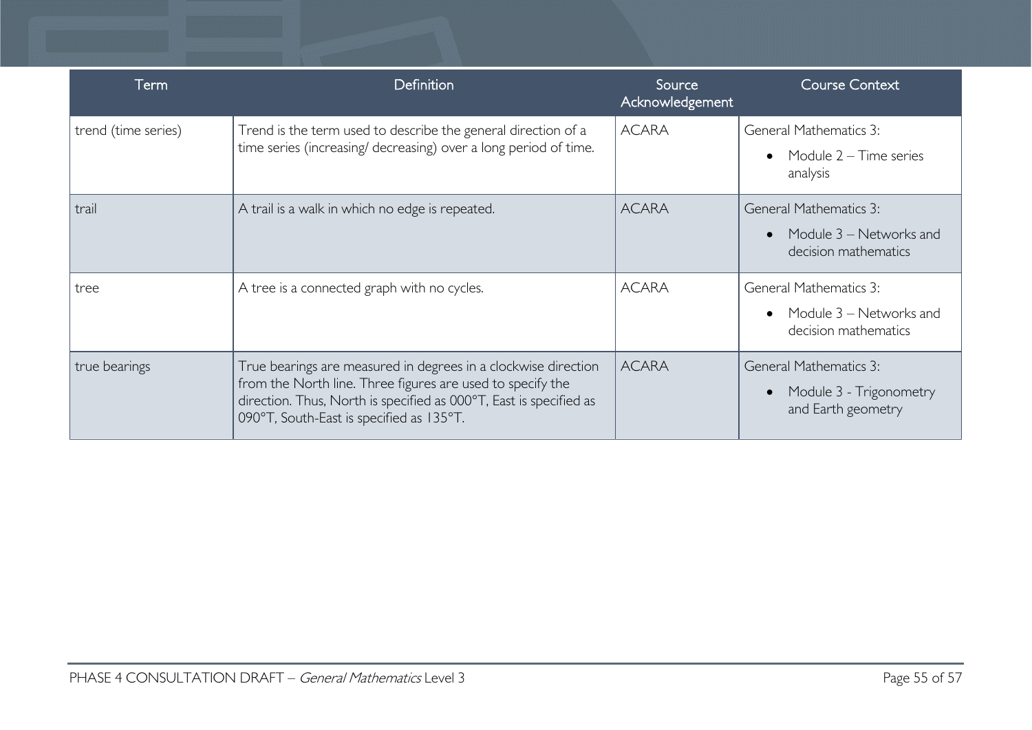| Term | Definition | Source Acknowledgement | Course Context |
|---|---|---|---|
| trend (time series) | Trend is the term used to describe the general direction of a time series (increasing/ decreasing) over a long period of time. | ACARA | General Mathematics 3:<br>• Module 2 – Time series analysis |
| trail | A trail is a walk in which no edge is repeated. | ACARA | General Mathematics 3:<br>• Module 3 – Networks and decision mathematics |
| tree | A tree is a connected graph with no cycles. | ACARA | General Mathematics 3:<br>• Module 3 – Networks and decision mathematics |
| true bearings | True bearings are measured in degrees in a clockwise direction from the North line. Three figures are used to specify the direction. Thus, North is specified as 000°T, East is specified as 090°T, South-East is specified as 135°T. | ACARA | General Mathematics 3:<br>• Module 3 - Trigonometry and Earth geometry |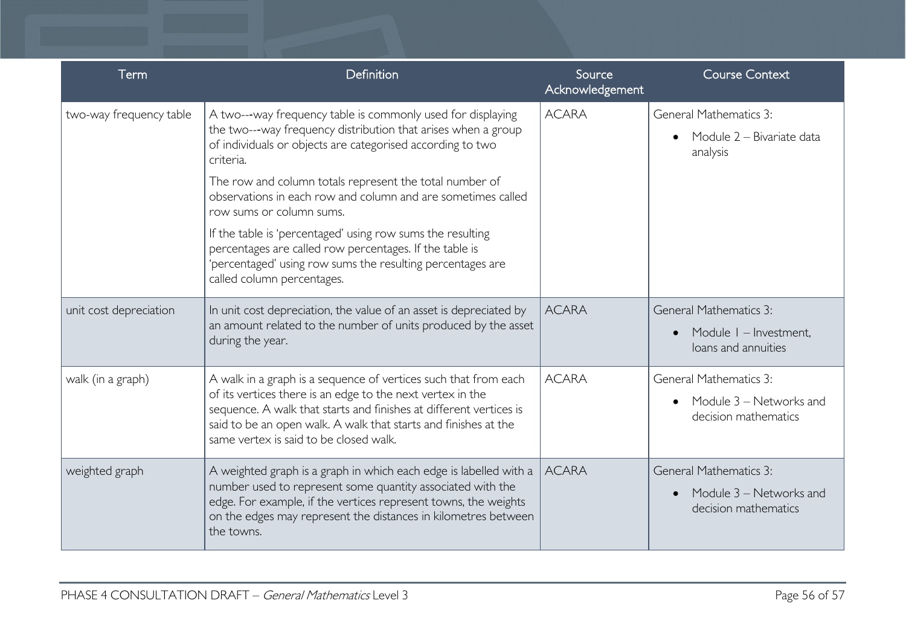| Term | Definition | Source Acknowledgement | Course Context |
|---|---|---|---|
| two-way frequency table | A two---way frequency table is commonly used for displaying the two---way frequency distribution that arises when a group of individuals or objects are categorised according to two criteria.<br><br>The row and column totals represent the total number of observations in each row and column and are sometimes called row sums or column sums.<br><br>If the table is 'percentaged' using row sums the resulting percentages are called row percentages. If the table is 'percentaged' using row sums the resulting percentages are called column percentages. | ACARA | General Mathematics 3:<br><br>• Module 2 – Bivariate data analysis |
| unit cost depreciation | In unit cost depreciation, the value of an asset is depreciated by an amount related to the number of units produced by the asset during the year. | ACARA | General Mathematics 3:<br><br>• Module 1 – Investment, loans and annuities |
| walk (in a graph) | A walk in a graph is a sequence of vertices such that from each of its vertices there is an edge to the next vertex in the sequence. A walk that starts and finishes at different vertices is said to be an open walk. A walk that starts and finishes at the same vertex is said to be closed walk. | ACARA | General Mathematics 3:<br><br>• Module 3 – Networks and decision mathematics |
| weighted graph | A weighted graph is a graph in which each edge is labelled with a number used to represent some quantity associated with the edge. For example, if the vertices represent towns, the weights on the edges may represent the distances in kilometres between the towns. | ACARA | General Mathematics 3:<br><br>• Module 3 – Networks and decision mathematics |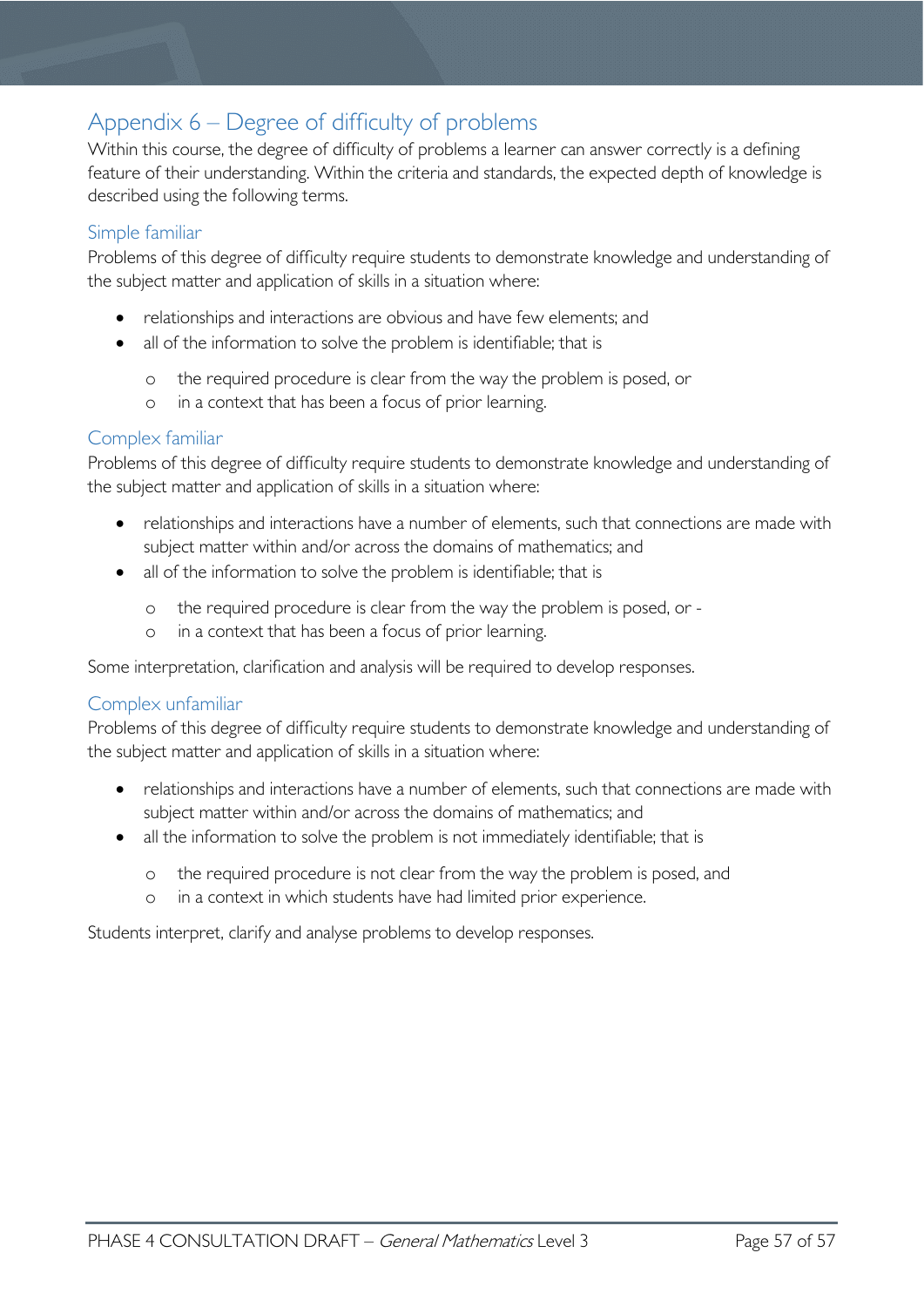# Appendix 6 – Degree of difficulty of problems

Within this course, the degree of difficulty of problems a learner can answer correctly is a defining feature of their understanding. Within the criteria and standards, the expected depth of knowledge is described using the following terms.

## Simple familiar

Problems of this degree of difficulty require students to demonstrate knowledge and understanding of the subject matter and application of skills in a situation where:

- relationships and interactions are obvious and have few elements; and
- all of the information to solve the problem is identifiable; that is
    - the required procedure is clear from the way the problem is posed, or
    - in a context that has been a focus of prior learning.

## Complex familiar

Problems of this degree of difficulty require students to demonstrate knowledge and understanding of the subject matter and application of skills in a situation where:

- relationships and interactions have a number of elements, such that connections are made with subject matter within and/or across the domains of mathematics; and
- all of the information to solve the problem is identifiable; that is
    - the required procedure is clear from the way the problem is posed, or -
    - in a context that has been a focus of prior learning.

Some interpretation, clarification and analysis will be required to develop responses.

## Complex unfamiliar

Problems of this degree of difficulty require students to demonstrate knowledge and understanding of the subject matter and application of skills in a situation where:

- relationships and interactions have a number of elements, such that connections are made with subject matter within and/or across the domains of mathematics; and
- all the information to solve the problem is not immediately identifiable; that is
    - the required procedure is not clear from the way the problem is posed, and
    - in a context in which students have had limited prior experience.

Students interpret, clarify and analyse problems to develop responses.